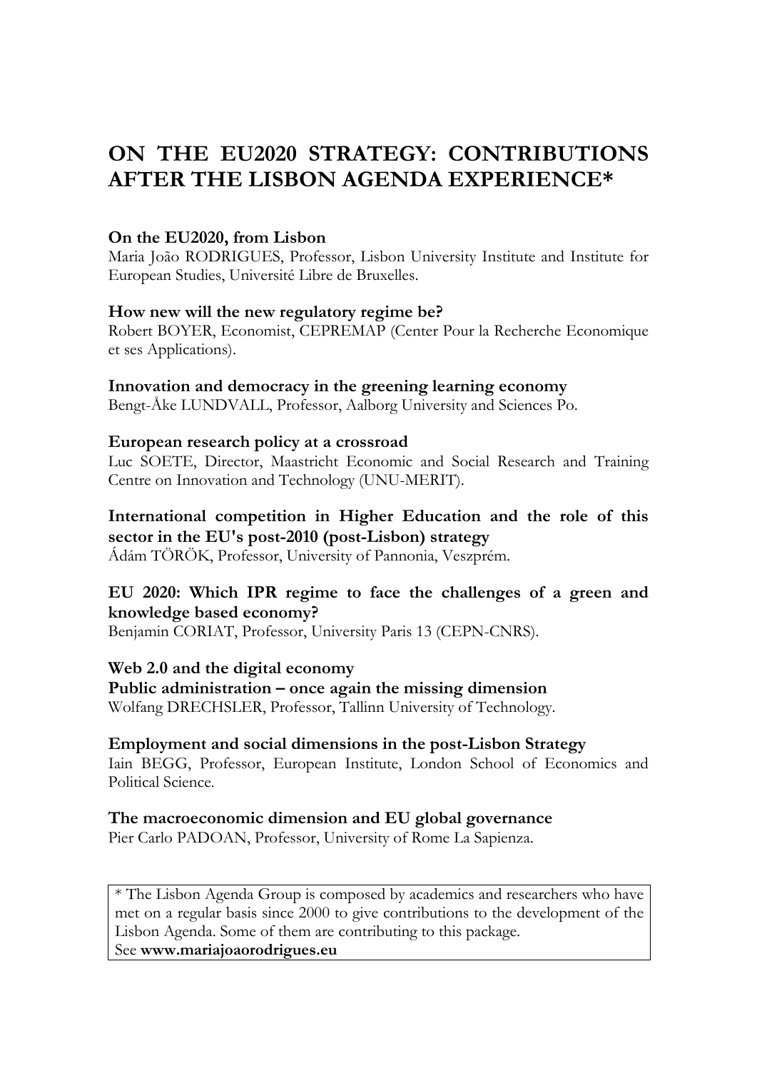# ON THE EU2020 STRATEGY: CONTRIBUTIONS AFTER THE LISBON AGENDA EXPERIENCE*

**On the EU2020, from Lisbon**
Maria João RODRIGUES, Professor, Lisbon University Institute and Institute for European Studies, Université Libre de Bruxelles.

**How new will the new regulatory regime be?**
Robert BOYER, Economist, CEPREMAP (Center Pour la Recherche Economique et ses Applications).

**Innovation and democracy in the greening learning economy**
Bengt-Åke LUNDVALL, Professor, Aalborg University and Sciences Po.

**European research policy at a crossroad**
Luc SOETE, Director, Maastricht Economic and Social Research and Training Centre on Innovation and Technology (UNU-MERIT).

**International competition in Higher Education and the role of this sector in the EU's post-2010 (post-Lisbon) strategy**
Ádám TÖRÖK, Professor, University of Pannonia, Veszprém.

**EU 2020: Which IPR regime to face the challenges of a green and knowledge based economy?**
Benjamin CORIAT, Professor, University Paris 13 (CEPN-CNRS).

**Web 2.0 and the digital economy**
**Public administration – once again the missing dimension**
Wolfang DRECHSLER, Professor, Tallinn University of Technology.

**Employment and social dimensions in the post-Lisbon Strategy**
Iain BEGG, Professor, European Institute, London School of Economics and Political Science.

**The macroeconomic dimension and EU global governance**
Pier Carlo PADOAN, Professor, University of Rome La Sapienza.

* The Lisbon Agenda Group is composed by academics and researchers who have met on a regular basis since 2000 to give contributions to the development of the Lisbon Agenda. Some of them are contributing to this package.
See **www.mariajoaorodrigues.eu**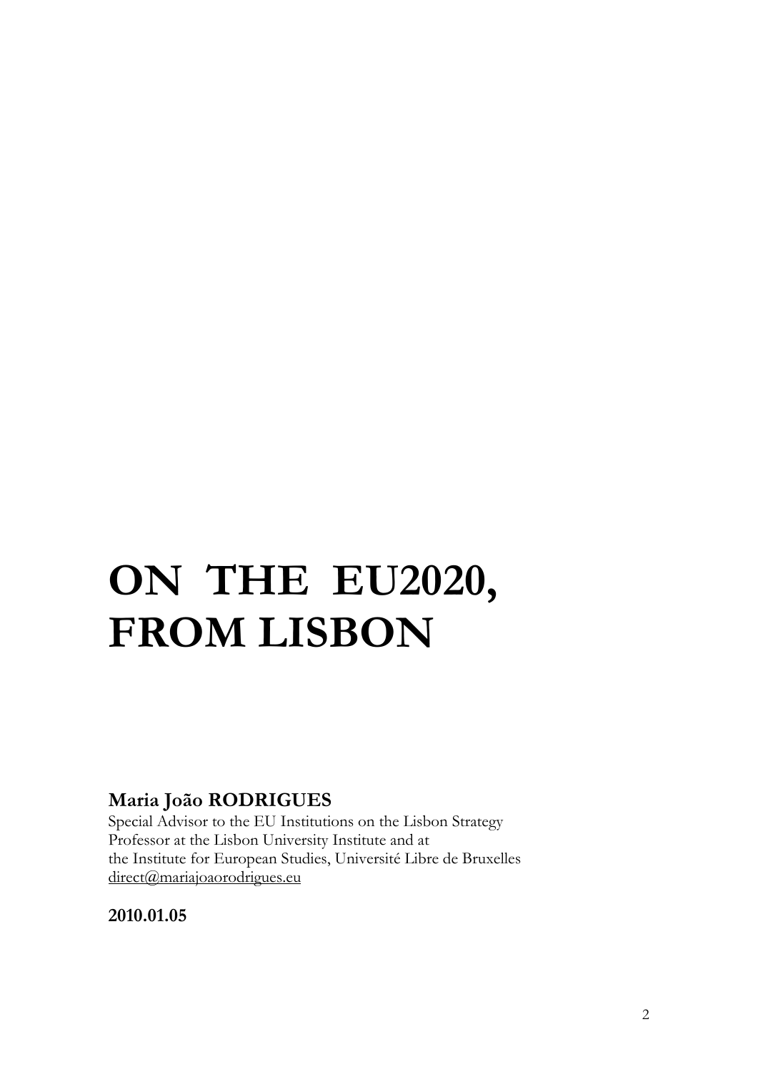# ON THE EU2020, FROM LISBON

**Maria João RODRIGUES**

Special Advisor to the EU Institutions on the Lisbon Strategy
Professor at the Lisbon University Institute and at
the Institute for European Studies, Université Libre de Bruxelles
direct@mariajoaorodrigues.eu

**2010.01.05**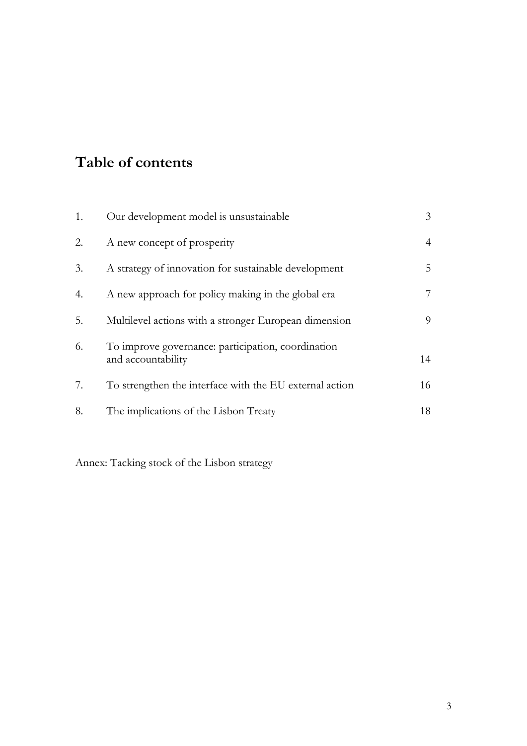# Table of contents

| | | |
|---|---|---|
| 1. | Our development model is unsustainable | 3 |
| 2. | A new concept of prosperity | 4 |
| 3. | A strategy of innovation for sustainable development | 5 |
| 4. | A new approach for policy making in the global era | 7 |
| 5. | Multilevel actions with a stronger European dimension | 9 |
| 6. | To improve governance: participation, coordination and accountability | 14 |
| 7. | To strengthen the interface with the EU external action | 16 |
| 8. | The implications of the Lisbon Treaty | 18 |

Annex: Tacking stock of the Lisbon strategy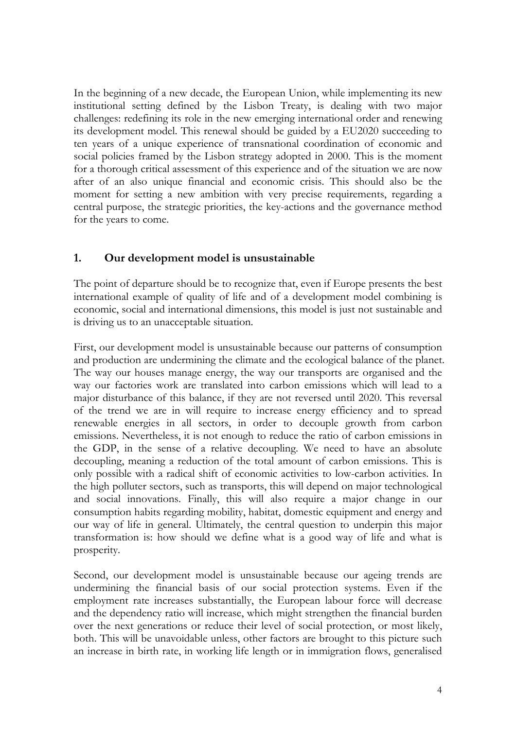In the beginning of a new decade, the European Union, while implementing its new institutional setting defined by the Lisbon Treaty, is dealing with two major challenges: redefining its role in the new emerging international order and renewing its development model. This renewal should be guided by a EU2020 succeeding to ten years of a unique experience of transnational coordination of economic and social policies framed by the Lisbon strategy adopted in 2000. This is the moment for a thorough critical assessment of this experience and of the situation we are now after of an also unique financial and economic crisis. This should also be the moment for setting a new ambition with very precise requirements, regarding a central purpose, the strategic priorities, the key-actions and the governance method for the years to come.

## 1. Our development model is unsustainable

The point of departure should be to recognize that, even if Europe presents the best international example of quality of life and of a development model combining is economic, social and international dimensions, this model is just not sustainable and is driving us to an unacceptable situation.

First, our development model is unsustainable because our patterns of consumption and production are undermining the climate and the ecological balance of the planet. The way our houses manage energy, the way our transports are organised and the way our factories work are translated into carbon emissions which will lead to a major disturbance of this balance, if they are not reversed until 2020. This reversal of the trend we are in will require to increase energy efficiency and to spread renewable energies in all sectors, in order to decouple growth from carbon emissions. Nevertheless, it is not enough to reduce the ratio of carbon emissions in the GDP, in the sense of a relative decoupling. We need to have an absolute decoupling, meaning a reduction of the total amount of carbon emissions. This is only possible with a radical shift of economic activities to low-carbon activities. In the high polluter sectors, such as transports, this will depend on major technological and social innovations. Finally, this will also require a major change in our consumption habits regarding mobility, habitat, domestic equipment and energy and our way of life in general. Ultimately, the central question to underpin this major transformation is: how should we define what is a good way of life and what is prosperity.

Second, our development model is unsustainable because our ageing trends are undermining the financial basis of our social protection systems. Even if the employment rate increases substantially, the European labour force will decrease and the dependency ratio will increase, which might strengthen the financial burden over the next generations or reduce their level of social protection, or most likely, both. This will be unavoidable unless, other factors are brought to this picture such an increase in birth rate, in working life length or in immigration flows, generalised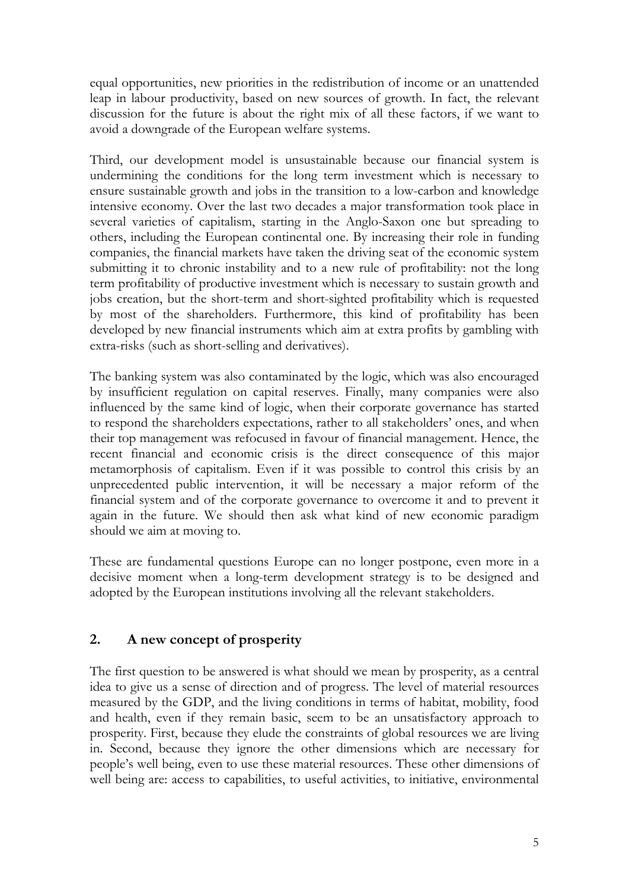equal opportunities, new priorities in the redistribution of income or an unattended leap in labour productivity, based on new sources of growth. In fact, the relevant discussion for the future is about the right mix of all these factors, if we want to avoid a downgrade of the European welfare systems.

Third, our development model is unsustainable because our financial system is undermining the conditions for the long term investment which is necessary to ensure sustainable growth and jobs in the transition to a low-carbon and knowledge intensive economy. Over the last two decades a major transformation took place in several varieties of capitalism, starting in the Anglo-Saxon one but spreading to others, including the European continental one. By increasing their role in funding companies, the financial markets have taken the driving seat of the economic system submitting it to chronic instability and to a new rule of profitability: not the long term profitability of productive investment which is necessary to sustain growth and jobs creation, but the short-term and short-sighted profitability which is requested by most of the shareholders. Furthermore, this kind of profitability has been developed by new financial instruments which aim at extra profits by gambling with extra-risks (such as short-selling and derivatives).

The banking system was also contaminated by the logic, which was also encouraged by insufficient regulation on capital reserves. Finally, many companies were also influenced by the same kind of logic, when their corporate governance has started to respond the shareholders expectations, rather to all stakeholders' ones, and when their top management was refocused in favour of financial management. Hence, the recent financial and economic crisis is the direct consequence of this major metamorphosis of capitalism. Even if it was possible to control this crisis by an unprecedented public intervention, it will be necessary a major reform of the financial system and of the corporate governance to overcome it and to prevent it again in the future. We should then ask what kind of new economic paradigm should we aim at moving to.

These are fundamental questions Europe can no longer postpone, even more in a decisive moment when a long-term development strategy is to be designed and adopted by the European institutions involving all the relevant stakeholders.

## 2. A new concept of prosperity

The first question to be answered is what should we mean by prosperity, as a central idea to give us a sense of direction and of progress. The level of material resources measured by the GDP, and the living conditions in terms of habitat, mobility, food and health, even if they remain basic, seem to be an unsatisfactory approach to prosperity. First, because they elude the constraints of global resources we are living in. Second, because they ignore the other dimensions which are necessary for people's well being, even to use these material resources. These other dimensions of well being are: access to capabilities, to useful activities, to initiative, environmental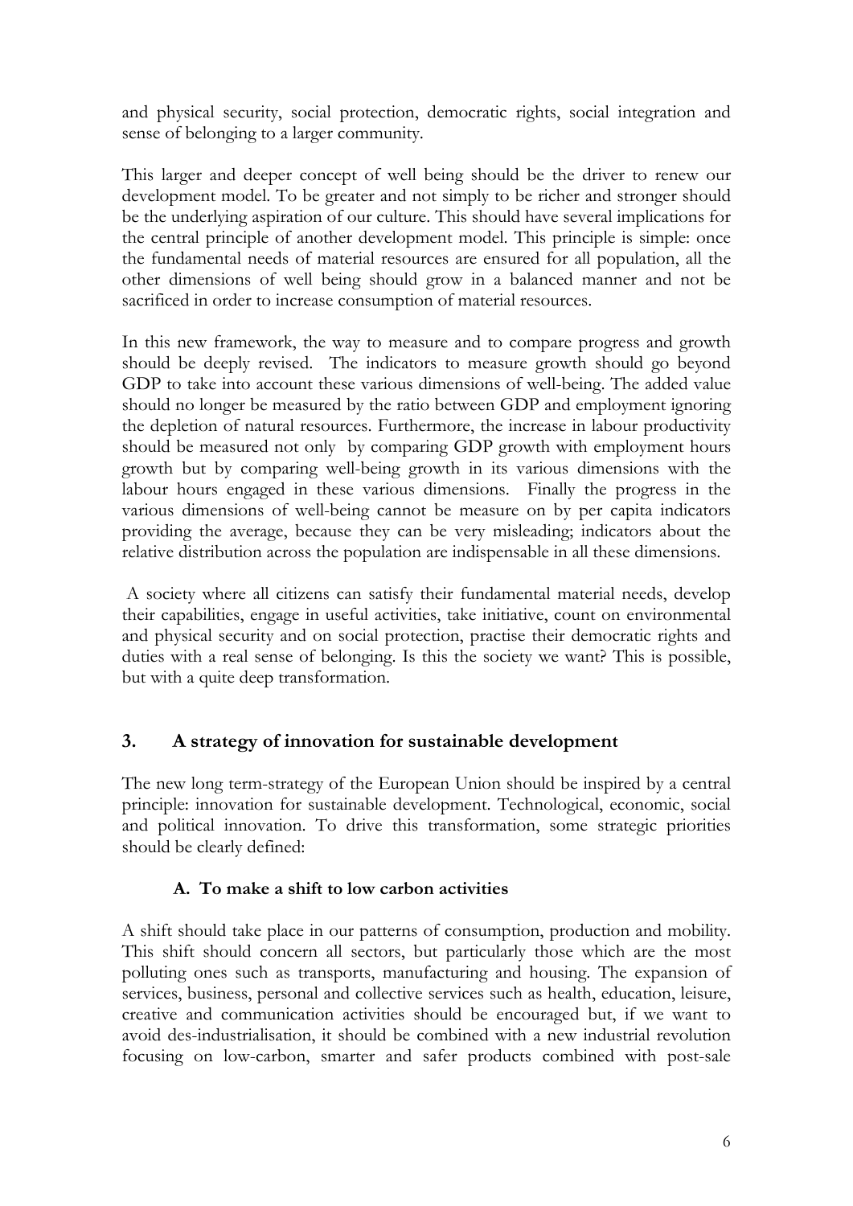and physical security, social protection, democratic rights, social integration and sense of belonging to a larger community.

This larger and deeper concept of well being should be the driver to renew our development model. To be greater and not simply to be richer and stronger should be the underlying aspiration of our culture. This should have several implications for the central principle of another development model. This principle is simple: once the fundamental needs of material resources are ensured for all population, all the other dimensions of well being should grow in a balanced manner and not be sacrificed in order to increase consumption of material resources.

In this new framework, the way to measure and to compare progress and growth should be deeply revised. The indicators to measure growth should go beyond GDP to take into account these various dimensions of well-being. The added value should no longer be measured by the ratio between GDP and employment ignoring the depletion of natural resources. Furthermore, the increase in labour productivity should be measured not only by comparing GDP growth with employment hours growth but by comparing well-being growth in its various dimensions with the labour hours engaged in these various dimensions. Finally the progress in the various dimensions of well-being cannot be measure on by per capita indicators providing the average, because they can be very misleading; indicators about the relative distribution across the population are indispensable in all these dimensions.

A society where all citizens can satisfy their fundamental material needs, develop their capabilities, engage in useful activities, take initiative, count on environmental and physical security and on social protection, practise their democratic rights and duties with a real sense of belonging. Is this the society we want? This is possible, but with a quite deep transformation.

## 3. A strategy of innovation for sustainable development

The new long term-strategy of the European Union should be inspired by a central principle: innovation for sustainable development. Technological, economic, social and political innovation. To drive this transformation, some strategic priorities should be clearly defined:

### A. To make a shift to low carbon activities

A shift should take place in our patterns of consumption, production and mobility. This shift should concern all sectors, but particularly those which are the most polluting ones such as transports, manufacturing and housing. The expansion of services, business, personal and collective services such as health, education, leisure, creative and communication activities should be encouraged but, if we want to avoid des-industrialisation, it should be combined with a new industrial revolution focusing on low-carbon, smarter and safer products combined with post-sale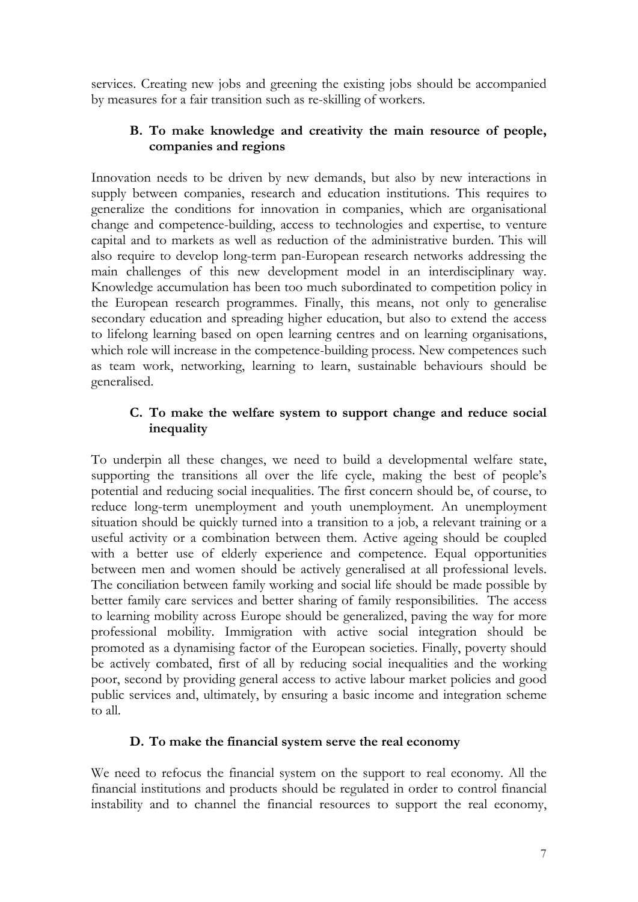services. Creating new jobs and greening the existing jobs should be accompanied by measures for a fair transition such as re-skilling of workers.

### B. To make knowledge and creativity the main resource of people, companies and regions

Innovation needs to be driven by new demands, but also by new interactions in supply between companies, research and education institutions. This requires to generalize the conditions for innovation in companies, which are organisational change and competence-building, access to technologies and expertise, to venture capital and to markets as well as reduction of the administrative burden. This will also require to develop long-term pan-European research networks addressing the main challenges of this new development model in an interdisciplinary way. Knowledge accumulation has been too much subordinated to competition policy in the European research programmes. Finally, this means, not only to generalise secondary education and spreading higher education, but also to extend the access to lifelong learning based on open learning centres and on learning organisations, which role will increase in the competence-building process. New competences such as team work, networking, learning to learn, sustainable behaviours should be generalised.

### C. To make the welfare system to support change and reduce social inequality

To underpin all these changes, we need to build a developmental welfare state, supporting the transitions all over the life cycle, making the best of people's potential and reducing social inequalities. The first concern should be, of course, to reduce long-term unemployment and youth unemployment. An unemployment situation should be quickly turned into a transition to a job, a relevant training or a useful activity or a combination between them. Active ageing should be coupled with a better use of elderly experience and competence. Equal opportunities between men and women should be actively generalised at all professional levels. The conciliation between family working and social life should be made possible by better family care services and better sharing of family responsibilities. The access to learning mobility across Europe should be generalized, paving the way for more professional mobility. Immigration with active social integration should be promoted as a dynamising factor of the European societies. Finally, poverty should be actively combated, first of all by reducing social inequalities and the working poor, second by providing general access to active labour market policies and good public services and, ultimately, by ensuring a basic income and integration scheme to all.

### D. To make the financial system serve the real economy

We need to refocus the financial system on the support to real economy. All the financial institutions and products should be regulated in order to control financial instability and to channel the financial resources to support the real economy,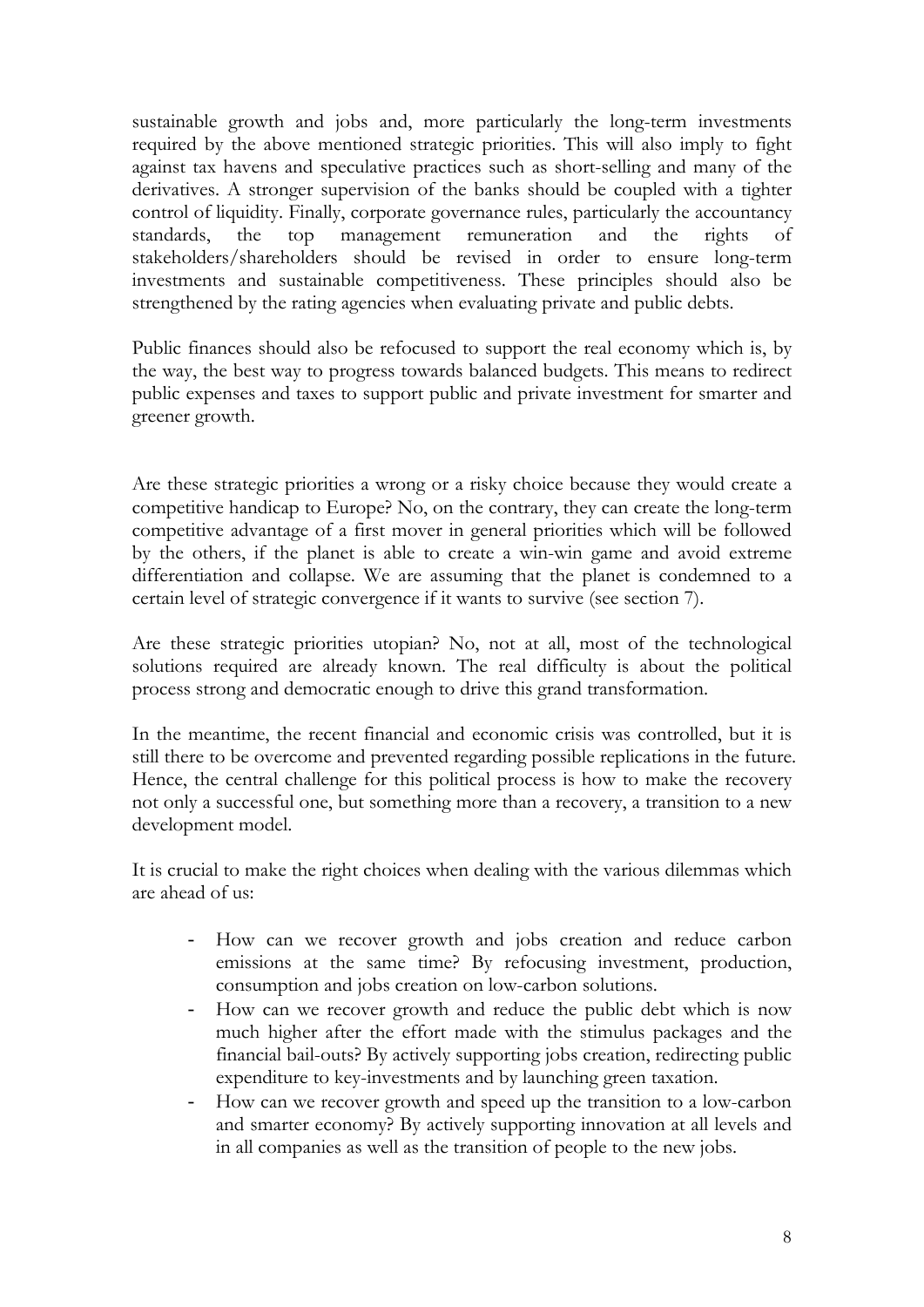sustainable growth and jobs and, more particularly the long-term investments required by the above mentioned strategic priorities. This will also imply to fight against tax havens and speculative practices such as short-selling and many of the derivatives. A stronger supervision of the banks should be coupled with a tighter control of liquidity. Finally, corporate governance rules, particularly the accountancy standards, the top management remuneration and the rights of stakeholders/shareholders should be revised in order to ensure long-term investments and sustainable competitiveness. These principles should also be strengthened by the rating agencies when evaluating private and public debts.

Public finances should also be refocused to support the real economy which is, by the way, the best way to progress towards balanced budgets. This means to redirect public expenses and taxes to support public and private investment for smarter and greener growth.

Are these strategic priorities a wrong or a risky choice because they would create a competitive handicap to Europe? No, on the contrary, they can create the long-term competitive advantage of a first mover in general priorities which will be followed by the others, if the planet is able to create a win-win game and avoid extreme differentiation and collapse. We are assuming that the planet is condemned to a certain level of strategic convergence if it wants to survive (see section 7).

Are these strategic priorities utopian? No, not at all, most of the technological solutions required are already known. The real difficulty is about the political process strong and democratic enough to drive this grand transformation.

In the meantime, the recent financial and economic crisis was controlled, but it is still there to be overcome and prevented regarding possible replications in the future. Hence, the central challenge for this political process is how to make the recovery not only a successful one, but something more than a recovery, a transition to a new development model.

It is crucial to make the right choices when dealing with the various dilemmas which are ahead of us:

- How can we recover growth and jobs creation and reduce carbon emissions at the same time? By refocusing investment, production, consumption and jobs creation on low-carbon solutions.
- How can we recover growth and reduce the public debt which is now much higher after the effort made with the stimulus packages and the financial bail-outs? By actively supporting jobs creation, redirecting public expenditure to key-investments and by launching green taxation.
- How can we recover growth and speed up the transition to a low-carbon and smarter economy? By actively supporting innovation at all levels and in all companies as well as the transition of people to the new jobs.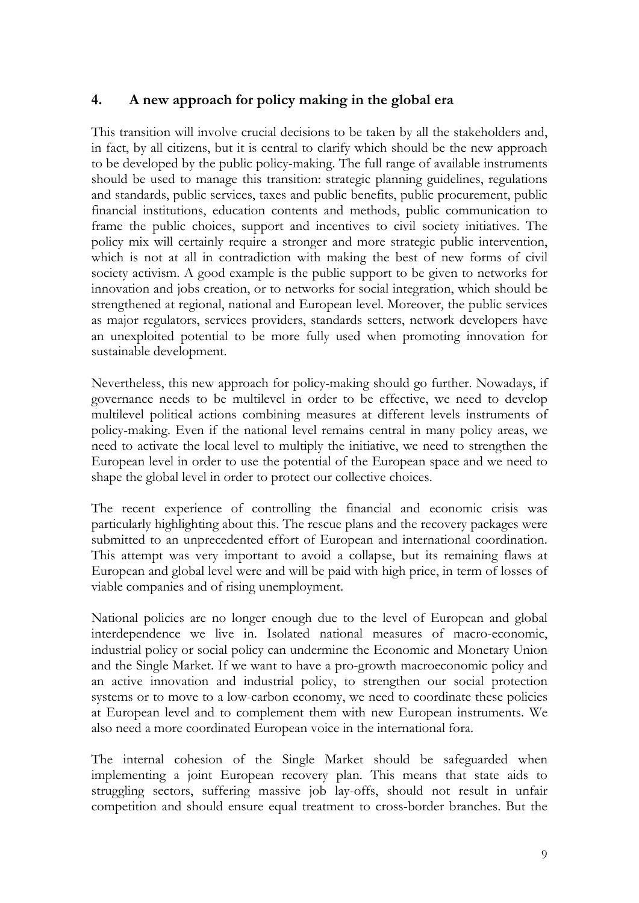## 4. A new approach for policy making in the global era

This transition will involve crucial decisions to be taken by all the stakeholders and, in fact, by all citizens, but it is central to clarify which should be the new approach to be developed by the public policy-making. The full range of available instruments should be used to manage this transition: strategic planning guidelines, regulations and standards, public services, taxes and public benefits, public procurement, public financial institutions, education contents and methods, public communication to frame the public choices, support and incentives to civil society initiatives. The policy mix will certainly require a stronger and more strategic public intervention, which is not at all in contradiction with making the best of new forms of civil society activism. A good example is the public support to be given to networks for innovation and jobs creation, or to networks for social integration, which should be strengthened at regional, national and European level. Moreover, the public services as major regulators, services providers, standards setters, network developers have an unexploited potential to be more fully used when promoting innovation for sustainable development.

Nevertheless, this new approach for policy-making should go further. Nowadays, if governance needs to be multilevel in order to be effective, we need to develop multilevel political actions combining measures at different levels instruments of policy-making. Even if the national level remains central in many policy areas, we need to activate the local level to multiply the initiative, we need to strengthen the European level in order to use the potential of the European space and we need to shape the global level in order to protect our collective choices.

The recent experience of controlling the financial and economic crisis was particularly highlighting about this. The rescue plans and the recovery packages were submitted to an unprecedented effort of European and international coordination. This attempt was very important to avoid a collapse, but its remaining flaws at European and global level were and will be paid with high price, in term of losses of viable companies and of rising unemployment.

National policies are no longer enough due to the level of European and global interdependence we live in. Isolated national measures of macro-economic, industrial policy or social policy can undermine the Economic and Monetary Union and the Single Market. If we want to have a pro-growth macroeconomic policy and an active innovation and industrial policy, to strengthen our social protection systems or to move to a low-carbon economy, we need to coordinate these policies at European level and to complement them with new European instruments. We also need a more coordinated European voice in the international fora.

The internal cohesion of the Single Market should be safeguarded when implementing a joint European recovery plan. This means that state aids to struggling sectors, suffering massive job lay-offs, should not result in unfair competition and should ensure equal treatment to cross-border branches. But the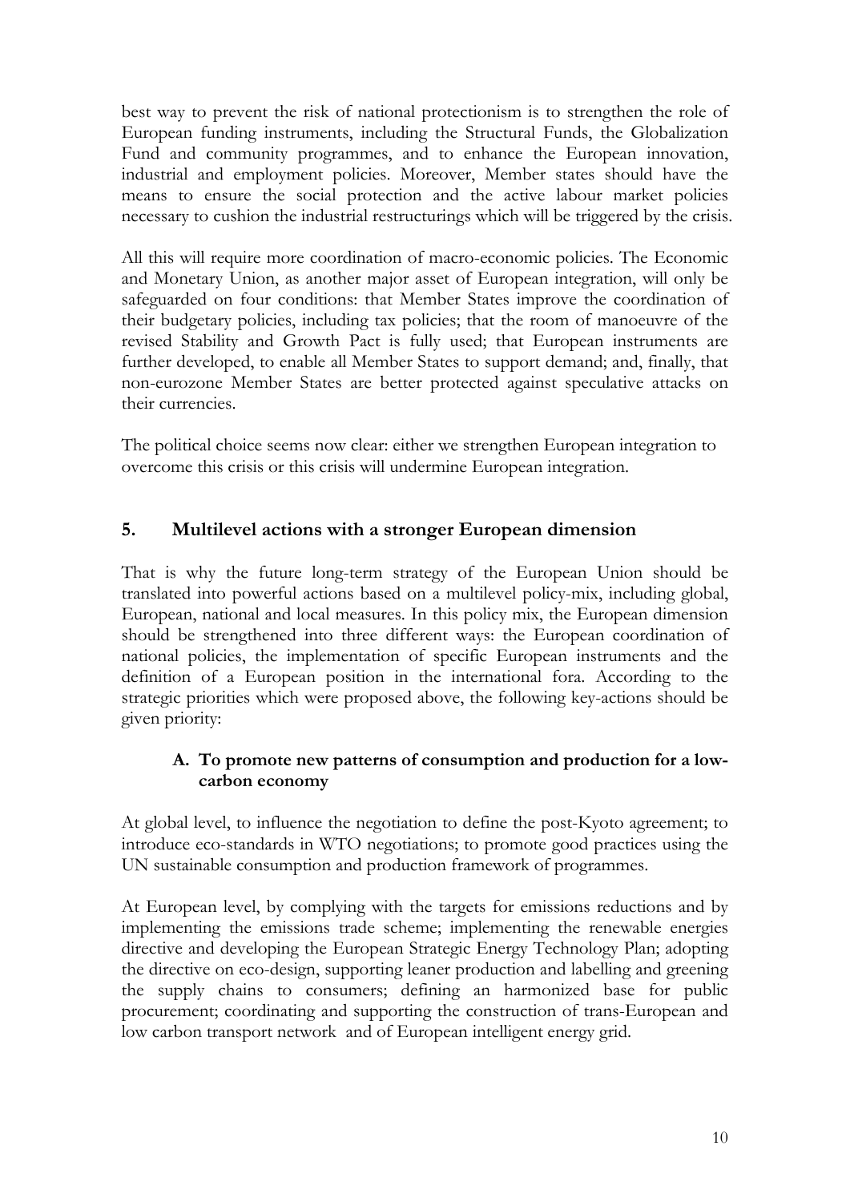best way to prevent the risk of national protectionism is to strengthen the role of European funding instruments, including the Structural Funds, the Globalization Fund and community programmes, and to enhance the European innovation, industrial and employment policies. Moreover, Member states should have the means to ensure the social protection and the active labour market policies necessary to cushion the industrial restructurings which will be triggered by the crisis.

All this will require more coordination of macro-economic policies. The Economic and Monetary Union, as another major asset of European integration, will only be safeguarded on four conditions: that Member States improve the coordination of their budgetary policies, including tax policies; that the room of manoeuvre of the revised Stability and Growth Pact is fully used; that European instruments are further developed, to enable all Member States to support demand; and, finally, that non-eurozone Member States are better protected against speculative attacks on their currencies.

The political choice seems now clear: either we strengthen European integration to overcome this crisis or this crisis will undermine European integration.

## 5. Multilevel actions with a stronger European dimension

That is why the future long-term strategy of the European Union should be translated into powerful actions based on a multilevel policy-mix, including global, European, national and local measures. In this policy mix, the European dimension should be strengthened into three different ways: the European coordination of national policies, the implementation of specific European instruments and the definition of a European position in the international fora. According to the strategic priorities which were proposed above, the following key-actions should be given priority:

### A. To promote new patterns of consumption and production for a low-carbon economy

At global level, to influence the negotiation to define the post-Kyoto agreement; to introduce eco-standards in WTO negotiations; to promote good practices using the UN sustainable consumption and production framework of programmes.

At European level, by complying with the targets for emissions reductions and by implementing the emissions trade scheme; implementing the renewable energies directive and developing the European Strategic Energy Technology Plan; adopting the directive on eco-design, supporting leaner production and labelling and greening the supply chains to consumers; defining an harmonized base for public procurement; coordinating and supporting the construction of trans-European and low carbon transport network and of European intelligent energy grid.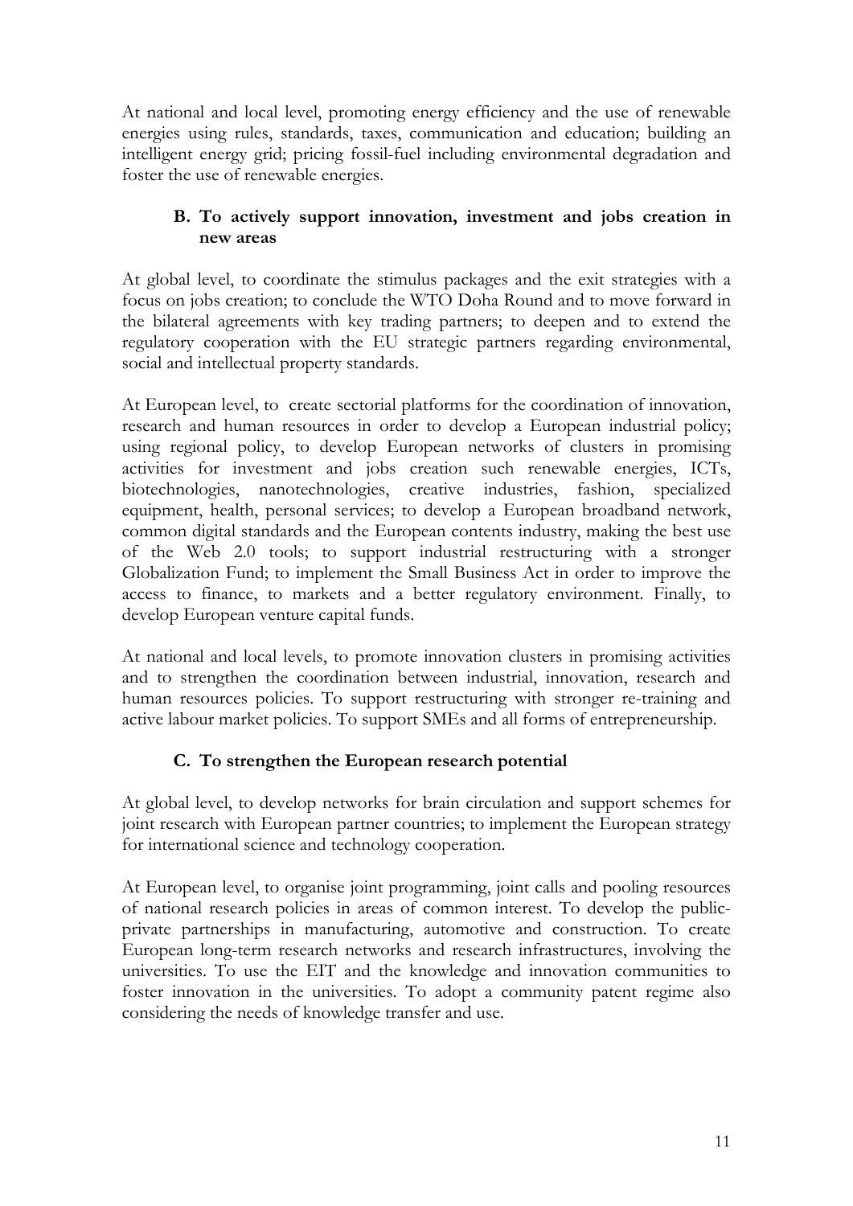At national and local level, promoting energy efficiency and the use of renewable energies using rules, standards, taxes, communication and education; building an intelligent energy grid; pricing fossil-fuel including environmental degradation and foster the use of renewable energies.

### B. To actively support innovation, investment and jobs creation in new areas

At global level, to coordinate the stimulus packages and the exit strategies with a focus on jobs creation; to conclude the WTO Doha Round and to move forward in the bilateral agreements with key trading partners; to deepen and to extend the regulatory cooperation with the EU strategic partners regarding environmental, social and intellectual property standards.

At European level, to create sectorial platforms for the coordination of innovation, research and human resources in order to develop a European industrial policy; using regional policy, to develop European networks of clusters in promising activities for investment and jobs creation such renewable energies, ICTs, biotechnologies, nanotechnologies, creative industries, fashion, specialized equipment, health, personal services; to develop a European broadband network, common digital standards and the European contents industry, making the best use of the Web 2.0 tools; to support industrial restructuring with a stronger Globalization Fund; to implement the Small Business Act in order to improve the access to finance, to markets and a better regulatory environment. Finally, to develop European venture capital funds.

At national and local levels, to promote innovation clusters in promising activities and to strengthen the coordination between industrial, innovation, research and human resources policies. To support restructuring with stronger re-training and active labour market policies. To support SMEs and all forms of entrepreneurship.

### C. To strengthen the European research potential

At global level, to develop networks for brain circulation and support schemes for joint research with European partner countries; to implement the European strategy for international science and technology cooperation.

At European level, to organise joint programming, joint calls and pooling resources of national research policies in areas of common interest. To develop the public-private partnerships in manufacturing, automotive and construction. To create European long-term research networks and research infrastructures, involving the universities. To use the EIT and the knowledge and innovation communities to foster innovation in the universities. To adopt a community patent regime also considering the needs of knowledge transfer and use.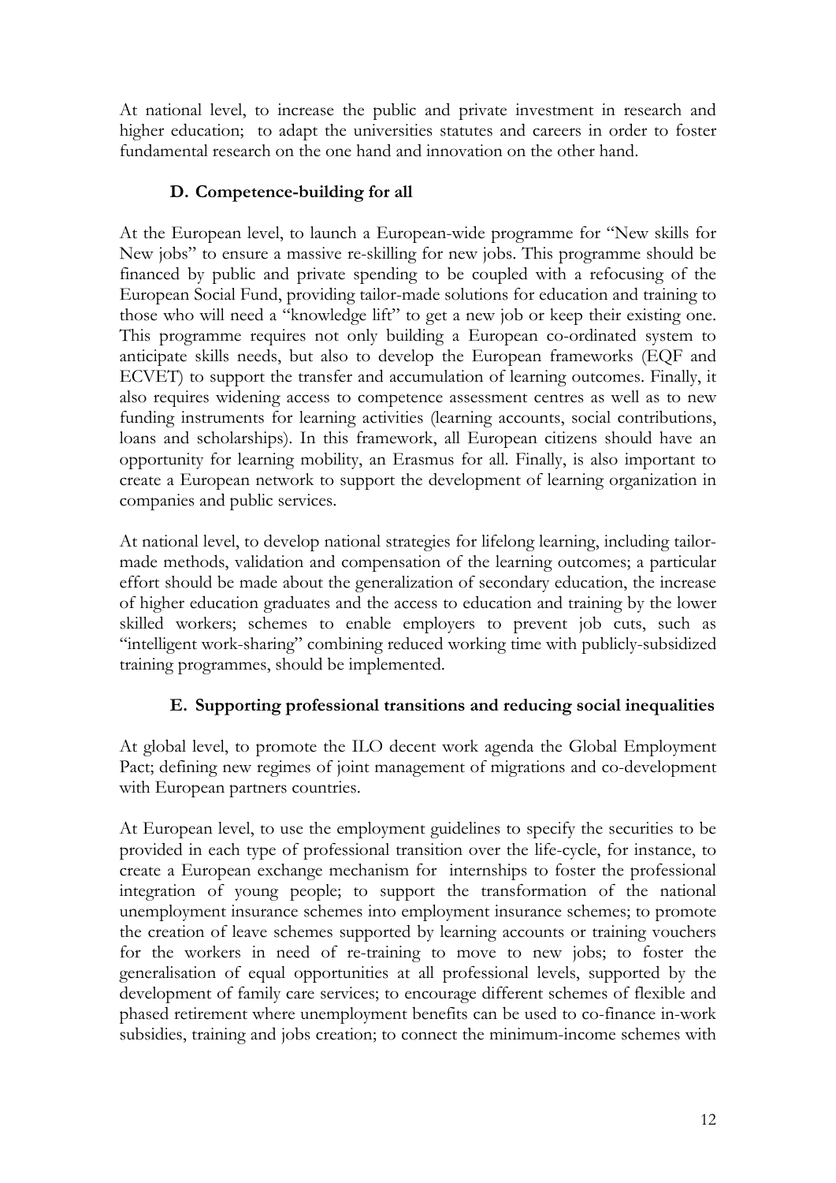At national level, to increase the public and private investment in research and higher education; to adapt the universities statutes and careers in order to foster fundamental research on the one hand and innovation on the other hand.

### D. Competence-building for all

At the European level, to launch a European-wide programme for "New skills for New jobs" to ensure a massive re-skilling for new jobs. This programme should be financed by public and private spending to be coupled with a refocusing of the European Social Fund, providing tailor-made solutions for education and training to those who will need a "knowledge lift" to get a new job or keep their existing one. This programme requires not only building a European co-ordinated system to anticipate skills needs, but also to develop the European frameworks (EQF and ECVET) to support the transfer and accumulation of learning outcomes. Finally, it also requires widening access to competence assessment centres as well as to new funding instruments for learning activities (learning accounts, social contributions, loans and scholarships). In this framework, all European citizens should have an opportunity for learning mobility, an Erasmus for all. Finally, is also important to create a European network to support the development of learning organization in companies and public services.

At national level, to develop national strategies for lifelong learning, including tailor-made methods, validation and compensation of the learning outcomes; a particular effort should be made about the generalization of secondary education, the increase of higher education graduates and the access to education and training by the lower skilled workers; schemes to enable employers to prevent job cuts, such as "intelligent work-sharing" combining reduced working time with publicly-subsidized training programmes, should be implemented.

### E. Supporting professional transitions and reducing social inequalities

At global level, to promote the ILO decent work agenda the Global Employment Pact; defining new regimes of joint management of migrations and co-development with European partners countries.

At European level, to use the employment guidelines to specify the securities to be provided in each type of professional transition over the life-cycle, for instance, to create a European exchange mechanism for internships to foster the professional integration of young people; to support the transformation of the national unemployment insurance schemes into employment insurance schemes; to promote the creation of leave schemes supported by learning accounts or training vouchers for the workers in need of re-training to move to new jobs; to foster the generalisation of equal opportunities at all professional levels, supported by the development of family care services; to encourage different schemes of flexible and phased retirement where unemployment benefits can be used to co-finance in-work subsidies, training and jobs creation; to connect the minimum-income schemes with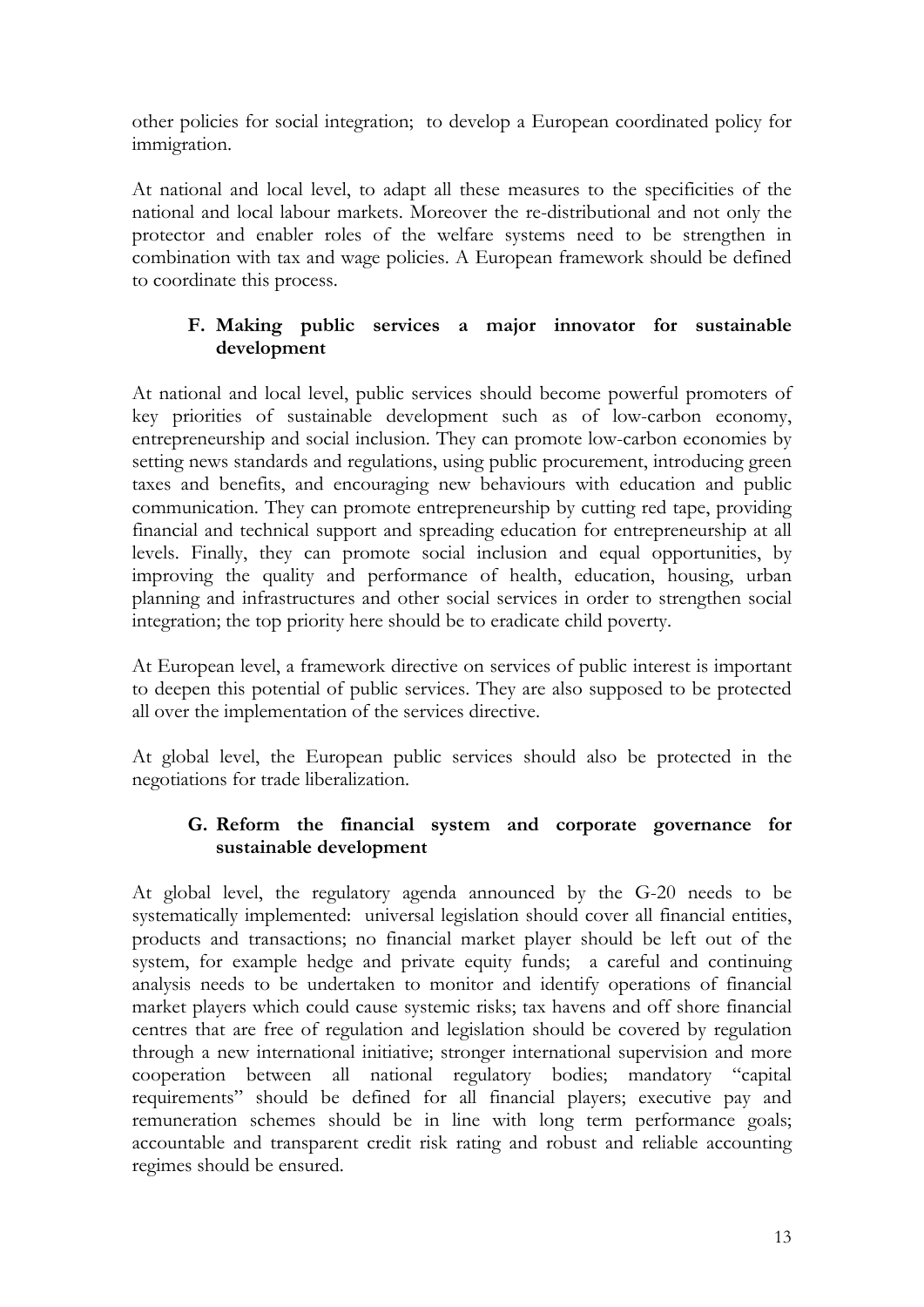other policies for social integration; to develop a European coordinated policy for immigration.

At national and local level, to adapt all these measures to the specificities of the national and local labour markets. Moreover the re-distributional and not only the protector and enabler roles of the welfare systems need to be strengthen in combination with tax and wage policies. A European framework should be defined to coordinate this process.

### F. Making public services a major innovator for sustainable development

At national and local level, public services should become powerful promoters of key priorities of sustainable development such as of low-carbon economy, entrepreneurship and social inclusion. They can promote low-carbon economies by setting news standards and regulations, using public procurement, introducing green taxes and benefits, and encouraging new behaviours with education and public communication. They can promote entrepreneurship by cutting red tape, providing financial and technical support and spreading education for entrepreneurship at all levels. Finally, they can promote social inclusion and equal opportunities, by improving the quality and performance of health, education, housing, urban planning and infrastructures and other social services in order to strengthen social integration; the top priority here should be to eradicate child poverty.

At European level, a framework directive on services of public interest is important to deepen this potential of public services. They are also supposed to be protected all over the implementation of the services directive.

At global level, the European public services should also be protected in the negotiations for trade liberalization.

### G. Reform the financial system and corporate governance for sustainable development

At global level, the regulatory agenda announced by the G-20 needs to be systematically implemented: universal legislation should cover all financial entities, products and transactions; no financial market player should be left out of the system, for example hedge and private equity funds; a careful and continuing analysis needs to be undertaken to monitor and identify operations of financial market players which could cause systemic risks; tax havens and off shore financial centres that are free of regulation and legislation should be covered by regulation through a new international initiative; stronger international supervision and more cooperation between all national regulatory bodies; mandatory "capital requirements" should be defined for all financial players; executive pay and remuneration schemes should be in line with long term performance goals; accountable and transparent credit risk rating and robust and reliable accounting regimes should be ensured.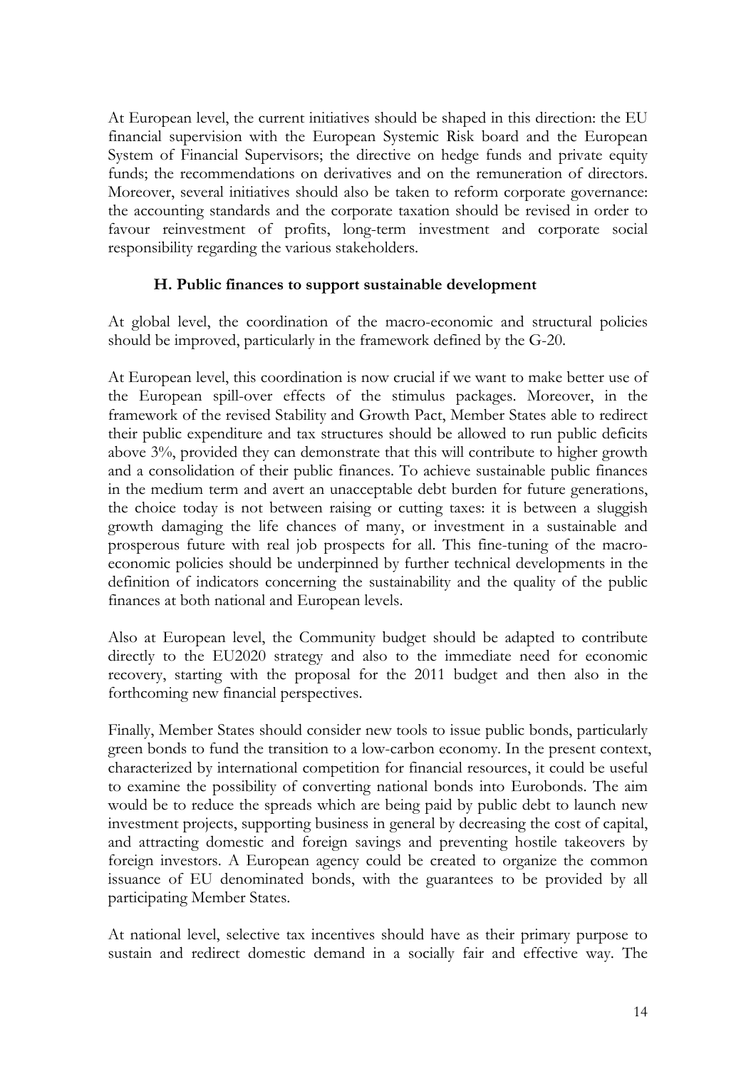At European level, the current initiatives should be shaped in this direction: the EU financial supervision with the European Systemic Risk board and the European System of Financial Supervisors; the directive on hedge funds and private equity funds; the recommendations on derivatives and on the remuneration of directors. Moreover, several initiatives should also be taken to reform corporate governance: the accounting standards and the corporate taxation should be revised in order to favour reinvestment of profits, long-term investment and corporate social responsibility regarding the various stakeholders.

### H. Public finances to support sustainable development

At global level, the coordination of the macro-economic and structural policies should be improved, particularly in the framework defined by the G-20.

At European level, this coordination is now crucial if we want to make better use of the European spill-over effects of the stimulus packages. Moreover, in the framework of the revised Stability and Growth Pact, Member States able to redirect their public expenditure and tax structures should be allowed to run public deficits above 3%, provided they can demonstrate that this will contribute to higher growth and a consolidation of their public finances. To achieve sustainable public finances in the medium term and avert an unacceptable debt burden for future generations, the choice today is not between raising or cutting taxes: it is between a sluggish growth damaging the life chances of many, or investment in a sustainable and prosperous future with real job prospects for all. This fine-tuning of the macro-economic policies should be underpinned by further technical developments in the definition of indicators concerning the sustainability and the quality of the public finances at both national and European levels.

Also at European level, the Community budget should be adapted to contribute directly to the EU2020 strategy and also to the immediate need for economic recovery, starting with the proposal for the 2011 budget and then also in the forthcoming new financial perspectives.

Finally, Member States should consider new tools to issue public bonds, particularly green bonds to fund the transition to a low-carbon economy. In the present context, characterized by international competition for financial resources, it could be useful to examine the possibility of converting national bonds into Eurobonds. The aim would be to reduce the spreads which are being paid by public debt to launch new investment projects, supporting business in general by decreasing the cost of capital, and attracting domestic and foreign savings and preventing hostile takeovers by foreign investors. A European agency could be created to organize the common issuance of EU denominated bonds, with the guarantees to be provided by all participating Member States.

At national level, selective tax incentives should have as their primary purpose to sustain and redirect domestic demand in a socially fair and effective way. The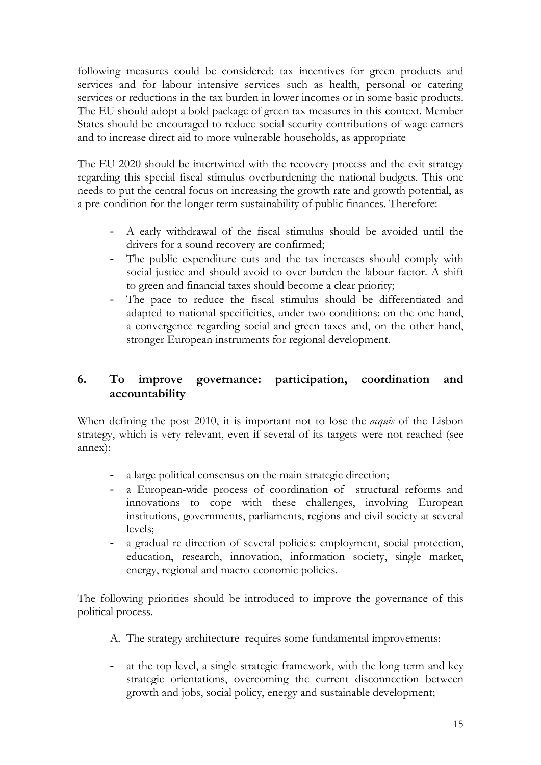following measures could be considered: tax incentives for green products and services and for labour intensive services such as health, personal or catering services or reductions in the tax burden in lower incomes or in some basic products. The EU should adopt a bold package of green tax measures in this context. Member States should be encouraged to reduce social security contributions of wage earners and to increase direct aid to more vulnerable households, as appropriate

The EU 2020 should be intertwined with the recovery process and the exit strategy regarding this special fiscal stimulus overburdening the national budgets. This one needs to put the central focus on increasing the growth rate and growth potential, as a pre-condition for the longer term sustainability of public finances. Therefore:

- A early withdrawal of the fiscal stimulus should be avoided until the drivers for a sound recovery are confirmed;
- The public expenditure cuts and the tax increases should comply with social justice and should avoid to over-burden the labour factor. A shift to green and financial taxes should become a clear priority;
- The pace to reduce the fiscal stimulus should be differentiated and adapted to national specificities, under two conditions: on the one hand, a convergence regarding social and green taxes and, on the other hand, stronger European instruments for regional development.

## 6. To improve governance: participation, coordination and accountability

When defining the post 2010, it is important not to lose the *acquis* of the Lisbon strategy, which is very relevant, even if several of its targets were not reached (see annex):

- a large political consensus on the main strategic direction;
- a European-wide process of coordination of structural reforms and innovations to cope with these challenges, involving European institutions, governments, parliaments, regions and civil society at several levels;
- a gradual re-direction of several policies: employment, social protection, education, research, innovation, information society, single market, energy, regional and macro-economic policies.

The following priorities should be introduced to improve the governance of this political process.

A. The strategy architecture requires some fundamental improvements:

- at the top level, a single strategic framework, with the long term and key strategic orientations, overcoming the current disconnection between growth and jobs, social policy, energy and sustainable development;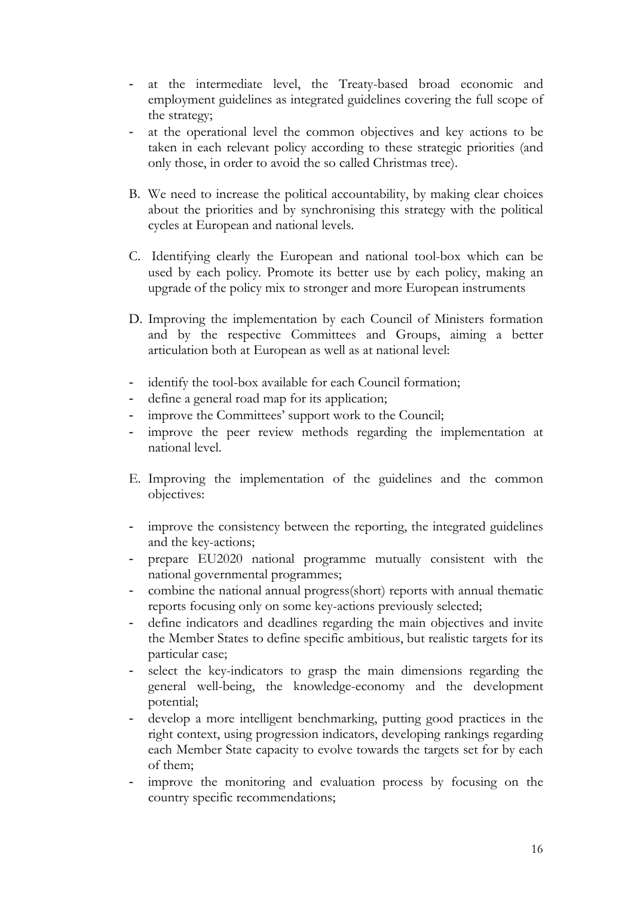- at the intermediate level, the Treaty-based broad economic and employment guidelines as integrated guidelines covering the full scope of the strategy;
- at the operational level the common objectives and key actions to be taken in each relevant policy according to these strategic priorities (and only those, in order to avoid the so called Christmas tree).

B. We need to increase the political accountability, by making clear choices about the priorities and by synchronising this strategy with the political cycles at European and national levels.

C. Identifying clearly the European and national tool-box which can be used by each policy. Promote its better use by each policy, making an upgrade of the policy mix to stronger and more European instruments

D. Improving the implementation by each Council of Ministers formation and by the respective Committees and Groups, aiming a better articulation both at European as well as at national level:

- identify the tool-box available for each Council formation;
- define a general road map for its application;
- improve the Committees' support work to the Council;
- improve the peer review methods regarding the implementation at national level.

E. Improving the implementation of the guidelines and the common objectives:

- improve the consistency between the reporting, the integrated guidelines and the key-actions;
- prepare EU2020 national programme mutually consistent with the national governmental programmes;
- combine the national annual progress(short) reports with annual thematic reports focusing only on some key-actions previously selected;
- define indicators and deadlines regarding the main objectives and invite the Member States to define specific ambitious, but realistic targets for its particular case;
- select the key-indicators to grasp the main dimensions regarding the general well-being, the knowledge-economy and the development potential;
- develop a more intelligent benchmarking, putting good practices in the right context, using progression indicators, developing rankings regarding each Member State capacity to evolve towards the targets set for by each of them;
- improve the monitoring and evaluation process by focusing on the country specific recommendations;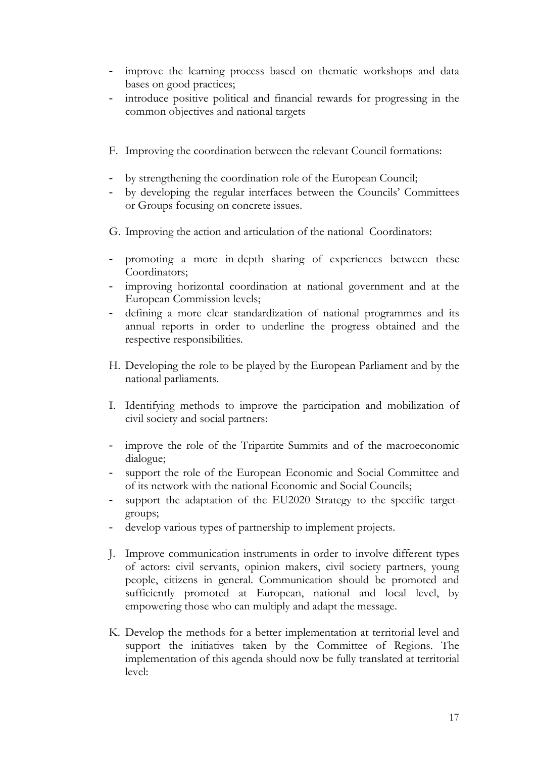- improve the learning process based on thematic workshops and data bases on good practices;
- introduce positive political and financial rewards for progressing in the common objectives and national targets

F. Improving the coordination between the relevant Council formations:

- by strengthening the coordination role of the European Council;
- by developing the regular interfaces between the Councils' Committees or Groups focusing on concrete issues.

G. Improving the action and articulation of the national Coordinators:

- promoting a more in-depth sharing of experiences between these Coordinators;
- improving horizontal coordination at national government and at the European Commission levels;
- defining a more clear standardization of national programmes and its annual reports in order to underline the progress obtained and the respective responsibilities.

H. Developing the role to be played by the European Parliament and by the national parliaments.

I. Identifying methods to improve the participation and mobilization of civil society and social partners:

- improve the role of the Tripartite Summits and of the macroeconomic dialogue;
- support the role of the European Economic and Social Committee and of its network with the national Economic and Social Councils;
- support the adaptation of the EU2020 Strategy to the specific target-groups;
- develop various types of partnership to implement projects.

J. Improve communication instruments in order to involve different types of actors: civil servants, opinion makers, civil society partners, young people, citizens in general. Communication should be promoted and sufficiently promoted at European, national and local level, by empowering those who can multiply and adapt the message.

K. Develop the methods for a better implementation at territorial level and support the initiatives taken by the Committee of Regions. The implementation of this agenda should now be fully translated at territorial level: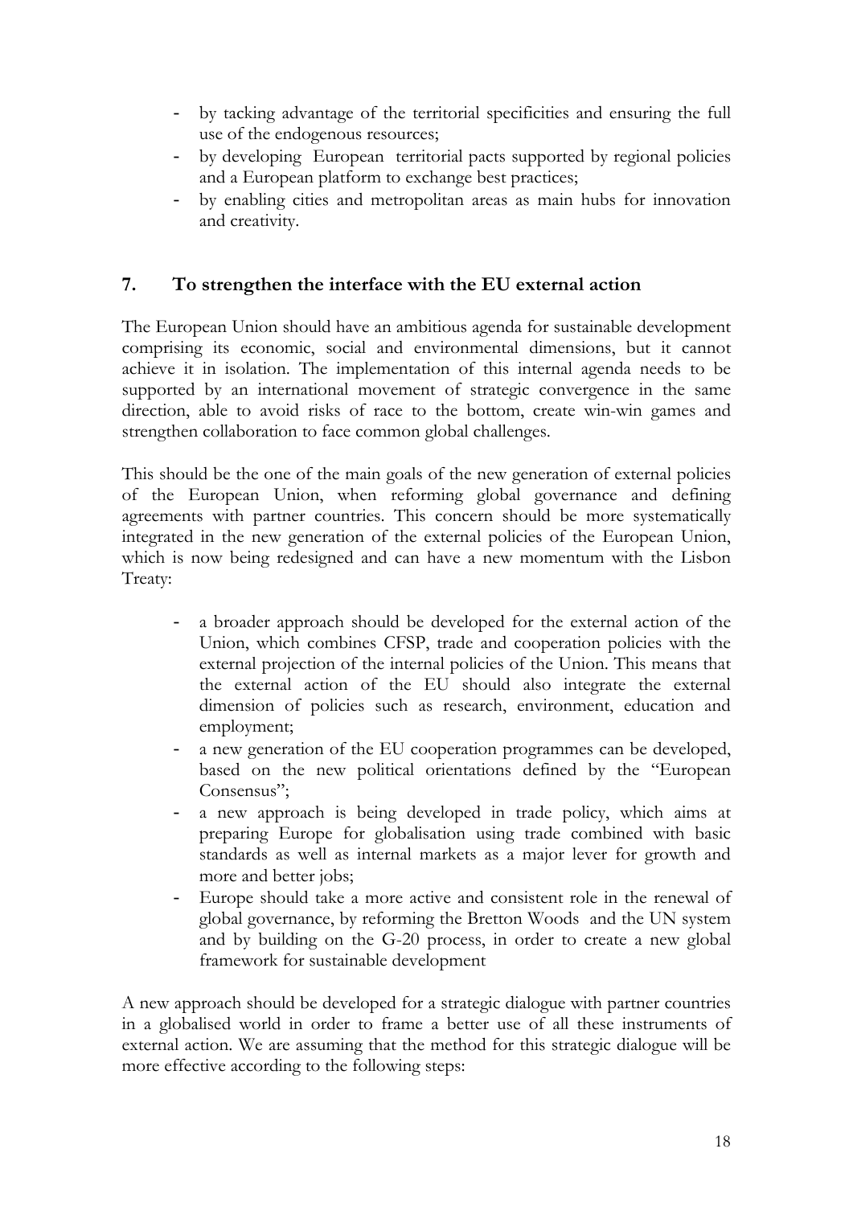- by tacking advantage of the territorial specificities and ensuring the full use of the endogenous resources;
- by developing European territorial pacts supported by regional policies and a European platform to exchange best practices;
- by enabling cities and metropolitan areas as main hubs for innovation and creativity.

## 7. To strengthen the interface with the EU external action

The European Union should have an ambitious agenda for sustainable development comprising its economic, social and environmental dimensions, but it cannot achieve it in isolation. The implementation of this internal agenda needs to be supported by an international movement of strategic convergence in the same direction, able to avoid risks of race to the bottom, create win-win games and strengthen collaboration to face common global challenges.

This should be the one of the main goals of the new generation of external policies of the European Union, when reforming global governance and defining agreements with partner countries. This concern should be more systematically integrated in the new generation of the external policies of the European Union, which is now being redesigned and can have a new momentum with the Lisbon Treaty:

- a broader approach should be developed for the external action of the Union, which combines CFSP, trade and cooperation policies with the external projection of the internal policies of the Union. This means that the external action of the EU should also integrate the external dimension of policies such as research, environment, education and employment;
- a new generation of the EU cooperation programmes can be developed, based on the new political orientations defined by the "European Consensus";
- a new approach is being developed in trade policy, which aims at preparing Europe for globalisation using trade combined with basic standards as well as internal markets as a major lever for growth and more and better jobs;
- Europe should take a more active and consistent role in the renewal of global governance, by reforming the Bretton Woods and the UN system and by building on the G-20 process, in order to create a new global framework for sustainable development

A new approach should be developed for a strategic dialogue with partner countries in a globalised world in order to frame a better use of all these instruments of external action. We are assuming that the method for this strategic dialogue will be more effective according to the following steps: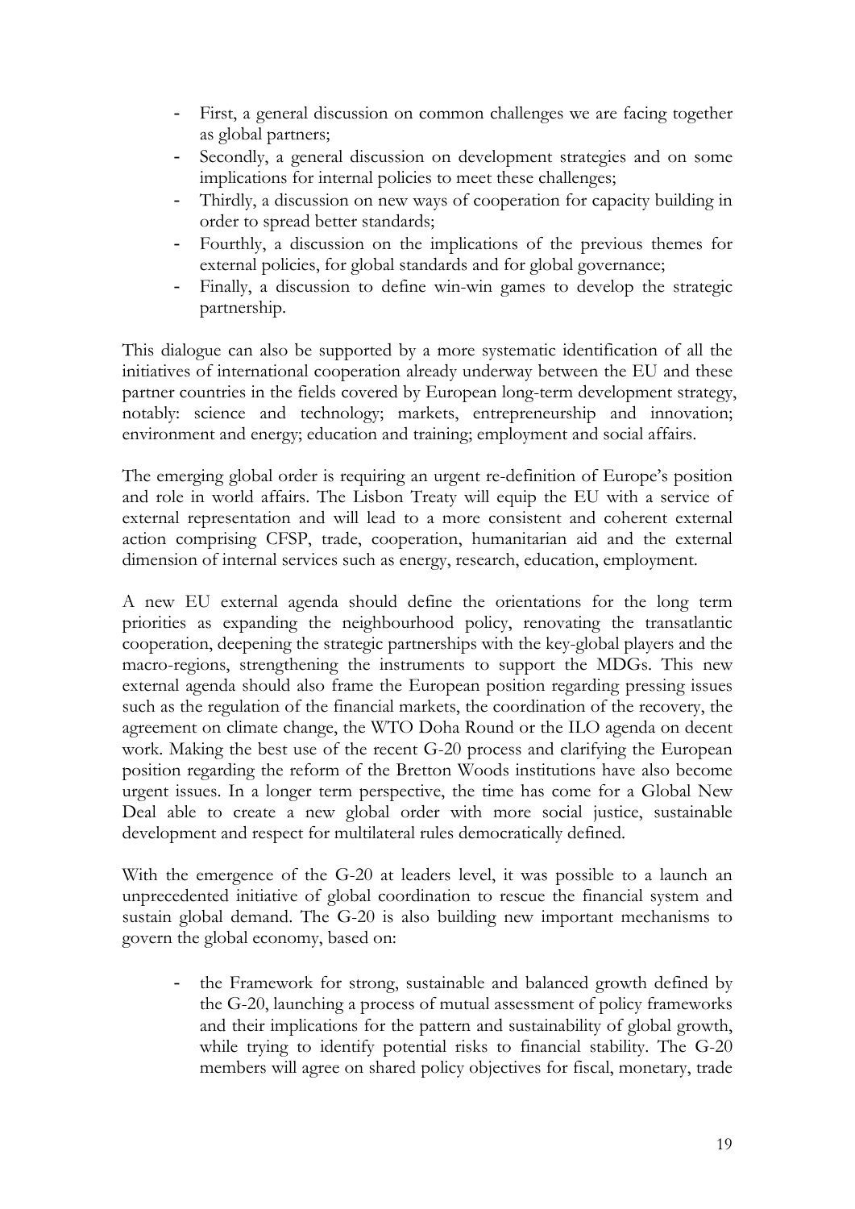- First, a general discussion on common challenges we are facing together as global partners;
- Secondly, a general discussion on development strategies and on some implications for internal policies to meet these challenges;
- Thirdly, a discussion on new ways of cooperation for capacity building in order to spread better standards;
- Fourthly, a discussion on the implications of the previous themes for external policies, for global standards and for global governance;
- Finally, a discussion to define win-win games to develop the strategic partnership.

This dialogue can also be supported by a more systematic identification of all the initiatives of international cooperation already underway between the EU and these partner countries in the fields covered by European long-term development strategy, notably: science and technology; markets, entrepreneurship and innovation; environment and energy; education and training; employment and social affairs.

The emerging global order is requiring an urgent re-definition of Europe's position and role in world affairs. The Lisbon Treaty will equip the EU with a service of external representation and will lead to a more consistent and coherent external action comprising CFSP, trade, cooperation, humanitarian aid and the external dimension of internal services such as energy, research, education, employment.

A new EU external agenda should define the orientations for the long term priorities as expanding the neighbourhood policy, renovating the transatlantic cooperation, deepening the strategic partnerships with the key-global players and the macro-regions, strengthening the instruments to support the MDGs. This new external agenda should also frame the European position regarding pressing issues such as the regulation of the financial markets, the coordination of the recovery, the agreement on climate change, the WTO Doha Round or the ILO agenda on decent work. Making the best use of the recent G-20 process and clarifying the European position regarding the reform of the Bretton Woods institutions have also become urgent issues. In a longer term perspective, the time has come for a Global New Deal able to create a new global order with more social justice, sustainable development and respect for multilateral rules democratically defined.

With the emergence of the G-20 at leaders level, it was possible to a launch an unprecedented initiative of global coordination to rescue the financial system and sustain global demand. The G-20 is also building new important mechanisms to govern the global economy, based on:

- the Framework for strong, sustainable and balanced growth defined by the G-20, launching a process of mutual assessment of policy frameworks and their implications for the pattern and sustainability of global growth, while trying to identify potential risks to financial stability. The G-20 members will agree on shared policy objectives for fiscal, monetary, trade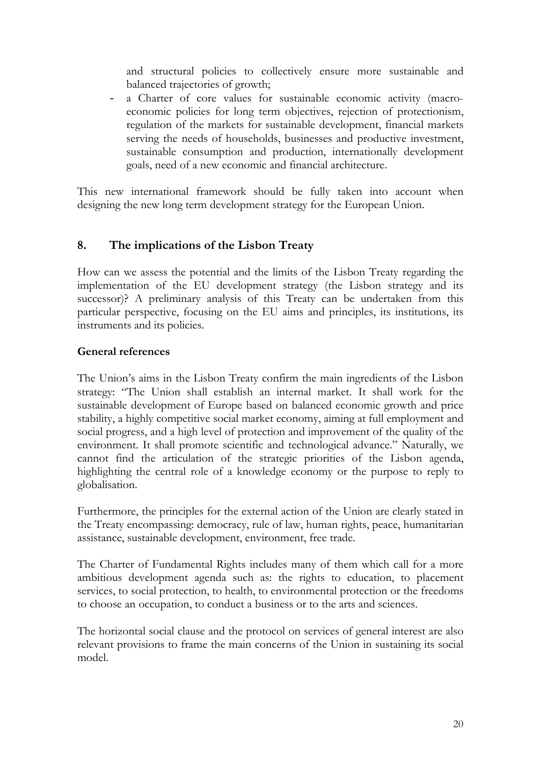and structural policies to collectively ensure more sustainable and balanced trajectories of growth;

- a Charter of core values for sustainable economic activity (macro-economic policies for long term objectives, rejection of protectionism, regulation of the markets for sustainable development, financial markets serving the needs of households, businesses and productive investment, sustainable consumption and production, internationally development goals, need of a new economic and financial architecture.

This new international framework should be fully taken into account when designing the new long term development strategy for the European Union.

## 8. The implications of the Lisbon Treaty

How can we assess the potential and the limits of the Lisbon Treaty regarding the implementation of the EU development strategy (the Lisbon strategy and its successor)? A preliminary analysis of this Treaty can be undertaken from this particular perspective, focusing on the EU aims and principles, its institutions, its instruments and its policies.

### General references

The Union's aims in the Lisbon Treaty confirm the main ingredients of the Lisbon strategy: "The Union shall establish an internal market. It shall work for the sustainable development of Europe based on balanced economic growth and price stability, a highly competitive social market economy, aiming at full employment and social progress, and a high level of protection and improvement of the quality of the environment. It shall promote scientific and technological advance." Naturally, we cannot find the articulation of the strategic priorities of the Lisbon agenda, highlighting the central role of a knowledge economy or the purpose to reply to globalisation.

Furthermore, the principles for the external action of the Union are clearly stated in the Treaty encompassing: democracy, rule of law, human rights, peace, humanitarian assistance, sustainable development, environment, free trade.

The Charter of Fundamental Rights includes many of them which call for a more ambitious development agenda such as: the rights to education, to placement services, to social protection, to health, to environmental protection or the freedoms to choose an occupation, to conduct a business or to the arts and sciences.

The horizontal social clause and the protocol on services of general interest are also relevant provisions to frame the main concerns of the Union in sustaining its social model.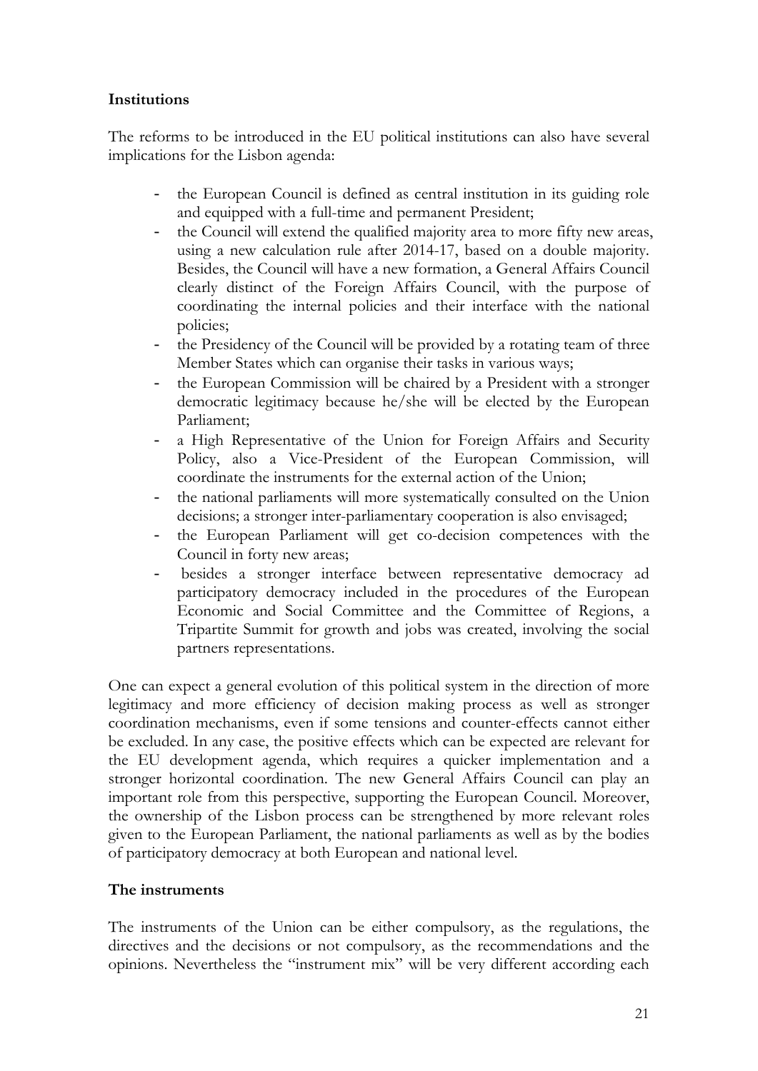**Institutions**

The reforms to be introduced in the EU political institutions can also have several implications for the Lisbon agenda:

- the European Council is defined as central institution in its guiding role and equipped with a full-time and permanent President;
- the Council will extend the qualified majority area to more fifty new areas, using a new calculation rule after 2014-17, based on a double majority. Besides, the Council will have a new formation, a General Affairs Council clearly distinct of the Foreign Affairs Council, with the purpose of coordinating the internal policies and their interface with the national policies;
- the Presidency of the Council will be provided by a rotating team of three Member States which can organise their tasks in various ways;
- the European Commission will be chaired by a President with a stronger democratic legitimacy because he/she will be elected by the European Parliament;
- a High Representative of the Union for Foreign Affairs and Security Policy, also a Vice-President of the European Commission, will coordinate the instruments for the external action of the Union;
- the national parliaments will more systematically consulted on the Union decisions; a stronger inter-parliamentary cooperation is also envisaged;
- the European Parliament will get co-decision competences with the Council in forty new areas;
- besides a stronger interface between representative democracy ad participatory democracy included in the procedures of the European Economic and Social Committee and the Committee of Regions, a Tripartite Summit for growth and jobs was created, involving the social partners representations.

One can expect a general evolution of this political system in the direction of more legitimacy and more efficiency of decision making process as well as stronger coordination mechanisms, even if some tensions and counter-effects cannot either be excluded. In any case, the positive effects which can be expected are relevant for the EU development agenda, which requires a quicker implementation and a stronger horizontal coordination. The new General Affairs Council can play an important role from this perspective, supporting the European Council. Moreover, the ownership of the Lisbon process can be strengthened by more relevant roles given to the European Parliament, the national parliaments as well as by the bodies of participatory democracy at both European and national level.

**The instruments**

The instruments of the Union can be either compulsory, as the regulations, the directives and the decisions or not compulsory, as the recommendations and the opinions. Nevertheless the "instrument mix" will be very different according each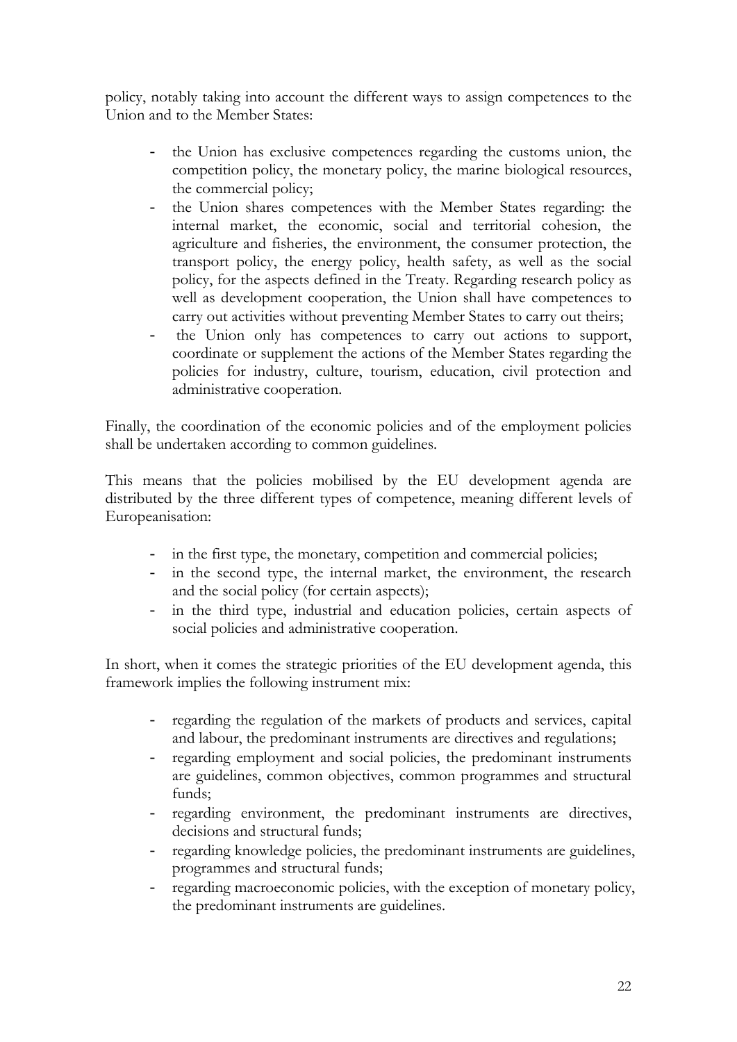policy, notably taking into account the different ways to assign competences to the Union and to the Member States:

- the Union has exclusive competences regarding the customs union, the competition policy, the monetary policy, the marine biological resources, the commercial policy;
- the Union shares competences with the Member States regarding: the internal market, the economic, social and territorial cohesion, the agriculture and fisheries, the environment, the consumer protection, the transport policy, the energy policy, health safety, as well as the social policy, for the aspects defined in the Treaty. Regarding research policy as well as development cooperation, the Union shall have competences to carry out activities without preventing Member States to carry out theirs;
- the Union only has competences to carry out actions to support, coordinate or supplement the actions of the Member States regarding the policies for industry, culture, tourism, education, civil protection and administrative cooperation.

Finally, the coordination of the economic policies and of the employment policies shall be undertaken according to common guidelines.

This means that the policies mobilised by the EU development agenda are distributed by the three different types of competence, meaning different levels of Europeanisation:

- in the first type, the monetary, competition and commercial policies;
- in the second type, the internal market, the environment, the research and the social policy (for certain aspects);
- in the third type, industrial and education policies, certain aspects of social policies and administrative cooperation.

In short, when it comes the strategic priorities of the EU development agenda, this framework implies the following instrument mix:

- regarding the regulation of the markets of products and services, capital and labour, the predominant instruments are directives and regulations;
- regarding employment and social policies, the predominant instruments are guidelines, common objectives, common programmes and structural funds;
- regarding environment, the predominant instruments are directives, decisions and structural funds;
- regarding knowledge policies, the predominant instruments are guidelines, programmes and structural funds;
- regarding macroeconomic policies, with the exception of monetary policy, the predominant instruments are guidelines.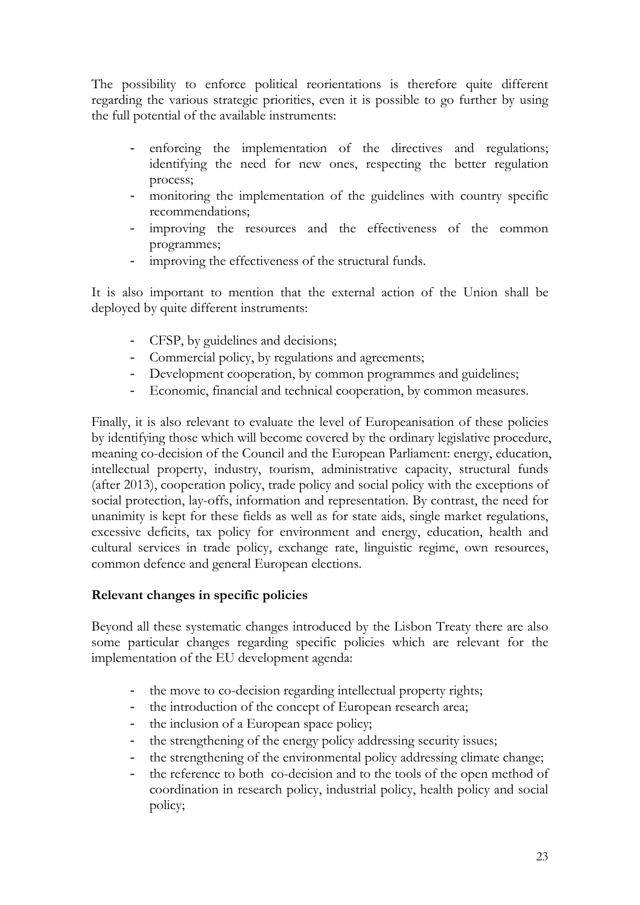The possibility to enforce political reorientations is therefore quite different regarding the various strategic priorities, even it is possible to go further by using the full potential of the available instruments:

- enforcing the implementation of the directives and regulations; identifying the need for new ones, respecting the better regulation process;
- monitoring the implementation of the guidelines with country specific recommendations;
- improving the resources and the effectiveness of the common programmes;
- improving the effectiveness of the structural funds.

It is also important to mention that the external action of the Union shall be deployed by quite different instruments:

- CFSP, by guidelines and decisions;
- Commercial policy, by regulations and agreements;
- Development cooperation, by common programmes and guidelines;
- Economic, financial and technical cooperation, by common measures.

Finally, it is also relevant to evaluate the level of Europeanisation of these policies by identifying those which will become covered by the ordinary legislative procedure, meaning co-decision of the Council and the European Parliament: energy, education, intellectual property, industry, tourism, administrative capacity, structural funds (after 2013), cooperation policy, trade policy and social policy with the exceptions of social protection, lay-offs, information and representation. By contrast, the need for unanimity is kept for these fields as well as for state aids, single market regulations, excessive deficits, tax policy for environment and energy, education, health and cultural services in trade policy, exchange rate, linguistic regime, own resources, common defence and general European elections.

**Relevant changes in specific policies**

Beyond all these systematic changes introduced by the Lisbon Treaty there are also some particular changes regarding specific policies which are relevant for the implementation of the EU development agenda:

- the move to co-decision regarding intellectual property rights;
- the introduction of the concept of European research area;
- the inclusion of a European space policy;
- the strengthening of the energy policy addressing security issues;
- the strengthening of the environmental policy addressing climate change;
- the reference to both co-decision and to the tools of the open method of coordination in research policy, industrial policy, health policy and social policy;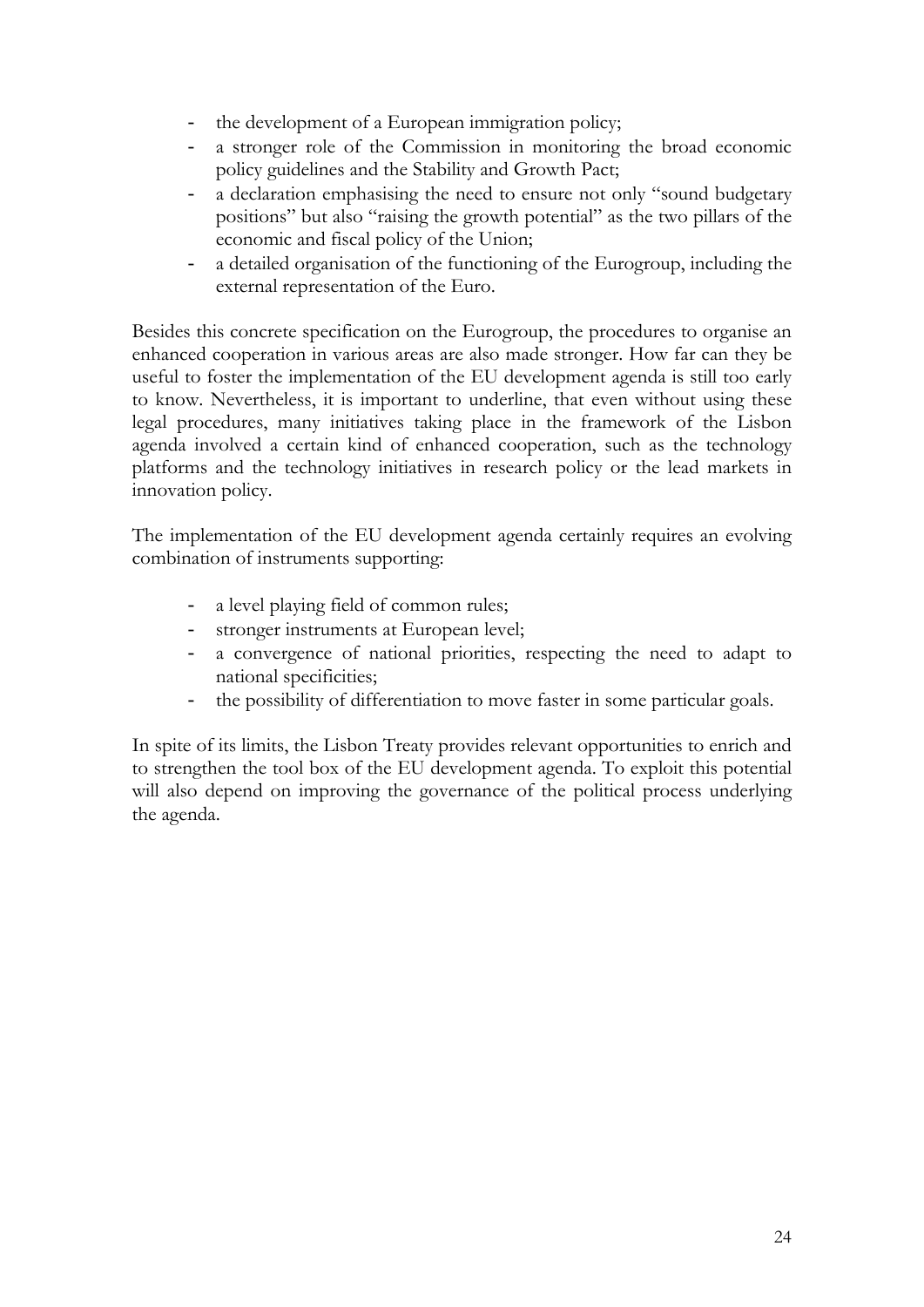- the development of a European immigration policy;
- a stronger role of the Commission in monitoring the broad economic policy guidelines and the Stability and Growth Pact;
- a declaration emphasising the need to ensure not only "sound budgetary positions" but also "raising the growth potential" as the two pillars of the economic and fiscal policy of the Union;
- a detailed organisation of the functioning of the Eurogroup, including the external representation of the Euro.

Besides this concrete specification on the Eurogroup, the procedures to organise an enhanced cooperation in various areas are also made stronger. How far can they be useful to foster the implementation of the EU development agenda is still too early to know. Nevertheless, it is important to underline, that even without using these legal procedures, many initiatives taking place in the framework of the Lisbon agenda involved a certain kind of enhanced cooperation, such as the technology platforms and the technology initiatives in research policy or the lead markets in innovation policy.

The implementation of the EU development agenda certainly requires an evolving combination of instruments supporting:

- a level playing field of common rules;
- stronger instruments at European level;
- a convergence of national priorities, respecting the need to adapt to national specificities;
- the possibility of differentiation to move faster in some particular goals.

In spite of its limits, the Lisbon Treaty provides relevant opportunities to enrich and to strengthen the tool box of the EU development agenda. To exploit this potential will also depend on improving the governance of the political process underlying the agenda.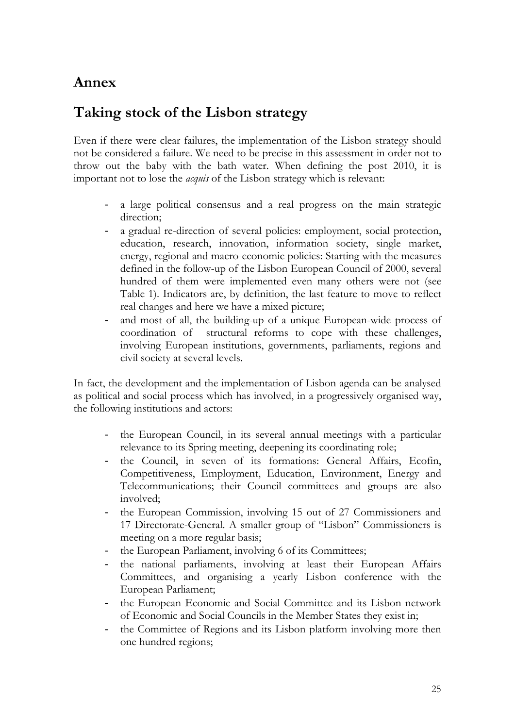# Annex

# Taking stock of the Lisbon strategy

Even if there were clear failures, the implementation of the Lisbon strategy should not be considered a failure. We need to be precise in this assessment in order not to throw out the baby with the bath water. When defining the post 2010, it is important not to lose the *acquis* of the Lisbon strategy which is relevant:

- a large political consensus and a real progress on the main strategic direction;
- a gradual re-direction of several policies: employment, social protection, education, research, innovation, information society, single market, energy, regional and macro-economic policies: Starting with the measures defined in the follow-up of the Lisbon European Council of 2000, several hundred of them were implemented even many others were not (see Table 1). Indicators are, by definition, the last feature to move to reflect real changes and here we have a mixed picture;
- and most of all, the building-up of a unique European-wide process of coordination of structural reforms to cope with these challenges, involving European institutions, governments, parliaments, regions and civil society at several levels.

In fact, the development and the implementation of Lisbon agenda can be analysed as political and social process which has involved, in a progressively organised way, the following institutions and actors:

- the European Council, in its several annual meetings with a particular relevance to its Spring meeting, deepening its coordinating role;
- the Council, in seven of its formations: General Affairs, Ecofin, Competitiveness, Employment, Education, Environment, Energy and Telecommunications; their Council committees and groups are also involved;
- the European Commission, involving 15 out of 27 Commissioners and 17 Directorate-General. A smaller group of "Lisbon" Commissioners is meeting on a more regular basis;
- the European Parliament, involving 6 of its Committees;
- the national parliaments, involving at least their European Affairs Committees, and organising a yearly Lisbon conference with the European Parliament;
- the European Economic and Social Committee and its Lisbon network of Economic and Social Councils in the Member States they exist in;
- the Committee of Regions and its Lisbon platform involving more then one hundred regions;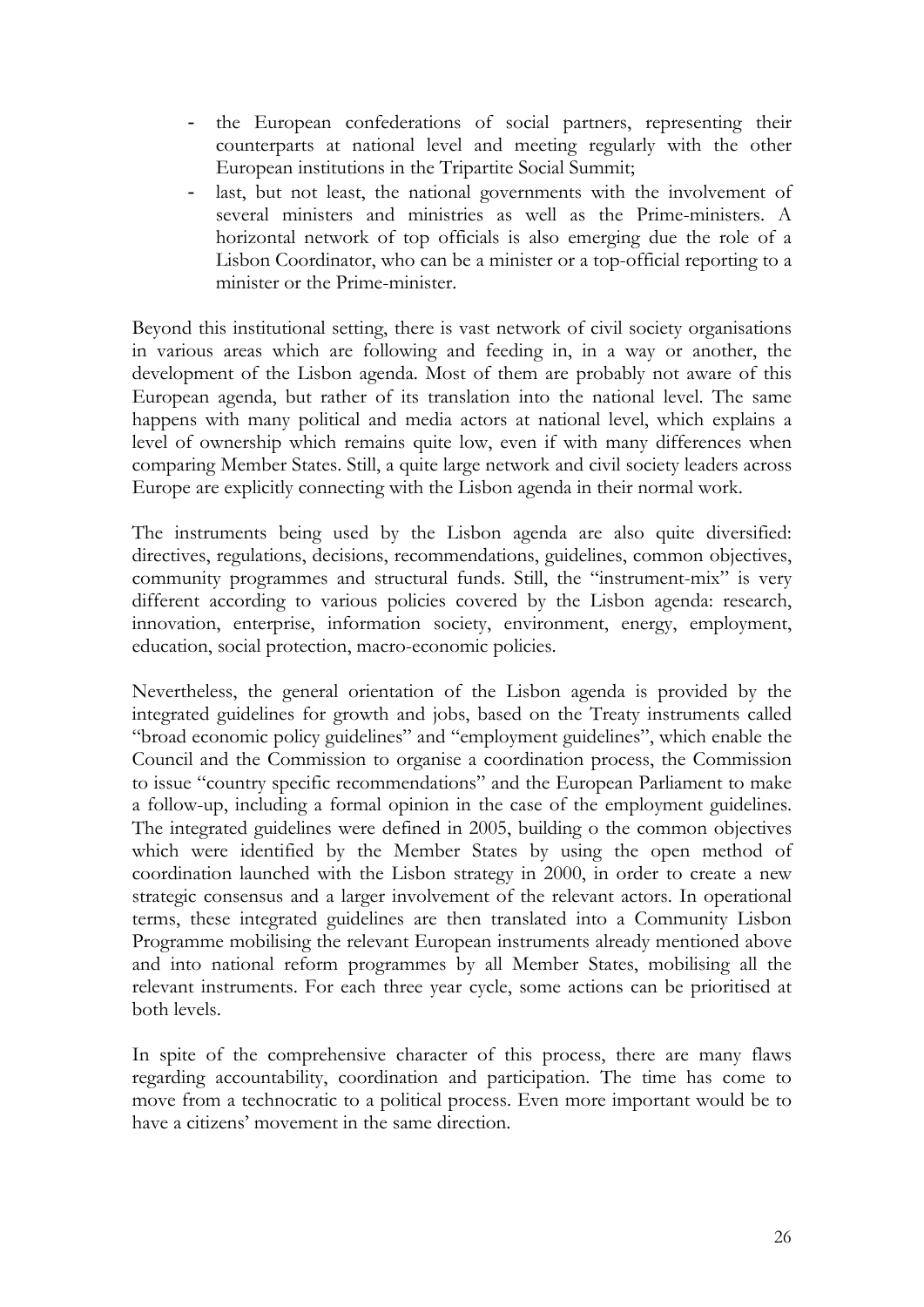- the European confederations of social partners, representing their counterparts at national level and meeting regularly with the other European institutions in the Tripartite Social Summit;
- last, but not least, the national governments with the involvement of several ministers and ministries as well as the Prime-ministers. A horizontal network of top officials is also emerging due the role of a Lisbon Coordinator, who can be a minister or a top-official reporting to a minister or the Prime-minister.

Beyond this institutional setting, there is vast network of civil society organisations in various areas which are following and feeding in, in a way or another, the development of the Lisbon agenda. Most of them are probably not aware of this European agenda, but rather of its translation into the national level. The same happens with many political and media actors at national level, which explains a level of ownership which remains quite low, even if with many differences when comparing Member States. Still, a quite large network and civil society leaders across Europe are explicitly connecting with the Lisbon agenda in their normal work.

The instruments being used by the Lisbon agenda are also quite diversified: directives, regulations, decisions, recommendations, guidelines, common objectives, community programmes and structural funds. Still, the "instrument-mix" is very different according to various policies covered by the Lisbon agenda: research, innovation, enterprise, information society, environment, energy, employment, education, social protection, macro-economic policies.

Nevertheless, the general orientation of the Lisbon agenda is provided by the integrated guidelines for growth and jobs, based on the Treaty instruments called "broad economic policy guidelines" and "employment guidelines", which enable the Council and the Commission to organise a coordination process, the Commission to issue "country specific recommendations" and the European Parliament to make a follow-up, including a formal opinion in the case of the employment guidelines. The integrated guidelines were defined in 2005, building o the common objectives which were identified by the Member States by using the open method of coordination launched with the Lisbon strategy in 2000, in order to create a new strategic consensus and a larger involvement of the relevant actors. In operational terms, these integrated guidelines are then translated into a Community Lisbon Programme mobilising the relevant European instruments already mentioned above and into national reform programmes by all Member States, mobilising all the relevant instruments. For each three year cycle, some actions can be prioritised at both levels.

In spite of the comprehensive character of this process, there are many flaws regarding accountability, coordination and participation. The time has come to move from a technocratic to a political process. Even more important would be to have a citizens' movement in the same direction.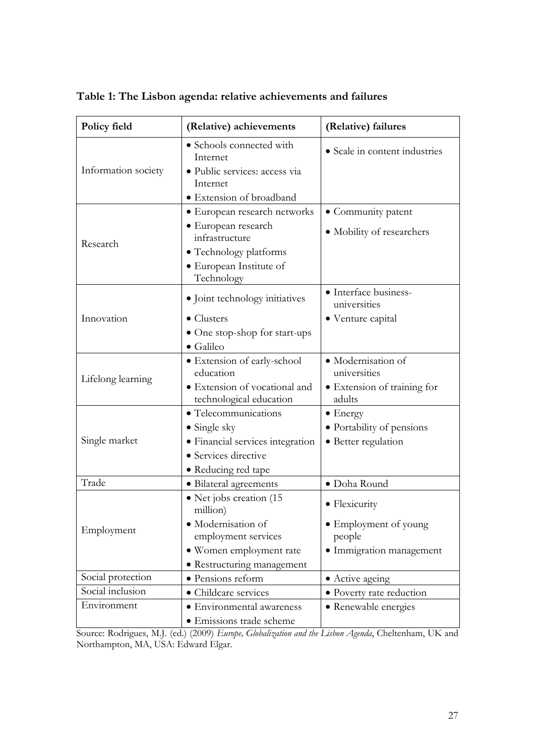**Table 1: The Lisbon agenda: relative achievements and failures**

| Policy field | (Relative) achievements | (Relative) failures |
|---|---|---|
| Information society | • Schools connected with Internet<br>• Public services: access via Internet<br>• Extension of broadband | • Scale in content industries |
| Research | • European research networks<br>• European research infrastructure<br>• Technology platforms<br>• European Institute of Technology | • Community patent<br>• Mobility of researchers |
| Innovation | • Joint technology initiatives<br>• Clusters<br>• One stop-shop for start-ups<br>• Galileo | • Interface business-universities<br>• Venture capital |
| Lifelong learning | • Extension of early-school education<br>• Extension of vocational and technological education | • Modernisation of universities<br>• Extension of training for adults |
| Single market | • Telecommunications<br>• Single sky<br>• Financial services integration<br>• Services directive<br>• Reducing red tape | • Energy<br>• Portability of pensions<br>• Better regulation |
| Trade | • Bilateral agreements | • Doha Round |
| Employment | • Net jobs creation (15 million)<br>• Modernisation of employment services<br>• Women employment rate<br>• Restructuring management | • Flexicurity<br>• Employment of young people<br>• Immigration management |
| Social protection | • Pensions reform | • Active ageing |
| Social inclusion | • Childcare services | • Poverty rate reduction |
| Environment | • Environmental awareness<br>• Emissions trade scheme | • Renewable energies |

Source: Rodrigues, M.J. (ed.) (2009) *Europe, Globalization and the Lisbon Agenda*, Cheltenham, UK and Northampton, MA, USA: Edward Elgar.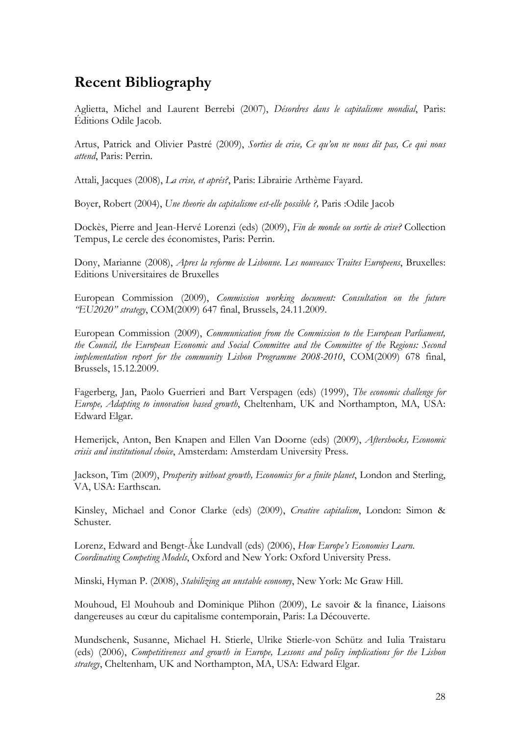## Recent Bibliography

Aglietta, Michel and Laurent Berrebi (2007), *Désordres dans le capitalisme mondial*, Paris: Éditions Odile Jacob.

Artus, Patrick and Olivier Pastré (2009), *Sorties de crise, Ce qu'on ne nous dit pas, Ce qui nous attend*, Paris: Perrin.

Attali, Jacques (2008), *La crise, et aprés?*, Paris: Librairie Arthème Fayard.

Boyer, Robert (2004), *Une theorie du capitalisme est-elle possible ?,* Paris :Odile Jacob

Dockès, Pierre and Jean-Hervé Lorenzi (eds) (2009), *Fin de monde ou sortie de crise?* Collection Tempus, Le cercle des économistes, Paris: Perrin.

Dony, Marianne (2008), *Apres la reforme de Lisbonne. Les nouveaux Traites Europeens*, Bruxelles: Editions Universitaires de Bruxelles

European Commission (2009), *Commission working document: Consultation on the future "EU2020" strategy*, COM(2009) 647 final, Brussels, 24.11.2009.

European Commission (2009), *Communication from the Commission to the European Parliament, the Council, the European Economic and Social Committee and the Committee of the Regions: Second implementation report for the community Lisbon Programme 2008-2010*, COM(2009) 678 final, Brussels, 15.12.2009.

Fagerberg, Jan, Paolo Guerrieri and Bart Verspagen (eds) (1999), *The economic challenge for Europe, Adapting to innovation based growth*, Cheltenham, UK and Northampton, MA, USA: Edward Elgar.

Hemerijck, Anton, Ben Knapen and Ellen Van Doorne (eds) (2009), *Aftershocks, Economic crisis and institutional choice*, Amsterdam: Amsterdam University Press.

Jackson, Tim (2009), *Prosperity without growth, Economics for a finite planet*, London and Sterling, VA, USA: Earthscan.

Kinsley, Michael and Conor Clarke (eds) (2009), *Creative capitalism*, London: Simon & Schuster.

Lorenz, Edward and Bengt-Åke Lundvall (eds) (2006), *How Europe's Economies Learn. Coordinating Competing Models*, Oxford and New York: Oxford University Press.

Minski, Hyman P. (2008), *Stabilizing an unstable economy*, New York: Mc Graw Hill.

Mouhoud, El Mouhoub and Dominique Plihon (2009), Le savoir & la finance, Liaisons dangereuses au cœur du capitalisme contemporain, Paris: La Découverte.

Mundschenk, Susanne, Michael H. Stierle, Ulrike Stierle-von Schütz and Iulia Traistaru (eds) (2006), *Competitiveness and growth in Europe, Lessons and policy implications for the Lisbon strategy*, Cheltenham, UK and Northampton, MA, USA: Edward Elgar.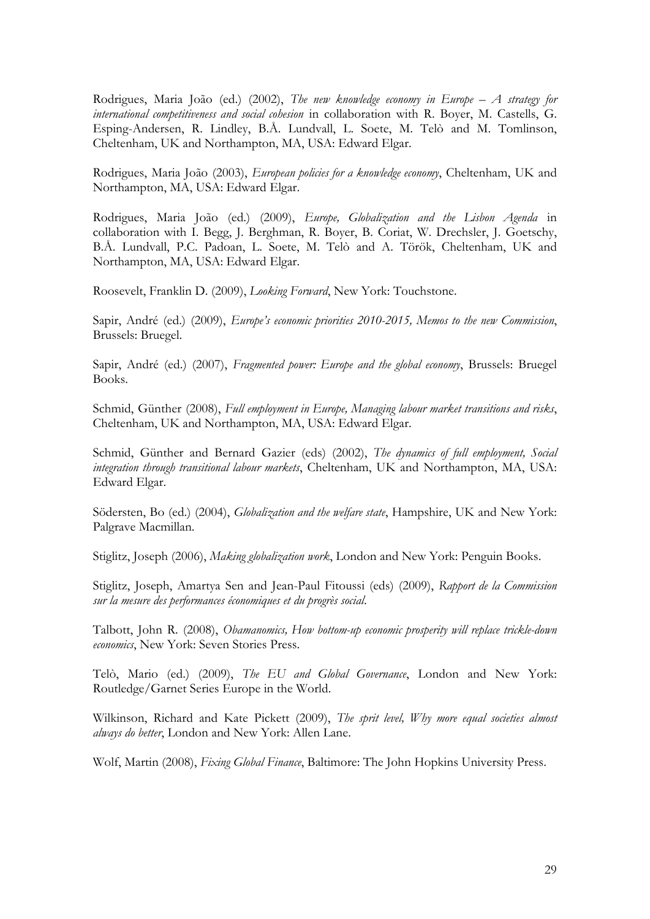Rodrigues, Maria João (ed.) (2002), *The new knowledge economy in Europe – A strategy for international competitiveness and social cohesion* in collaboration with R. Boyer, M. Castells, G. Esping-Andersen, R. Lindley, B.Å. Lundvall, L. Soete, M. Telò and M. Tomlinson, Cheltenham, UK and Northampton, MA, USA: Edward Elgar.

Rodrigues, Maria João (2003), *European policies for a knowledge economy*, Cheltenham, UK and Northampton, MA, USA: Edward Elgar.

Rodrigues, Maria João (ed.) (2009), *Europe, Globalization and the Lisbon Agenda* in collaboration with I. Begg, J. Berghman, R. Boyer, B. Coriat, W. Drechsler, J. Goetschy, B.Å. Lundvall, P.C. Padoan, L. Soete, M. Telò and A. Török, Cheltenham, UK and Northampton, MA, USA: Edward Elgar.

Roosevelt, Franklin D. (2009), *Looking Forward*, New York: Touchstone.

Sapir, André (ed.) (2009), *Europe's economic priorities 2010-2015, Memos to the new Commission*, Brussels: Bruegel.

Sapir, André (ed.) (2007), *Fragmented power: Europe and the global economy*, Brussels: Bruegel Books.

Schmid, Günther (2008), *Full employment in Europe, Managing labour market transitions and risks*, Cheltenham, UK and Northampton, MA, USA: Edward Elgar.

Schmid, Günther and Bernard Gazier (eds) (2002), *The dynamics of full employment, Social integration through transitional labour markets*, Cheltenham, UK and Northampton, MA, USA: Edward Elgar.

Södersten, Bo (ed.) (2004), *Globalization and the welfare state*, Hampshire, UK and New York: Palgrave Macmillan.

Stiglitz, Joseph (2006), *Making globalization work*, London and New York: Penguin Books.

Stiglitz, Joseph, Amartya Sen and Jean-Paul Fitoussi (eds) (2009), *Rapport de la Commission sur la mesure des performances économiques et du progrès social*.

Talbott, John R. (2008), *Obamanomics, How bottom-up economic prosperity will replace trickle-down economics*, New York: Seven Stories Press.

Telò, Mario (ed.) (2009), *The EU and Global Governance*, London and New York: Routledge/Garnet Series Europe in the World.

Wilkinson, Richard and Kate Pickett (2009), *The sprit level, Why more equal societies almost always do better*, London and New York: Allen Lane.

Wolf, Martin (2008), *Fixing Global Finance*, Baltimore: The John Hopkins University Press.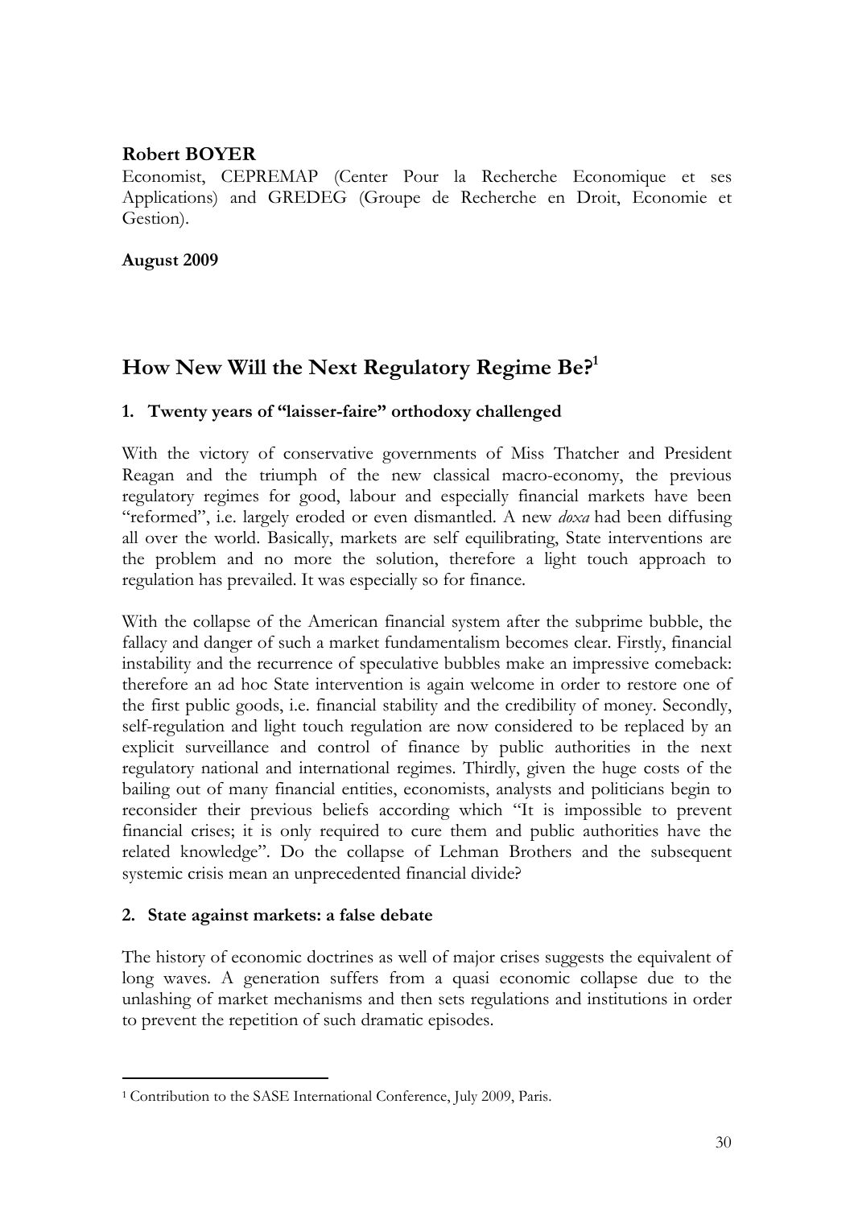**Robert BOYER**

Economist, CEPREMAP (Center Pour la Recherche Economique et ses Applications) and GREDEG (Groupe de Recherche en Droit, Economie et Gestion).

**August 2009**

## How New Will the Next Regulatory Regime Be?[1]

### 1. Twenty years of "laisser-faire" orthodoxy challenged

With the victory of conservative governments of Miss Thatcher and President Reagan and the triumph of the new classical macro-economy, the previous regulatory regimes for good, labour and especially financial markets have been "reformed", i.e. largely eroded or even dismantled. A new *doxa* had been diffusing all over the world. Basically, markets are self equilibrating, State interventions are the problem and no more the solution, therefore a light touch approach to regulation has prevailed. It was especially so for finance.

With the collapse of the American financial system after the subprime bubble, the fallacy and danger of such a market fundamentalism becomes clear. Firstly, financial instability and the recurrence of speculative bubbles make an impressive comeback: therefore an ad hoc State intervention is again welcome in order to restore one of the first public goods, i.e. financial stability and the credibility of money. Secondly, self-regulation and light touch regulation are now considered to be replaced by an explicit surveillance and control of finance by public authorities in the next regulatory national and international regimes. Thirdly, given the huge costs of the bailing out of many financial entities, economists, analysts and politicians begin to reconsider their previous beliefs according which "It is impossible to prevent financial crises; it is only required to cure them and public authorities have the related knowledge". Do the collapse of Lehman Brothers and the subsequent systemic crisis mean an unprecedented financial divide?

### 2. State against markets: a false debate

The history of economic doctrines as well of major crises suggests the equivalent of long waves. A generation suffers from a quasi economic collapse due to the unlashing of market mechanisms and then sets regulations and institutions in order to prevent the repetition of such dramatic episodes.

---

[1] Contribution to the SASE International Conference, July 2009, Paris.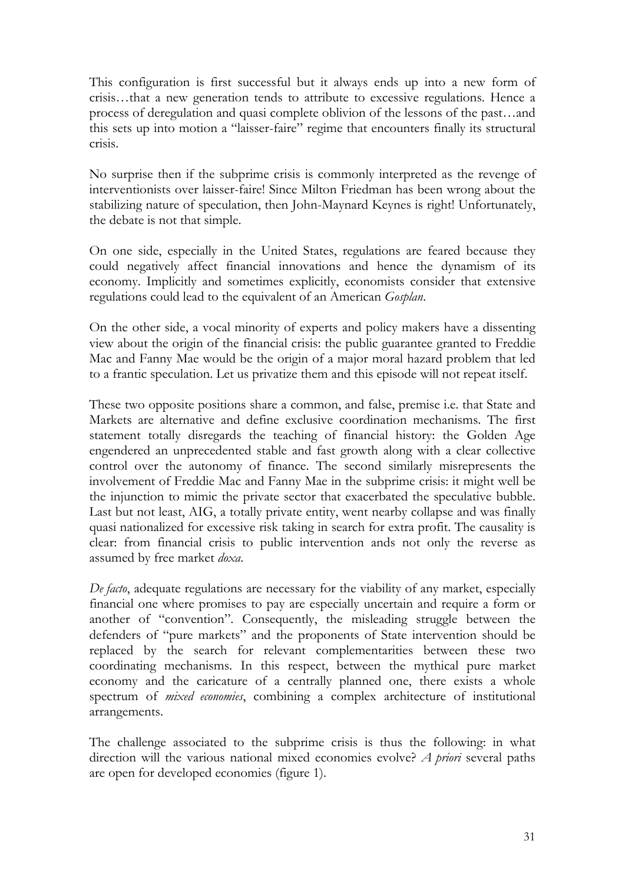This configuration is first successful but it always ends up into a new form of crisis…that a new generation tends to attribute to excessive regulations. Hence a process of deregulation and quasi complete oblivion of the lessons of the past…and this sets up into motion a "laisser-faire" regime that encounters finally its structural crisis.

No surprise then if the subprime crisis is commonly interpreted as the revenge of interventionists over laisser-faire! Since Milton Friedman has been wrong about the stabilizing nature of speculation, then John-Maynard Keynes is right! Unfortunately, the debate is not that simple.

On one side, especially in the United States, regulations are feared because they could negatively affect financial innovations and hence the dynamism of its economy. Implicitly and sometimes explicitly, economists consider that extensive regulations could lead to the equivalent of an American *Gosplan*.

On the other side, a vocal minority of experts and policy makers have a dissenting view about the origin of the financial crisis: the public guarantee granted to Freddie Mac and Fanny Mae would be the origin of a major moral hazard problem that led to a frantic speculation. Let us privatize them and this episode will not repeat itself.

These two opposite positions share a common, and false, premise i.e. that State and Markets are alternative and define exclusive coordination mechanisms. The first statement totally disregards the teaching of financial history: the Golden Age engendered an unprecedented stable and fast growth along with a clear collective control over the autonomy of finance. The second similarly misrepresents the involvement of Freddie Mac and Fanny Mae in the subprime crisis: it might well be the injunction to mimic the private sector that exacerbated the speculative bubble. Last but not least, AIG, a totally private entity, went nearby collapse and was finally quasi nationalized for excessive risk taking in search for extra profit. The causality is clear: from financial crisis to public intervention ands not only the reverse as assumed by free market *doxa*.

*De facto*, adequate regulations are necessary for the viability of any market, especially financial one where promises to pay are especially uncertain and require a form or another of "convention". Consequently, the misleading struggle between the defenders of "pure markets" and the proponents of State intervention should be replaced by the search for relevant complementarities between these two coordinating mechanisms. In this respect, between the mythical pure market economy and the caricature of a centrally planned one, there exists a whole spectrum of *mixed economies*, combining a complex architecture of institutional arrangements.

The challenge associated to the subprime crisis is thus the following: in what direction will the various national mixed economies evolve? *A priori* several paths are open for developed economies (figure 1).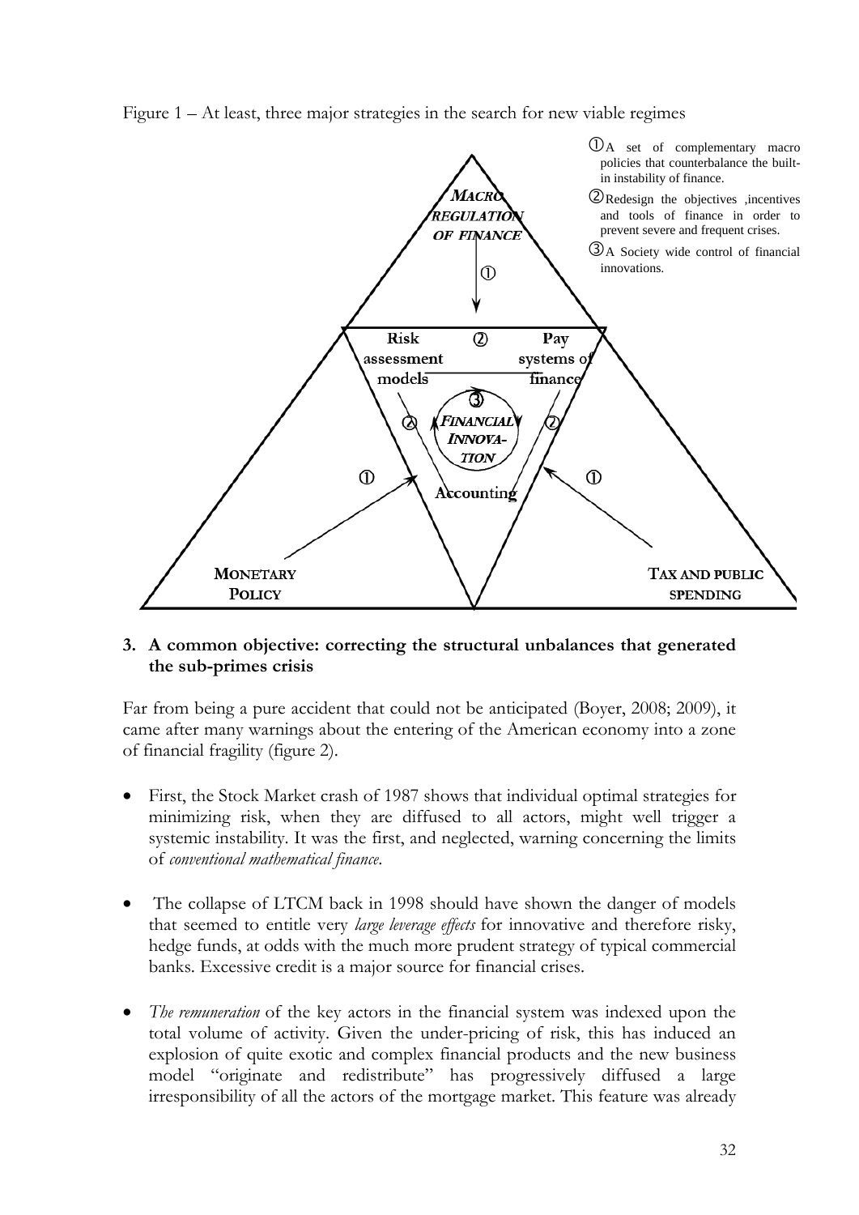Figure 1 – At least, three major strategies in the search for new viable regimes

① A set of complementary macro policies that counterbalance the built-in instability of finance.

② Redesign the objectives ,incentives and tools of finance in order to prevent severe and frequent crises.

③ A Society wide control of financial innovations.

MACRO REGULATION OF FINANCE

Risk assessment models

Pay systems of finance

FINANCIAL INNOVATION

Accounting

MONETARY POLICY

TAX AND PUBLIC SPENDING

## 3. A common objective: correcting the structural unbalances that generated the sub-primes crisis

Far from being a pure accident that could not be anticipated (Boyer, 2008; 2009), it came after many warnings about the entering of the American economy into a zone of financial fragility (figure 2).

- First, the Stock Market crash of 1987 shows that individual optimal strategies for minimizing risk, when they are diffused to all actors, might well trigger a systemic instability. It was the first, and neglected, warning concerning the limits of *conventional mathematical finance*.

- The collapse of LTCM back in 1998 should have shown the danger of models that seemed to entitle very *large leverage effects* for innovative and therefore risky, hedge funds, at odds with the much more prudent strategy of typical commercial banks. Excessive credit is a major source for financial crises.

- *The remuneration* of the key actors in the financial system was indexed upon the total volume of activity. Given the under-pricing of risk, this has induced an explosion of quite exotic and complex financial products and the new business model "originate and redistribute" has progressively diffused a large irresponsibility of all the actors of the mortgage market. This feature was already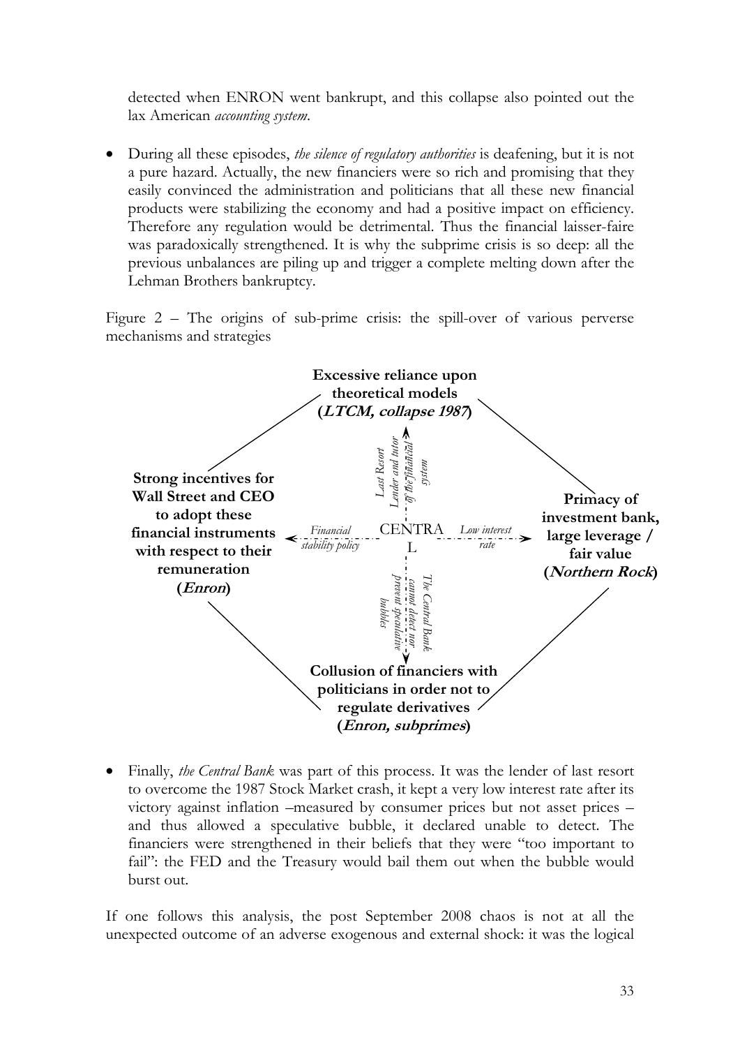detected when ENRON went bankrupt, and this collapse also pointed out the lax American *accounting system*.

- During all these episodes, *the silence of regulatory authorities* is deafening, but it is not a pure hazard. Actually, the new financiers were so rich and promising that they easily convinced the administration and politicians that all these new financial products were stabilizing the economy and had a positive impact on efficiency. Therefore any regulation would be detrimental. Thus the financial laisser-faire was paradoxically strengthened. It is why the subprime crisis is so deep: all the previous unbalances are piling up and trigger a complete melting down after the Lehman Brothers bankruptcy.

Figure 2 – The origins of sub-prime crisis: the spill-over of various perverse mechanisms and strategies

**Excessive reliance upon theoretical models (*LTCM, collapse 1987*)**

**Strong incentives for Wall Street and CEO to adopt these financial instruments with respect to their remuneration (*Enron*)**

**Primacy of investment bank, large leverage / fair value (*Northern Rock*)**

**Collusion of financiers with politicians in order not to regulate derivatives (*Enron, subprimes*)**

CENTRAL

*Last Resort Lender and tutor of the financial system*

*Financial stability policy*

*Low interest rate*

*The Central Bank cannot detect nor prevent speculative bubbles*

- Finally, *the Central Bank* was part of this process. It was the lender of last resort to overcome the 1987 Stock Market crash, it kept a very low interest rate after its victory against inflation –measured by consumer prices but not asset prices – and thus allowed a speculative bubble, it declared unable to detect. The financiers were strengthened in their beliefs that they were "too important to fail": the FED and the Treasury would bail them out when the bubble would burst out.

If one follows this analysis, the post September 2008 chaos is not at all the unexpected outcome of an adverse exogenous and external shock: it was the logical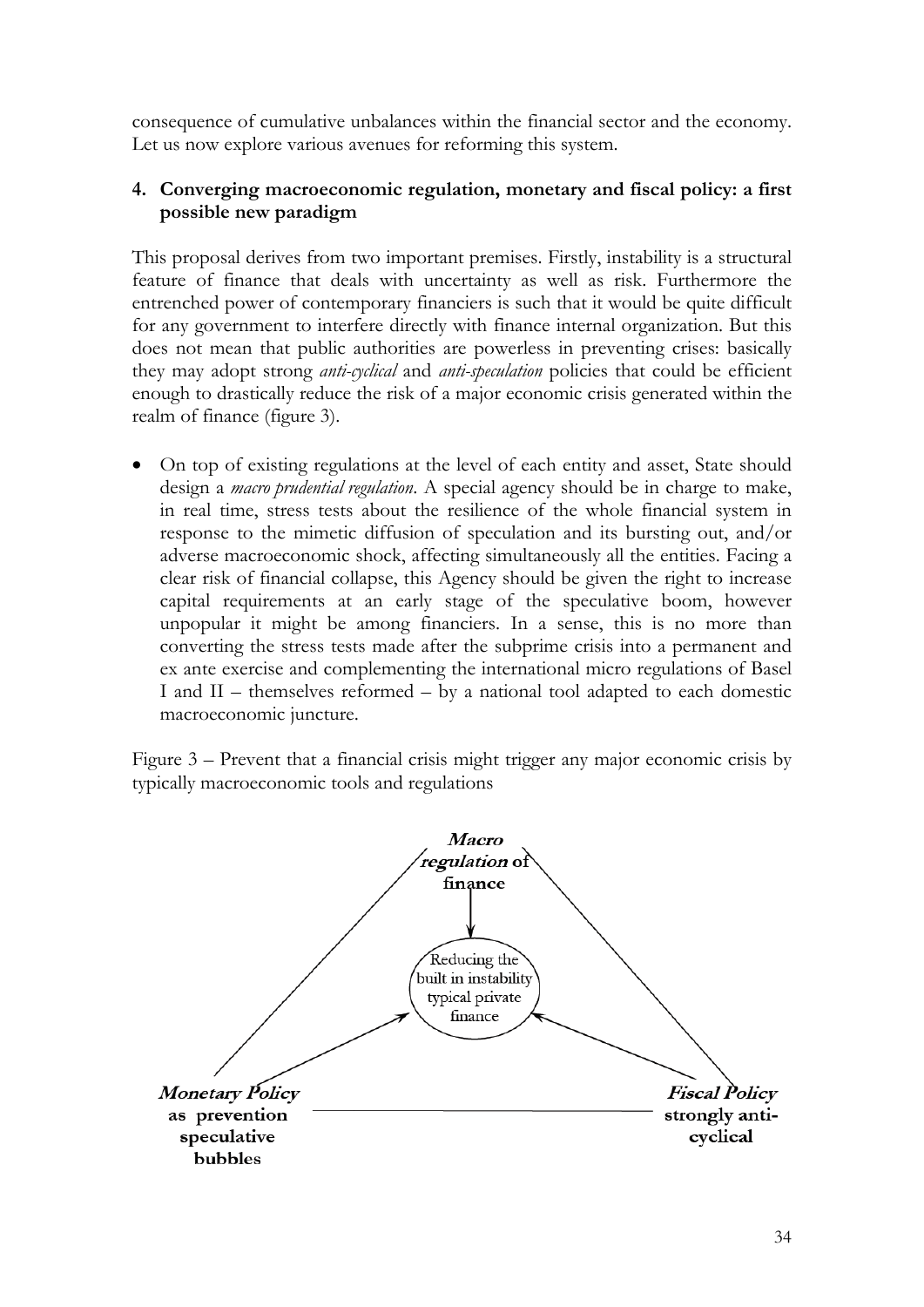consequence of cumulative unbalances within the financial sector and the economy. Let us now explore various avenues for reforming this system.

## 4. Converging macroeconomic regulation, monetary and fiscal policy: a first possible new paradigm

This proposal derives from two important premises. Firstly, instability is a structural feature of finance that deals with uncertainty as well as risk. Furthermore the entrenched power of contemporary financiers is such that it would be quite difficult for any government to interfere directly with finance internal organization. But this does not mean that public authorities are powerless in preventing crises: basically they may adopt strong *anti-cyclical* and *anti-speculation* policies that could be efficient enough to drastically reduce the risk of a major economic crisis generated within the realm of finance (figure 3).

- On top of existing regulations at the level of each entity and asset, State should design a *macro prudential regulation*. A special agency should be in charge to make, in real time, stress tests about the resilience of the whole financial system in response to the mimetic diffusion of speculation and its bursting out, and/or adverse macroeconomic shock, affecting simultaneously all the entities. Facing a clear risk of financial collapse, this Agency should be given the right to increase capital requirements at an early stage of the speculative boom, however unpopular it might be among financiers. In a sense, this is no more than converting the stress tests made after the subprime crisis into a permanent and ex ante exercise and complementing the international micro regulations of Basel I and II – themselves reformed – by a national tool adapted to each domestic macroeconomic juncture.

Figure 3 – Prevent that a financial crisis might trigger any major economic crisis by typically macroeconomic tools and regulations

***Macro regulation* of finance**

Reducing the built in instability typical private finance

***Monetary Policy* as prevention speculative bubbles**

***Fiscal Policy* strongly anti-cyclical**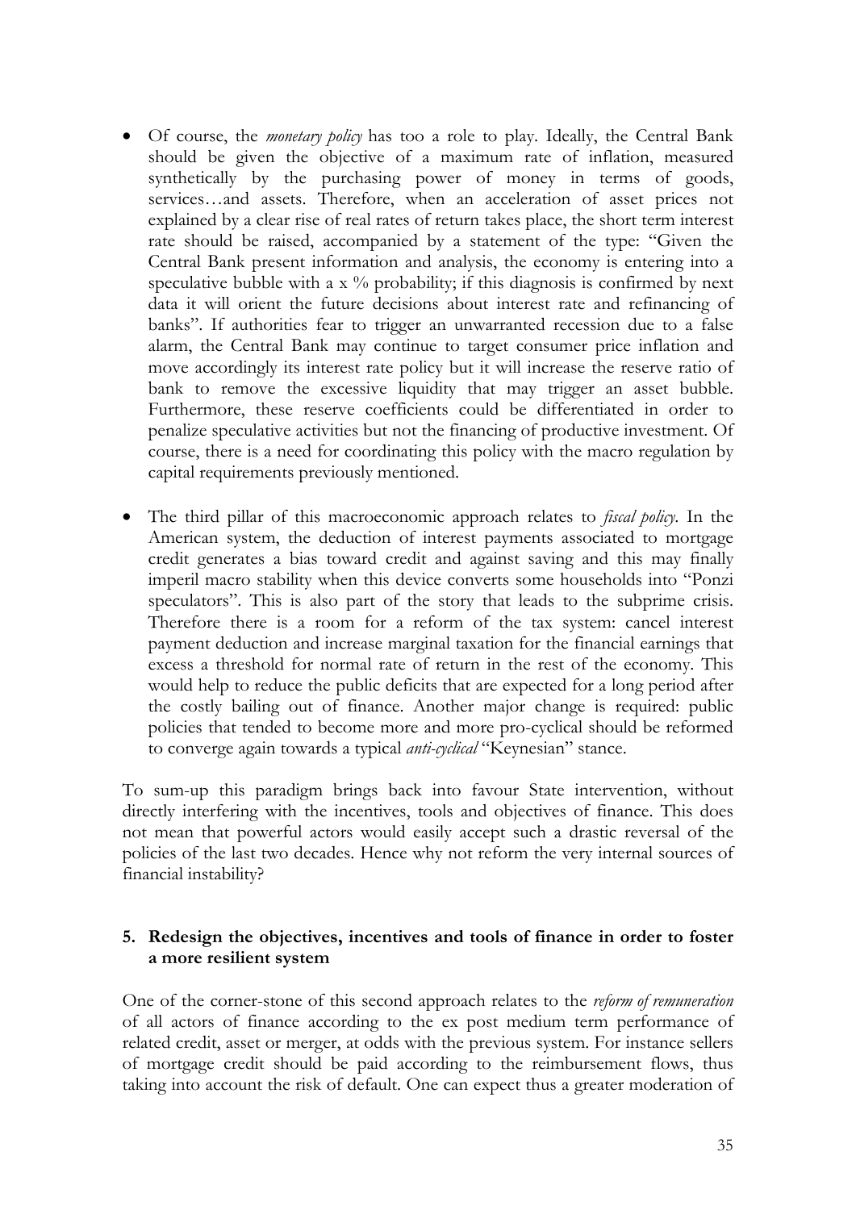- Of course, the *monetary policy* has too a role to play. Ideally, the Central Bank should be given the objective of a maximum rate of inflation, measured synthetically by the purchasing power of money in terms of goods, services…and assets. Therefore, when an acceleration of asset prices not explained by a clear rise of real rates of return takes place, the short term interest rate should be raised, accompanied by a statement of the type: "Given the Central Bank present information and analysis, the economy is entering into a speculative bubble with a x % probability; if this diagnosis is confirmed by next data it will orient the future decisions about interest rate and refinancing of banks". If authorities fear to trigger an unwarranted recession due to a false alarm, the Central Bank may continue to target consumer price inflation and move accordingly its interest rate policy but it will increase the reserve ratio of bank to remove the excessive liquidity that may trigger an asset bubble. Furthermore, these reserve coefficients could be differentiated in order to penalize speculative activities but not the financing of productive investment. Of course, there is a need for coordinating this policy with the macro regulation by capital requirements previously mentioned.

- The third pillar of this macroeconomic approach relates to *fiscal policy*. In the American system, the deduction of interest payments associated to mortgage credit generates a bias toward credit and against saving and this may finally imperil macro stability when this device converts some households into "Ponzi speculators". This is also part of the story that leads to the subprime crisis. Therefore there is a room for a reform of the tax system: cancel interest payment deduction and increase marginal taxation for the financial earnings that excess a threshold for normal rate of return in the rest of the economy. This would help to reduce the public deficits that are expected for a long period after the costly bailing out of finance. Another major change is required: public policies that tended to become more and more pro-cyclical should be reformed to converge again towards a typical *anti-cyclical* "Keynesian" stance.

To sum-up this paradigm brings back into favour State intervention, without directly interfering with the incentives, tools and objectives of finance. This does not mean that powerful actors would easily accept such a drastic reversal of the policies of the last two decades. Hence why not reform the very internal sources of financial instability?

## 5. Redesign the objectives, incentives and tools of finance in order to foster a more resilient system

One of the corner-stone of this second approach relates to the *reform of remuneration* of all actors of finance according to the ex post medium term performance of related credit, asset or merger, at odds with the previous system. For instance sellers of mortgage credit should be paid according to the reimbursement flows, thus taking into account the risk of default. One can expect thus a greater moderation of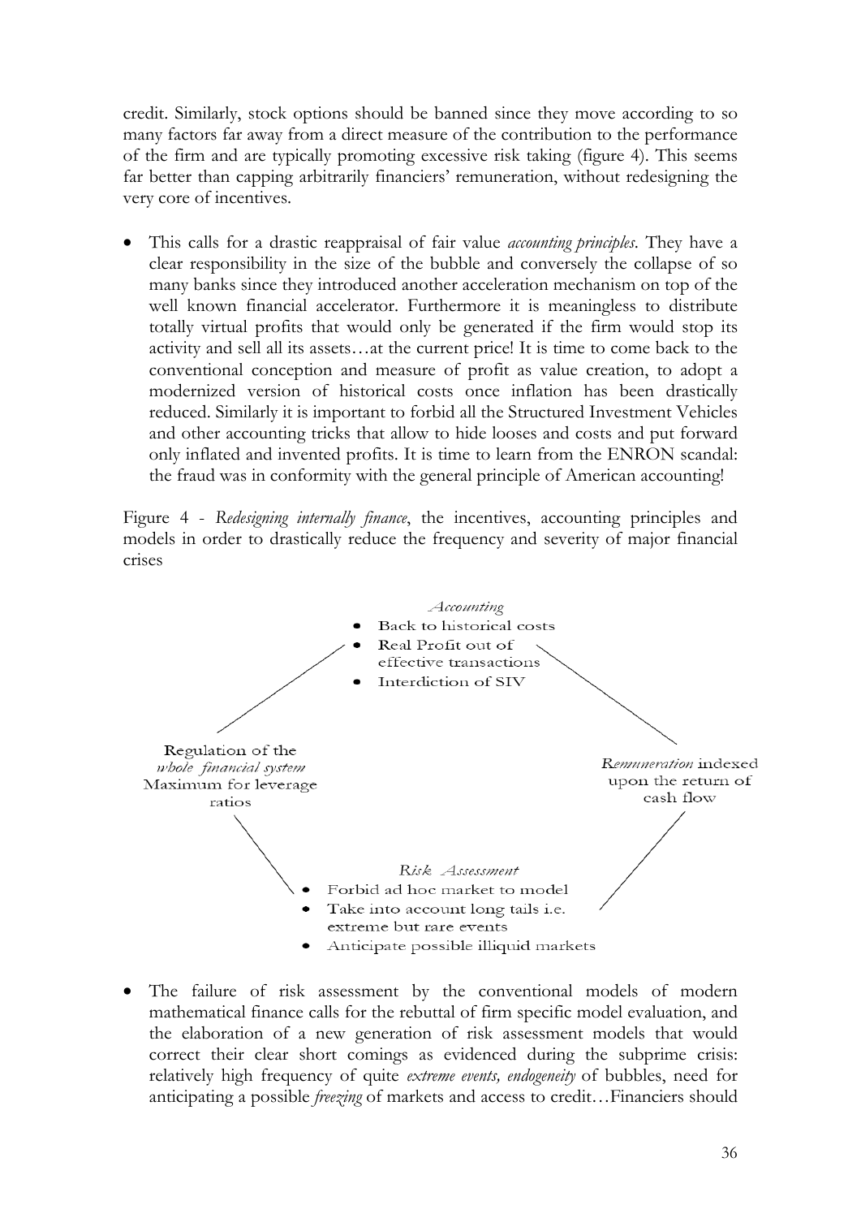credit. Similarly, stock options should be banned since they move according to so many factors far away from a direct measure of the contribution to the performance of the firm and are typically promoting excessive risk taking (figure 4). This seems far better than capping arbitrarily financiers' remuneration, without redesigning the very core of incentives.

- This calls for a drastic reappraisal of fair value *accounting principles*. They have a clear responsibility in the size of the bubble and conversely the collapse of so many banks since they introduced another acceleration mechanism on top of the well known financial accelerator. Furthermore it is meaningless to distribute totally virtual profits that would only be generated if the firm would stop its activity and sell all its assets…at the current price! It is time to come back to the conventional conception and measure of profit as value creation, to adopt a modernized version of historical costs once inflation has been drastically reduced. Similarly it is important to forbid all the Structured Investment Vehicles and other accounting tricks that allow to hide looses and costs and put forward only inflated and invented profits. It is time to learn from the ENRON scandal: the fraud was in conformity with the general principle of American accounting!

Figure 4 - *Redesigning internally finance*, the incentives, accounting principles and models in order to drastically reduce the frequency and severity of major financial crises

*Accounting*
- Back to historical costs
- Real Profit out of effective transactions
- Interdiction of SIV

Regulation of the *whole financial system* Maximum for leverage ratios

*Remuneration* indexed upon the return of cash flow

*Risk Assessment*
- Forbid ad hoc market to model
- Take into account long tails i.e. extreme but rare events
- Anticipate possible illiquid markets

- The failure of risk assessment by the conventional models of modern mathematical finance calls for the rebuttal of firm specific model evaluation, and the elaboration of a new generation of risk assessment models that would correct their clear short comings as evidenced during the subprime crisis: relatively high frequency of quite *extreme events, endogeneity* of bubbles, need for anticipating a possible *freezing* of markets and access to credit…Financiers should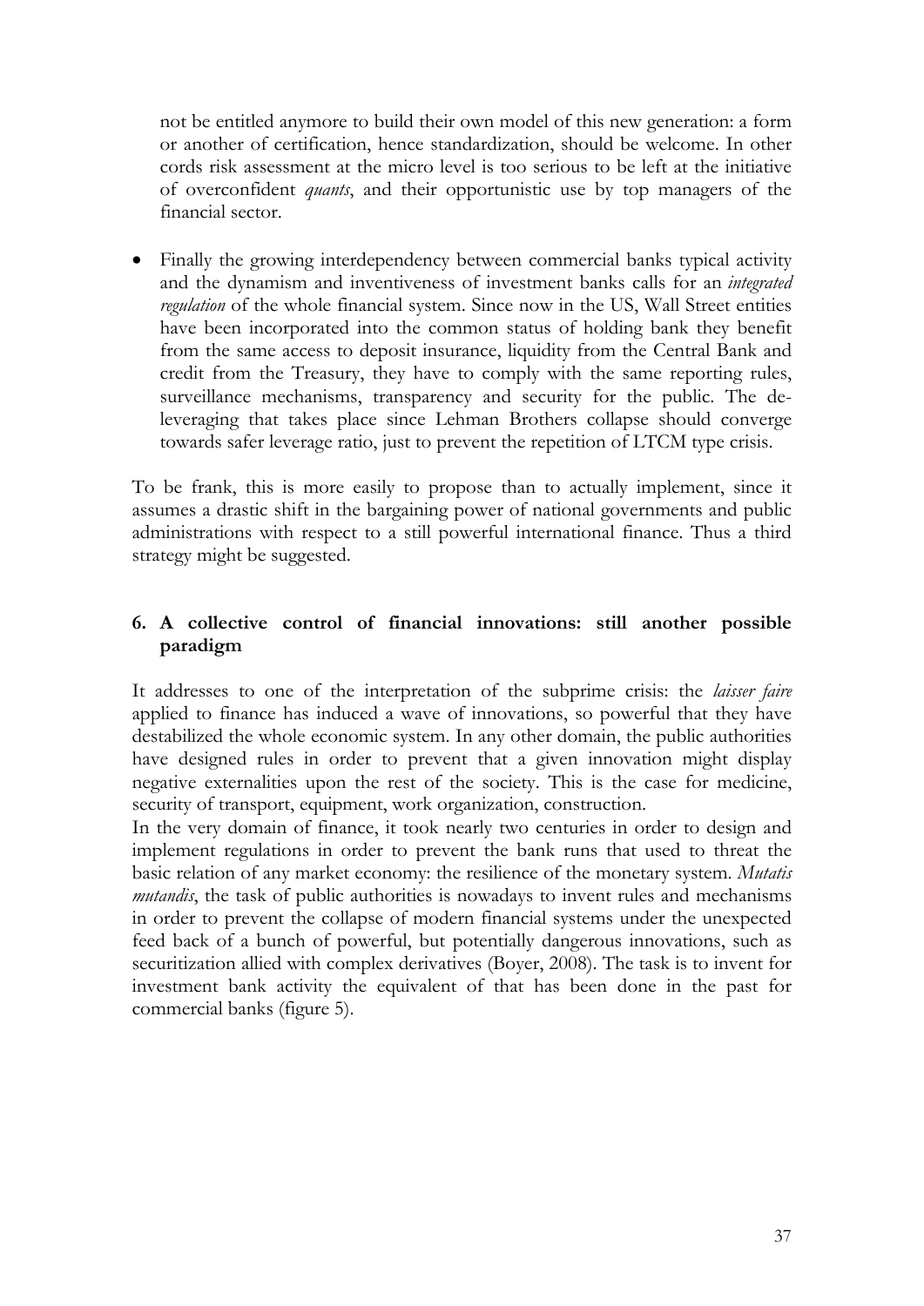not be entitled anymore to build their own model of this new generation: a form or another of certification, hence standardization, should be welcome. In other cords risk assessment at the micro level is too serious to be left at the initiative of overconfident *quants*, and their opportunistic use by top managers of the financial sector.

- Finally the growing interdependency between commercial banks typical activity and the dynamism and inventiveness of investment banks calls for an *integrated regulation* of the whole financial system. Since now in the US, Wall Street entities have been incorporated into the common status of holding bank they benefit from the same access to deposit insurance, liquidity from the Central Bank and credit from the Treasury, they have to comply with the same reporting rules, surveillance mechanisms, transparency and security for the public. The de-leveraging that takes place since Lehman Brothers collapse should converge towards safer leverage ratio, just to prevent the repetition of LTCM type crisis.

To be frank, this is more easily to propose than to actually implement, since it assumes a drastic shift in the bargaining power of national governments and public administrations with respect to a still powerful international finance. Thus a third strategy might be suggested.

## 6. A collective control of financial innovations: still another possible paradigm

It addresses to one of the interpretation of the subprime crisis: the *laisser faire* applied to finance has induced a wave of innovations, so powerful that they have destabilized the whole economic system. In any other domain, the public authorities have designed rules in order to prevent that a given innovation might display negative externalities upon the rest of the society. This is the case for medicine, security of transport, equipment, work organization, construction.

In the very domain of finance, it took nearly two centuries in order to design and implement regulations in order to prevent the bank runs that used to threat the basic relation of any market economy: the resilience of the monetary system. *Mutatis mutandis*, the task of public authorities is nowadays to invent rules and mechanisms in order to prevent the collapse of modern financial systems under the unexpected feed back of a bunch of powerful, but potentially dangerous innovations, such as securitization allied with complex derivatives (Boyer, 2008). The task is to invent for investment bank activity the equivalent of that has been done in the past for commercial banks (figure 5).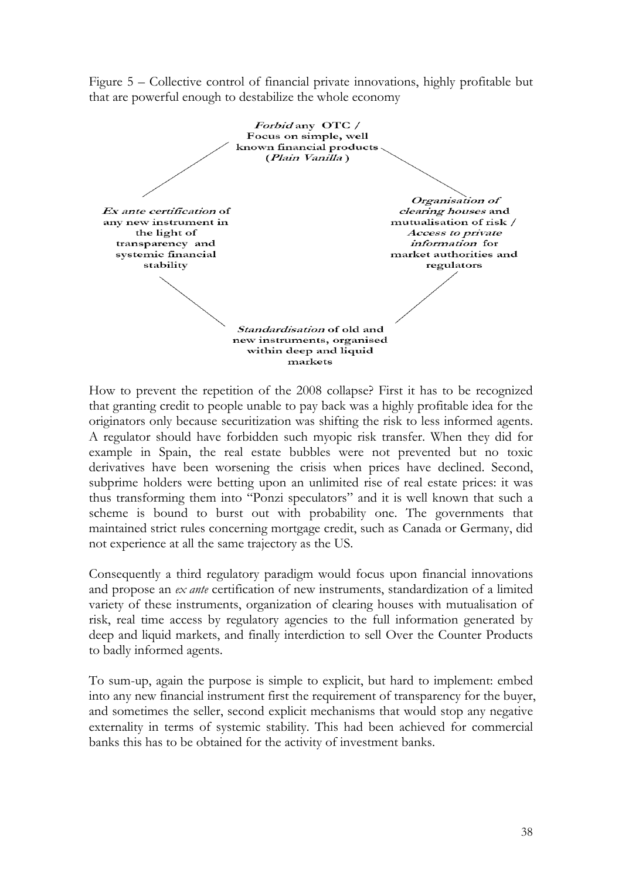Figure 5 – Collective control of financial private innovations, highly profitable but that are powerful enough to destabilize the whole economy

*Forbid* any OTC / Focus on simple, well known financial products (*Plain Vanilla*)

*Ex ante certification* of any new instrument in the light of transparency and systemic financial stability

*Organisation of clearing houses* and mutualisation of risk / *Access to private information* for market authorities and regulators

*Standardisation* of old and new instruments, organised within deep and liquid markets

How to prevent the repetition of the 2008 collapse? First it has to be recognized that granting credit to people unable to pay back was a highly profitable idea for the originators only because securitization was shifting the risk to less informed agents. A regulator should have forbidden such myopic risk transfer. When they did for example in Spain, the real estate bubbles were not prevented but no toxic derivatives have been worsening the crisis when prices have declined. Second, subprime holders were betting upon an unlimited rise of real estate prices: it was thus transforming them into "Ponzi speculators" and it is well known that such a scheme is bound to burst out with probability one. The governments that maintained strict rules concerning mortgage credit, such as Canada or Germany, did not experience at all the same trajectory as the US.

Consequently a third regulatory paradigm would focus upon financial innovations and propose an *ex ante* certification of new instruments, standardization of a limited variety of these instruments, organization of clearing houses with mutualisation of risk, real time access by regulatory agencies to the full information generated by deep and liquid markets, and finally interdiction to sell Over the Counter Products to badly informed agents.

To sum-up, again the purpose is simple to explicit, but hard to implement: embed into any new financial instrument first the requirement of transparency for the buyer, and sometimes the seller, second explicit mechanisms that would stop any negative externality in terms of systemic stability. This had been achieved for commercial banks this has to be obtained for the activity of investment banks.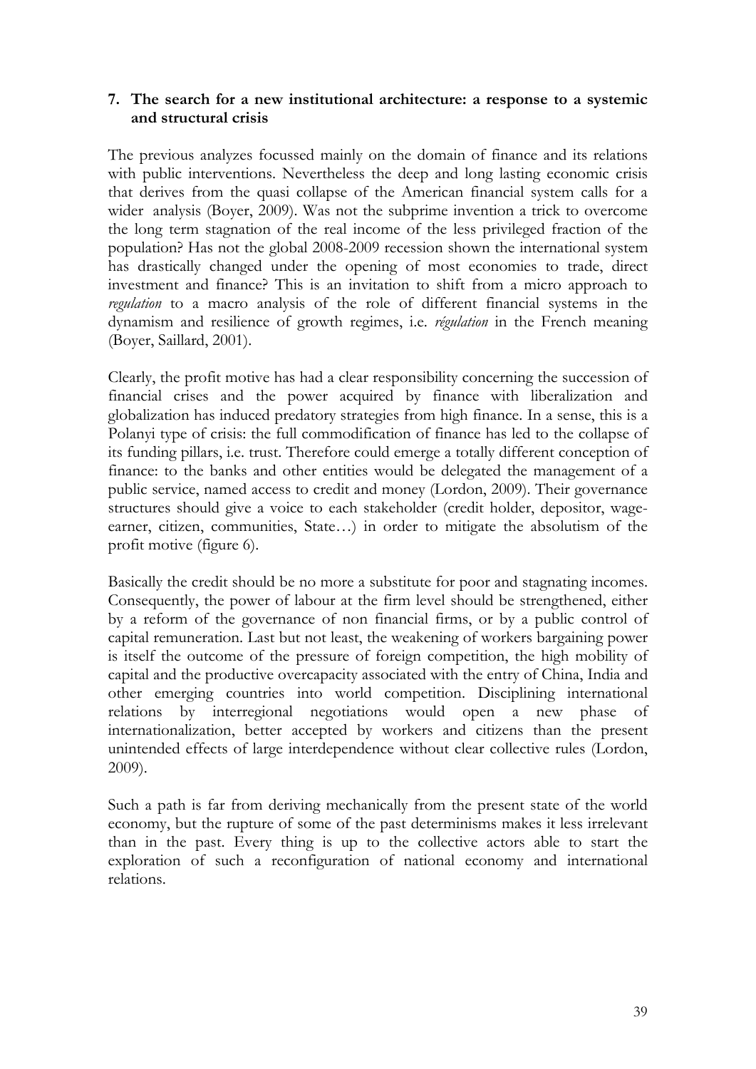## 7. The search for a new institutional architecture: a response to a systemic and structural crisis

The previous analyzes focussed mainly on the domain of finance and its relations with public interventions. Nevertheless the deep and long lasting economic crisis that derives from the quasi collapse of the American financial system calls for a wider analysis (Boyer, 2009). Was not the subprime invention a trick to overcome the long term stagnation of the real income of the less privileged fraction of the population? Has not the global 2008-2009 recession shown the international system has drastically changed under the opening of most economies to trade, direct investment and finance? This is an invitation to shift from a micro approach to *regulation* to a macro analysis of the role of different financial systems in the dynamism and resilience of growth regimes, i.e. *régulation* in the French meaning (Boyer, Saillard, 2001).

Clearly, the profit motive has had a clear responsibility concerning the succession of financial crises and the power acquired by finance with liberalization and globalization has induced predatory strategies from high finance. In a sense, this is a Polanyi type of crisis: the full commodification of finance has led to the collapse of its funding pillars, i.e. trust. Therefore could emerge a totally different conception of finance: to the banks and other entities would be delegated the management of a public service, named access to credit and money (Lordon, 2009). Their governance structures should give a voice to each stakeholder (credit holder, depositor, wage-earner, citizen, communities, State…) in order to mitigate the absolutism of the profit motive (figure 6).

Basically the credit should be no more a substitute for poor and stagnating incomes. Consequently, the power of labour at the firm level should be strengthened, either by a reform of the governance of non financial firms, or by a public control of capital remuneration. Last but not least, the weakening of workers bargaining power is itself the outcome of the pressure of foreign competition, the high mobility of capital and the productive overcapacity associated with the entry of China, India and other emerging countries into world competition. Disciplining international relations by interregional negotiations would open a new phase of internationalization, better accepted by workers and citizens than the present unintended effects of large interdependence without clear collective rules (Lordon, 2009).

Such a path is far from deriving mechanically from the present state of the world economy, but the rupture of some of the past determinisms makes it less irrelevant than in the past. Every thing is up to the collective actors able to start the exploration of such a reconfiguration of national economy and international relations.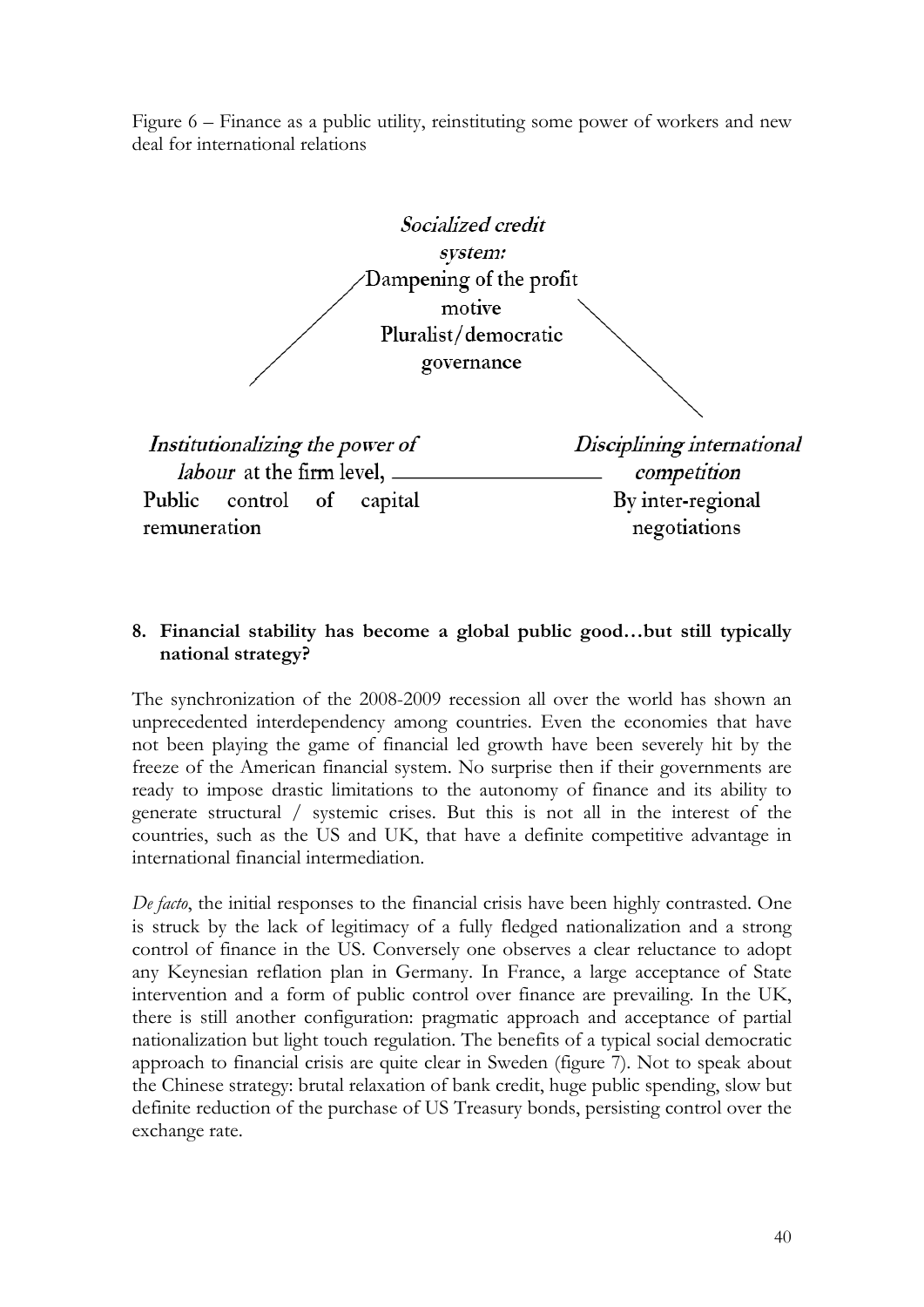Figure 6 – Finance as a public utility, reinstituting some power of workers and new deal for international relations

*Socialized credit system:*
Dampening of the profit motive
Pluralist/democratic governance

*Institutionalizing the power of labour* at the firm level,
Public control of capital remuneration

*Disciplining international competition*
By inter-regional negotiations

## 8. Financial stability has become a global public good…but still typically national strategy?

The synchronization of the 2008-2009 recession all over the world has shown an unprecedented interdependency among countries. Even the economies that have not been playing the game of financial led growth have been severely hit by the freeze of the American financial system. No surprise then if their governments are ready to impose drastic limitations to the autonomy of finance and its ability to generate structural / systemic crises. But this is not all in the interest of the countries, such as the US and UK, that have a definite competitive advantage in international financial intermediation.

*De facto*, the initial responses to the financial crisis have been highly contrasted. One is struck by the lack of legitimacy of a fully fledged nationalization and a strong control of finance in the US. Conversely one observes a clear reluctance to adopt any Keynesian reflation plan in Germany. In France, a large acceptance of State intervention and a form of public control over finance are prevailing. In the UK, there is still another configuration: pragmatic approach and acceptance of partial nationalization but light touch regulation. The benefits of a typical social democratic approach to financial crisis are quite clear in Sweden (figure 7). Not to speak about the Chinese strategy: brutal relaxation of bank credit, huge public spending, slow but definite reduction of the purchase of US Treasury bonds, persisting control over the exchange rate.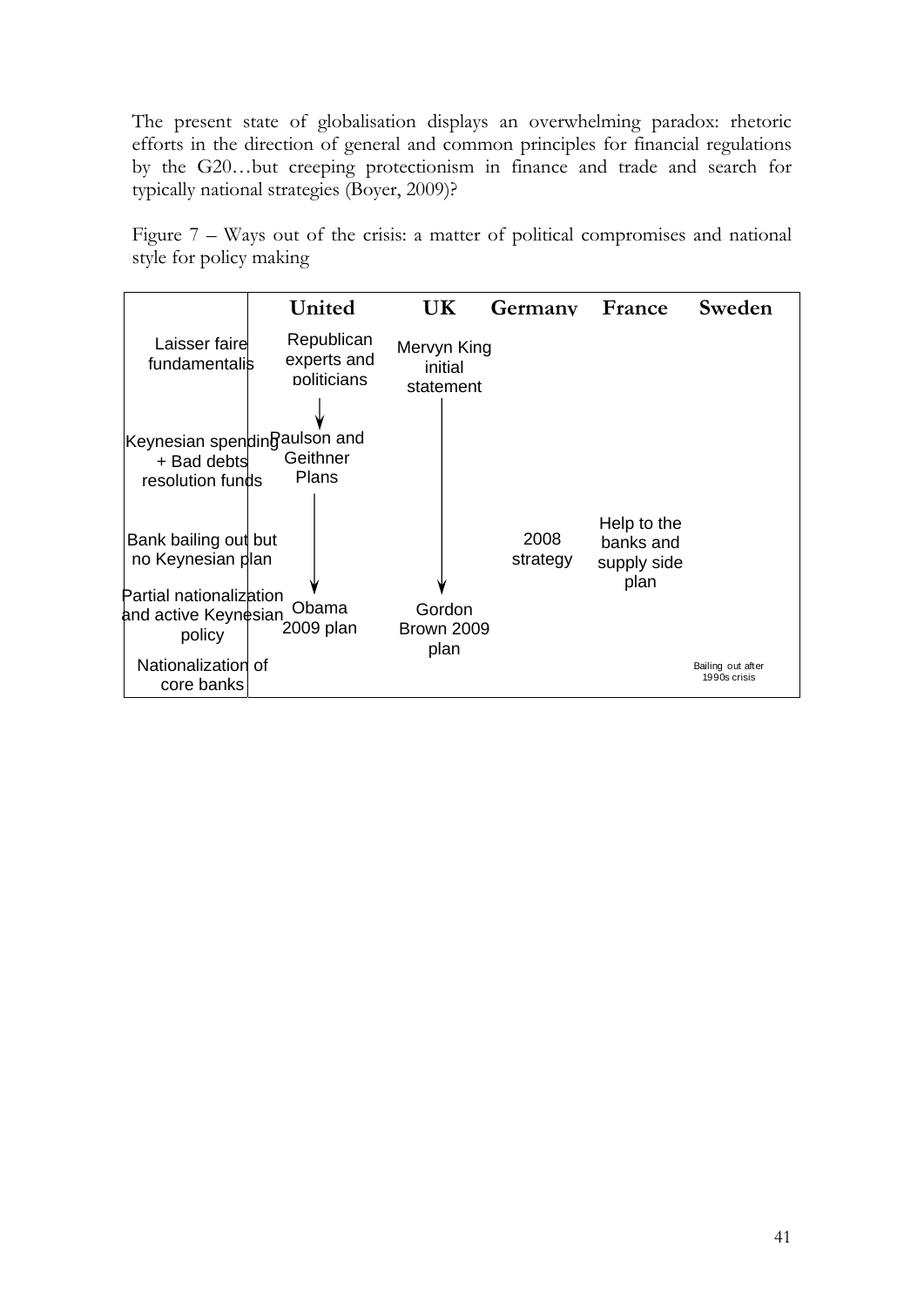The present state of globalisation displays an overwhelming paradox: rhetoric efforts in the direction of general and common principles for financial regulations by the G20…but creeping protectionism in finance and trade and search for typically national strategies (Boyer, 2009)?

Figure 7 – Ways out of the crisis: a matter of political compromises and national style for policy making

| | United | UK | Germany | France | Sweden |
|---|---|---|---|---|---|
| Laisser faire fundamentalis | Republican experts and politicians | Mervyn King initial statement | | | |
| Keynesian spending + Bad debts resolution funds | Paulson and Geithner Plans | | | | |
| Bank bailing out but no Keynesian plan | | | 2008 strategy | Help to the banks and supply side plan | |
| Partial nationalization and active Keynesian policy | Obama 2009 plan | Gordon Brown 2009 plan | | | |
| Nationalization of core banks | | | | | Bailing out after 1990s crisis |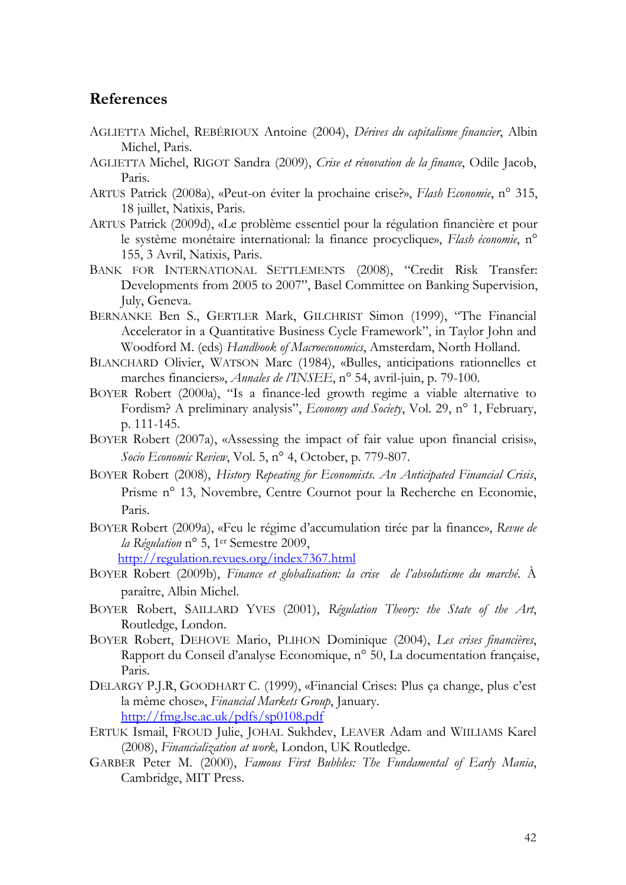## References

AGLIETTA Michel, REBÉRIOUX Antoine (2004), *Dérives du capitalisme financier*, Albin Michel, Paris.

AGLIETTA Michel, RIGOT Sandra (2009), *Crise et rénovation de la finance*, Odile Jacob, Paris.

ARTUS Patrick (2008a), «Peut-on éviter la prochaine crise?», *Flash Economie*, n° 315, 18 juillet, Natixis, Paris.

ARTUS Patrick (2009d), «Le problème essentiel pour la régulation financière et pour le système monétaire international: la finance procyclique», *Flash économie*, n° 155, 3 Avril, Natixis, Paris.

BANK FOR INTERNATIONAL SETTLEMENTS (2008), "Credit Risk Transfer: Developments from 2005 to 2007", Basel Committee on Banking Supervision, July, Geneva.

BERNANKE Ben S., GERTLER Mark, GILCHRIST Simon (1999), "The Financial Accelerator in a Quantitative Business Cycle Framework", in Taylor John and Woodford M. (eds) *Handbook of Macroeconomics*, Amsterdam, North Holland.

BLANCHARD Olivier, WATSON Marc (1984), «Bulles, anticipations rationnelles et marches financiers», *Annales de l'INSEE*, n° 54, avril-juin, p. 79-100.

BOYER Robert (2000a), "Is a finance-led growth regime a viable alternative to Fordism? A preliminary analysis", *Economy and Society*, Vol. 29, n° 1, February, p. 111-145.

BOYER Robert (2007a), «Assessing the impact of fair value upon financial crisis», *Socio Economic Review*, Vol. 5, n° 4, October, p. 779-807.

BOYER Robert (2008), *History Repeating for Economists. An Anticipated Financial Crisis*, Prisme n° 13, Novembre, Centre Cournot pour la Recherche en Economie, Paris.

BOYER Robert (2009a), «Feu le régime d'accumulation tirée par la finance», *Revue de la Régulation* n° 5, 1er Semestre 2009, http://regulation.revues.org/index7367.html

BOYER Robert (2009b), *Finance et globalisation: la crise de l'absolutisme du marché*. À paraître, Albin Michel.

BOYER Robert, SAILLARD YVES (2001), *Régulation Theory: the State of the Art*, Routledge, London.

BOYER Robert, DEHOVE Mario, PLIHON Dominique (2004), *Les crises financières*, Rapport du Conseil d'analyse Economique, n° 50, La documentation française, Paris.

DELARGY P.J.R, GOODHART C. (1999), «Financial Crises: Plus ça change, plus c'est la même chose», *Financial Markets Group*, January. http://fmg.lse.ac.uk/pdfs/sp0108.pdf

ERTUK Ismail, FROUD Julie, JOHAL Sukhdev, LEAVER Adam and WIILIAMS Karel (2008), *Financialization at work,* London, UK Routledge.

GARBER Peter M. (2000), *Famous First Bubbles: The Fundamental of Early Mania*, Cambridge, MIT Press.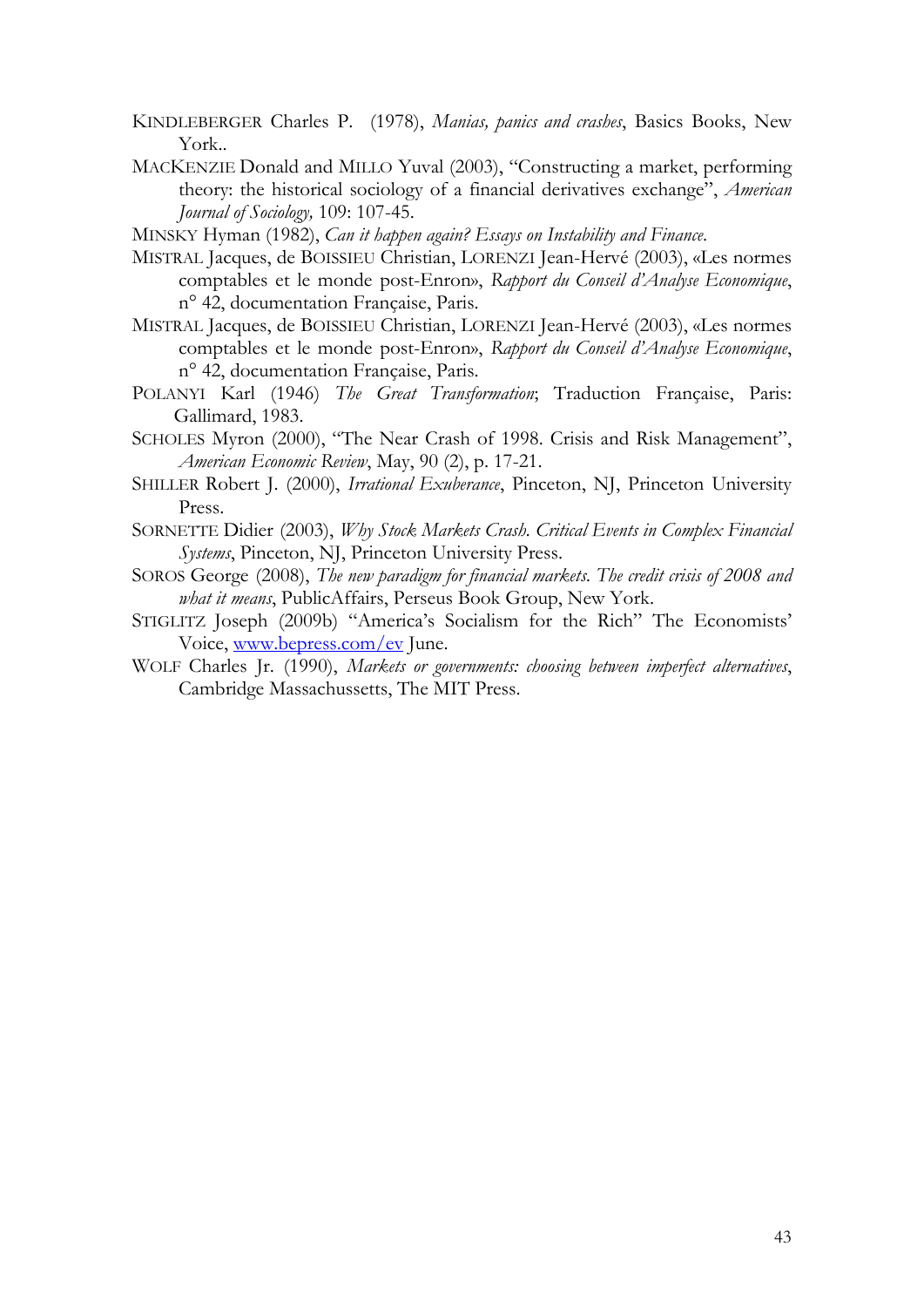KINDLEBERGER Charles P. (1978), *Manias, panics and crashes*, Basics Books, New York..

MACKENZIE Donald and MILLO Yuval (2003), "Constructing a market, performing theory: the historical sociology of a financial derivatives exchange", *American Journal of Sociology,* 109: 107-45.

MINSKY Hyman (1982), *Can it happen again? Essays on Instability and Finance*.

MISTRAL Jacques, de BOISSIEU Christian, LORENZI Jean-Hervé (2003), «Les normes comptables et le monde post-Enron», *Rapport du Conseil d'Analyse Economique*, n° 42, documentation Française, Paris.

MISTRAL Jacques, de BOISSIEU Christian, LORENZI Jean-Hervé (2003), «Les normes comptables et le monde post-Enron», *Rapport du Conseil d'Analyse Economique*, n° 42, documentation Française, Paris.

POLANYI Karl (1946) *The Great Transformation*; Traduction Française, Paris: Gallimard, 1983.

SCHOLES Myron (2000), "The Near Crash of 1998. Crisis and Risk Management", *American Economic Review*, May, 90 (2), p. 17-21.

SHILLER Robert J. (2000), *Irrational Exuberance*, Pinceton, NJ, Princeton University Press.

SORNETTE Didier (2003), *Why Stock Markets Crash. Critical Events in Complex Financial Systems*, Pinceton, NJ, Princeton University Press.

SOROS George (2008), *The new paradigm for financial markets. The credit crisis of 2008 and what it means*, PublicAffairs, Perseus Book Group, New York.

STIGLITZ Joseph (2009b) "America's Socialism for the Rich" The Economists' Voice, www.bepress.com/ev June.

WOLF Charles Jr. (1990), *Markets or governments: choosing between imperfect alternatives*, Cambridge Massachussetts, The MIT Press.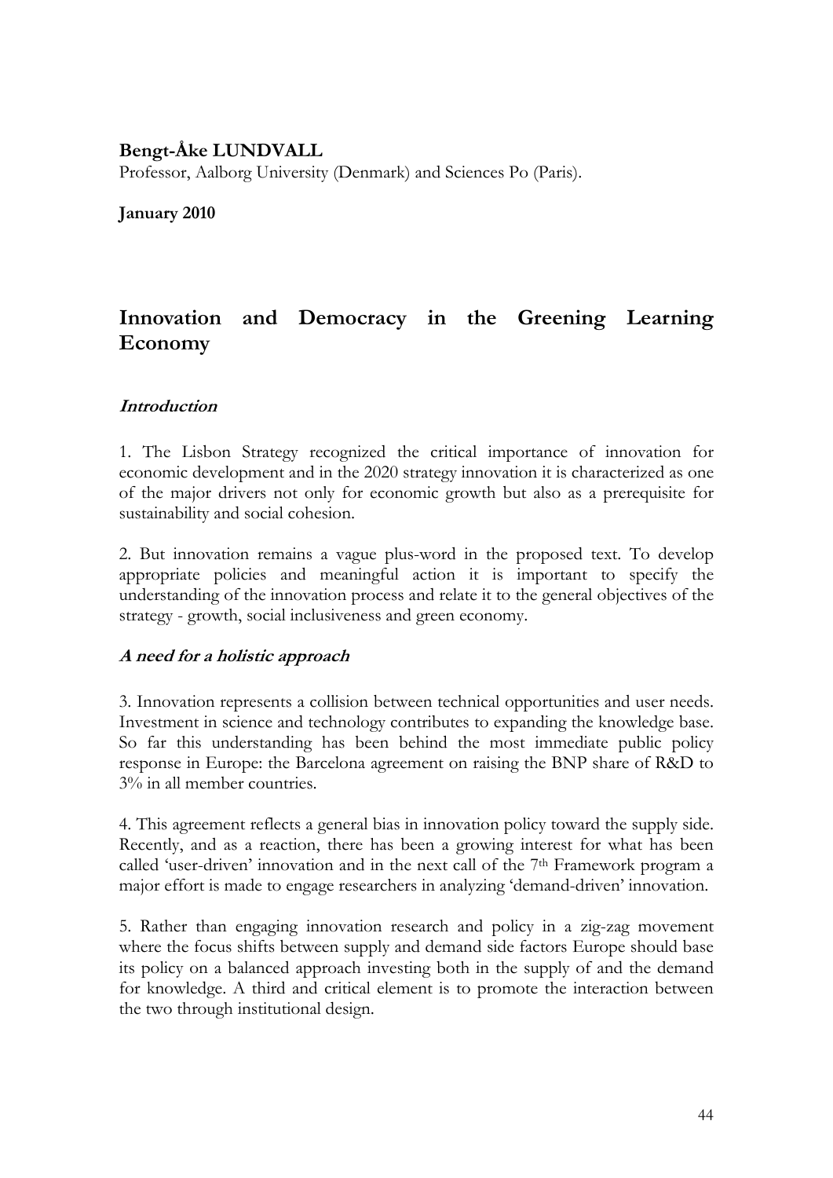**Bengt-Åke LUNDVALL**

Professor, Aalborg University (Denmark) and Sciences Po (Paris).

**January 2010**

# Innovation and Democracy in the Greening Learning Economy

## *Introduction*

1. The Lisbon Strategy recognized the critical importance of innovation for economic development and in the 2020 strategy innovation it is characterized as one of the major drivers not only for economic growth but also as a prerequisite for sustainability and social cohesion.

2. But innovation remains a vague plus-word in the proposed text. To develop appropriate policies and meaningful action it is important to specify the understanding of the innovation process and relate it to the general objectives of the strategy - growth, social inclusiveness and green economy.

## *A need for a holistic approach*

3. Innovation represents a collision between technical opportunities and user needs. Investment in science and technology contributes to expanding the knowledge base. So far this understanding has been behind the most immediate public policy response in Europe: the Barcelona agreement on raising the BNP share of R&D to 3% in all member countries.

4. This agreement reflects a general bias in innovation policy toward the supply side. Recently, and as a reaction, there has been a growing interest for what has been called 'user-driven' innovation and in the next call of the 7th Framework program a major effort is made to engage researchers in analyzing 'demand-driven' innovation.

5. Rather than engaging innovation research and policy in a zig-zag movement where the focus shifts between supply and demand side factors Europe should base its policy on a balanced approach investing both in the supply of and the demand for knowledge. A third and critical element is to promote the interaction between the two through institutional design.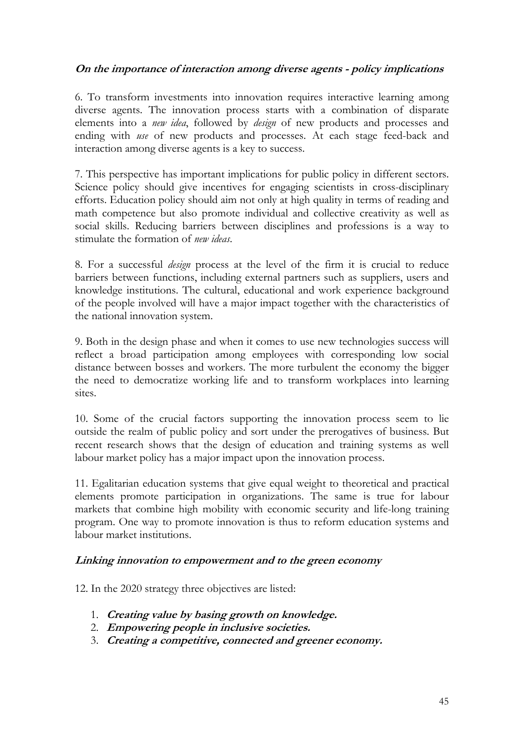### ***On the importance of interaction among diverse agents - policy implications***

6. To transform investments into innovation requires interactive learning among diverse agents. The innovation process starts with a combination of disparate elements into a *new idea*, followed by *design* of new products and processes and ending with *use* of new products and processes. At each stage feed-back and interaction among diverse agents is a key to success.

7. This perspective has important implications for public policy in different sectors. Science policy should give incentives for engaging scientists in cross-disciplinary efforts. Education policy should aim not only at high quality in terms of reading and math competence but also promote individual and collective creativity as well as social skills. Reducing barriers between disciplines and professions is a way to stimulate the formation of *new ideas*.

8. For a successful *design* process at the level of the firm it is crucial to reduce barriers between functions, including external partners such as suppliers, users and knowledge institutions. The cultural, educational and work experience background of the people involved will have a major impact together with the characteristics of the national innovation system.

9. Both in the design phase and when it comes to use new technologies success will reflect a broad participation among employees with corresponding low social distance between bosses and workers. The more turbulent the economy the bigger the need to democratize working life and to transform workplaces into learning sites.

10. Some of the crucial factors supporting the innovation process seem to lie outside the realm of public policy and sort under the prerogatives of business. But recent research shows that the design of education and training systems as well labour market policy has a major impact upon the innovation process.

11. Egalitarian education systems that give equal weight to theoretical and practical elements promote participation in organizations. The same is true for labour markets that combine high mobility with economic security and life-long training program. One way to promote innovation is thus to reform education systems and labour market institutions.

### ***Linking innovation to empowerment and to the green economy***

12. In the 2020 strategy three objectives are listed:

1. ***Creating value by basing growth on knowledge.***
2. ***Empowering people in inclusive societies.***
3. ***Creating a competitive, connected and greener economy.***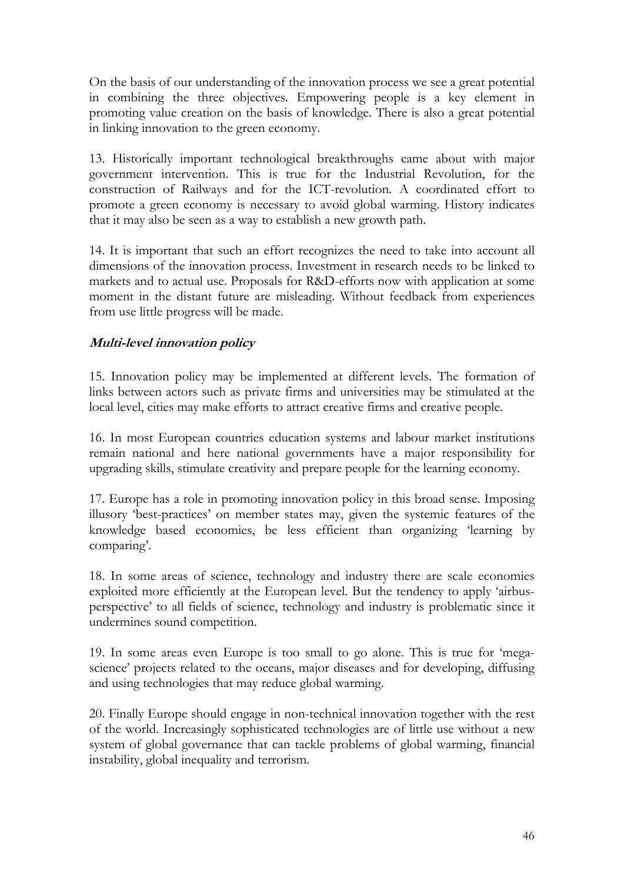On the basis of our understanding of the innovation process we see a great potential in combining the three objectives. Empowering people is a key element in promoting value creation on the basis of knowledge. There is also a great potential in linking innovation to the green economy.

13. Historically important technological breakthroughs came about with major government intervention. This is true for the Industrial Revolution, for the construction of Railways and for the ICT-revolution. A coordinated effort to promote a green economy is necessary to avoid global warming. History indicates that it may also be seen as a way to establish a new growth path.

14. It is important that such an effort recognizes the need to take into account all dimensions of the innovation process. Investment in research needs to be linked to markets and to actual use. Proposals for R&D-efforts now with application at some moment in the distant future are misleading. Without feedback from experiences from use little progress will be made.

### ***Multi-level innovation policy***

15. Innovation policy may be implemented at different levels. The formation of links between actors such as private firms and universities may be stimulated at the local level, cities may make efforts to attract creative firms and creative people.

16. In most European countries education systems and labour market institutions remain national and here national governments have a major responsibility for upgrading skills, stimulate creativity and prepare people for the learning economy.

17. Europe has a role in promoting innovation policy in this broad sense. Imposing illusory 'best-practices' on member states may, given the systemic features of the knowledge based economies, be less efficient than organizing 'learning by comparing'.

18. In some areas of science, technology and industry there are scale economies exploited more efficiently at the European level. But the tendency to apply 'airbus-perspective' to all fields of science, technology and industry is problematic since it undermines sound competition.

19. In some areas even Europe is too small to go alone. This is true for 'mega-science' projects related to the oceans, major diseases and for developing, diffusing and using technologies that may reduce global warming.

20. Finally Europe should engage in non-technical innovation together with the rest of the world. Increasingly sophisticated technologies are of little use without a new system of global governance that can tackle problems of global warming, financial instability, global inequality and terrorism.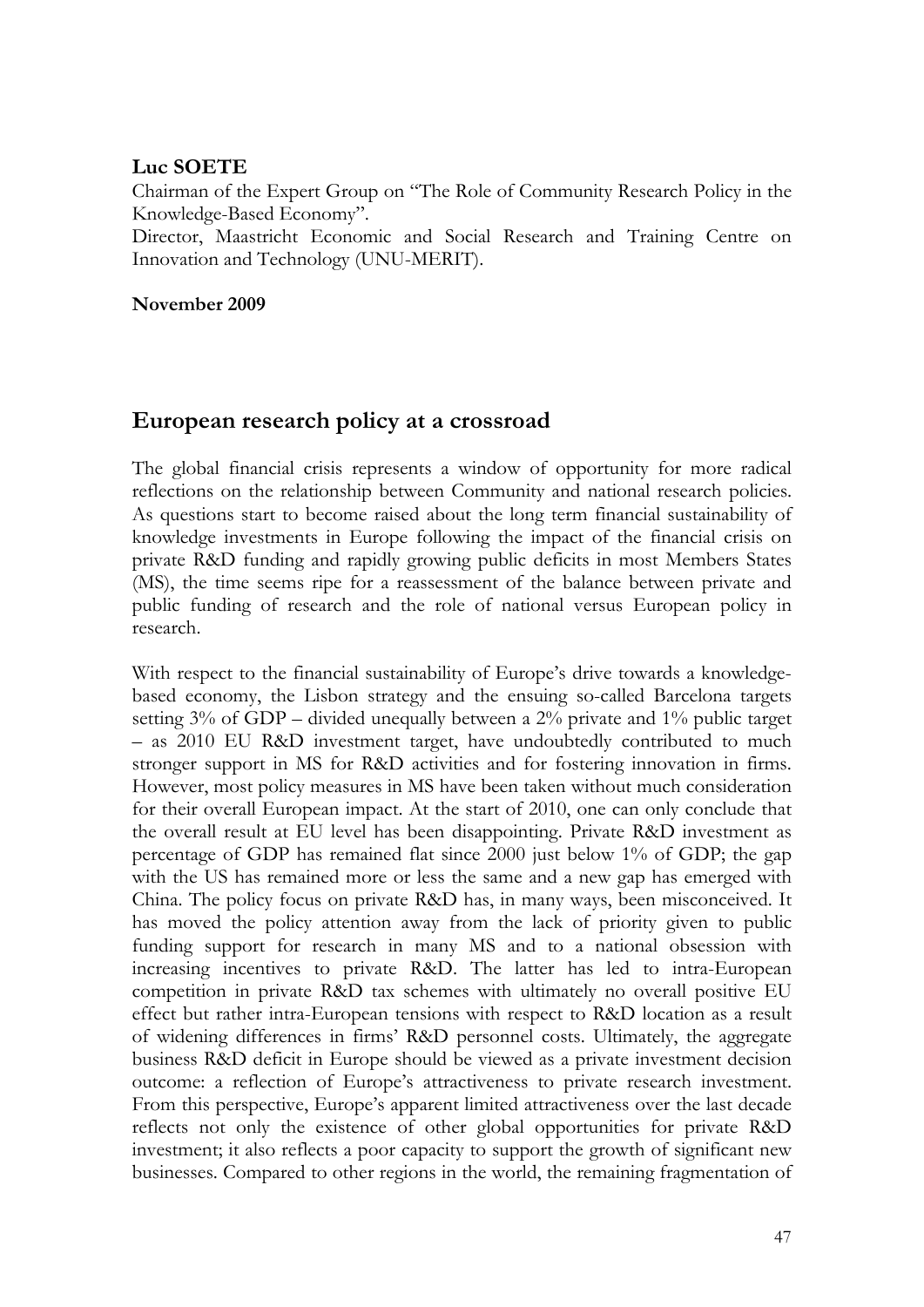**Luc SOETE**

Chairman of the Expert Group on "The Role of Community Research Policy in the Knowledge-Based Economy".

Director, Maastricht Economic and Social Research and Training Centre on Innovation and Technology (UNU-MERIT).

**November 2009**

## European research policy at a crossroad

The global financial crisis represents a window of opportunity for more radical reflections on the relationship between Community and national research policies. As questions start to become raised about the long term financial sustainability of knowledge investments in Europe following the impact of the financial crisis on private R&D funding and rapidly growing public deficits in most Members States (MS), the time seems ripe for a reassessment of the balance between private and public funding of research and the role of national versus European policy in research.

With respect to the financial sustainability of Europe's drive towards a knowledge-based economy, the Lisbon strategy and the ensuing so-called Barcelona targets setting 3% of GDP – divided unequally between a 2% private and 1% public target – as 2010 EU R&D investment target, have undoubtedly contributed to much stronger support in MS for R&D activities and for fostering innovation in firms. However, most policy measures in MS have been taken without much consideration for their overall European impact. At the start of 2010, one can only conclude that the overall result at EU level has been disappointing. Private R&D investment as percentage of GDP has remained flat since 2000 just below 1% of GDP; the gap with the US has remained more or less the same and a new gap has emerged with China. The policy focus on private R&D has, in many ways, been misconceived. It has moved the policy attention away from the lack of priority given to public funding support for research in many MS and to a national obsession with increasing incentives to private R&D. The latter has led to intra-European competition in private R&D tax schemes with ultimately no overall positive EU effect but rather intra-European tensions with respect to R&D location as a result of widening differences in firms' R&D personnel costs. Ultimately, the aggregate business R&D deficit in Europe should be viewed as a private investment decision outcome: a reflection of Europe's attractiveness to private research investment. From this perspective, Europe's apparent limited attractiveness over the last decade reflects not only the existence of other global opportunities for private R&D investment; it also reflects a poor capacity to support the growth of significant new businesses. Compared to other regions in the world, the remaining fragmentation of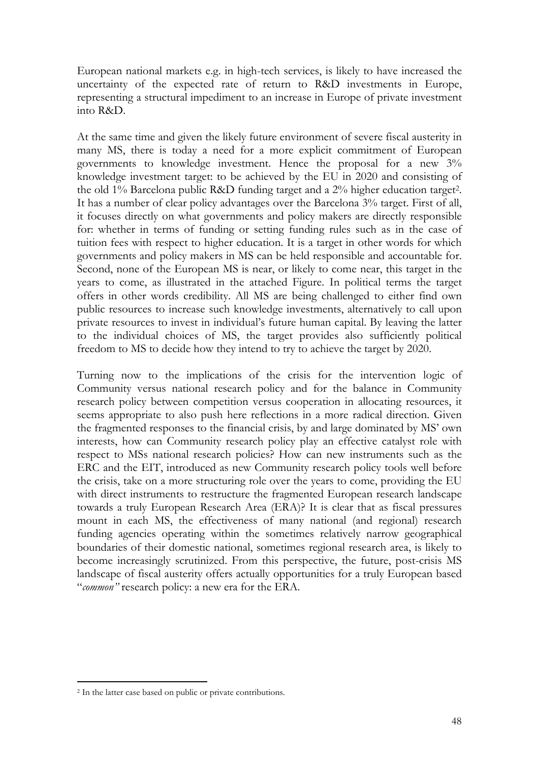European national markets e.g. in high-tech services, is likely to have increased the uncertainty of the expected rate of return to R&D investments in Europe, representing a structural impediment to an increase in Europe of private investment into R&D.

At the same time and given the likely future environment of severe fiscal austerity in many MS, there is today a need for a more explicit commitment of European governments to knowledge investment. Hence the proposal for a new 3% knowledge investment target: to be achieved by the EU in 2020 and consisting of the old 1% Barcelona public R&D funding target and a 2% higher education target[2]. It has a number of clear policy advantages over the Barcelona 3% target. First of all, it focuses directly on what governments and policy makers are directly responsible for: whether in terms of funding or setting funding rules such as in the case of tuition fees with respect to higher education. It is a target in other words for which governments and policy makers in MS can be held responsible and accountable for. Second, none of the European MS is near, or likely to come near, this target in the years to come, as illustrated in the attached Figure. In political terms the target offers in other words credibility. All MS are being challenged to either find own public resources to increase such knowledge investments, alternatively to call upon private resources to invest in individual's future human capital. By leaving the latter to the individual choices of MS, the target provides also sufficiently political freedom to MS to decide how they intend to try to achieve the target by 2020.

Turning now to the implications of the crisis for the intervention logic of Community versus national research policy and for the balance in Community research policy between competition versus cooperation in allocating resources, it seems appropriate to also push here reflections in a more radical direction. Given the fragmented responses to the financial crisis, by and large dominated by MS' own interests, how can Community research policy play an effective catalyst role with respect to MSs national research policies? How can new instruments such as the ERC and the EIT, introduced as new Community research policy tools well before the crisis, take on a more structuring role over the years to come, providing the EU with direct instruments to restructure the fragmented European research landscape towards a truly European Research Area (ERA)? It is clear that as fiscal pressures mount in each MS, the effectiveness of many national (and regional) research funding agencies operating within the sometimes relatively narrow geographical boundaries of their domestic national, sometimes regional research area, is likely to become increasingly scrutinized. From this perspective, the future, post-crisis MS landscape of fiscal austerity offers actually opportunities for a truly European based "*common"* research policy: a new era for the ERA.

---

[2] In the latter case based on public or private contributions.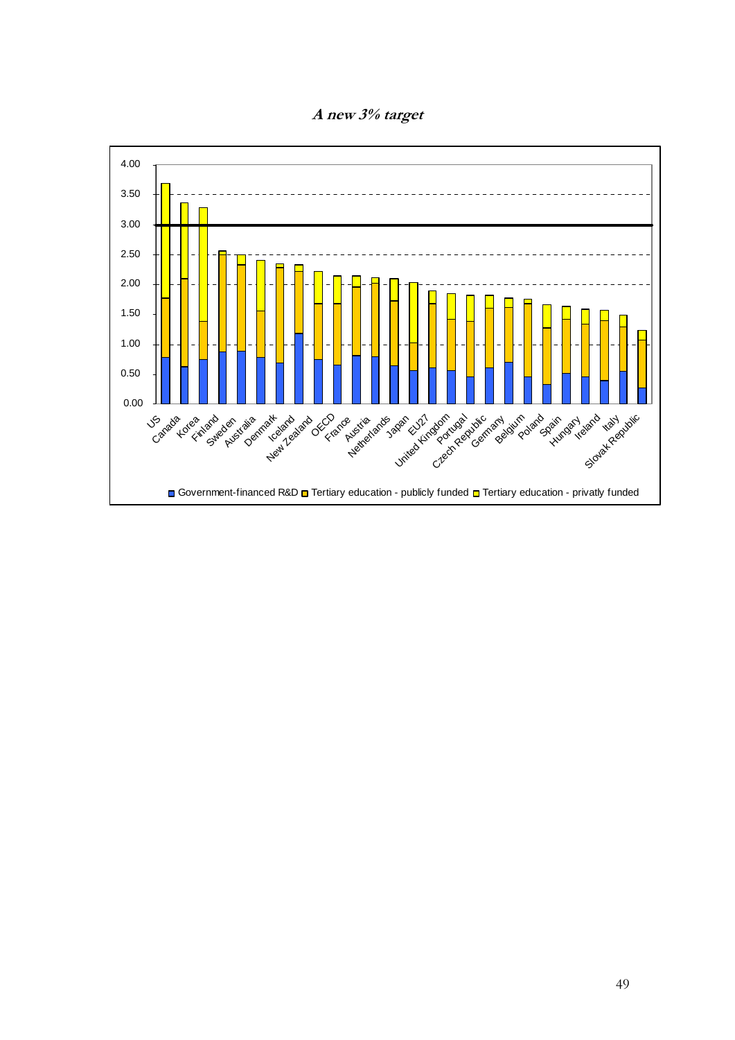***A new 3% target***

Government-financed R&D | Tertiary education - publicly funded | Tertiary education - privatly funded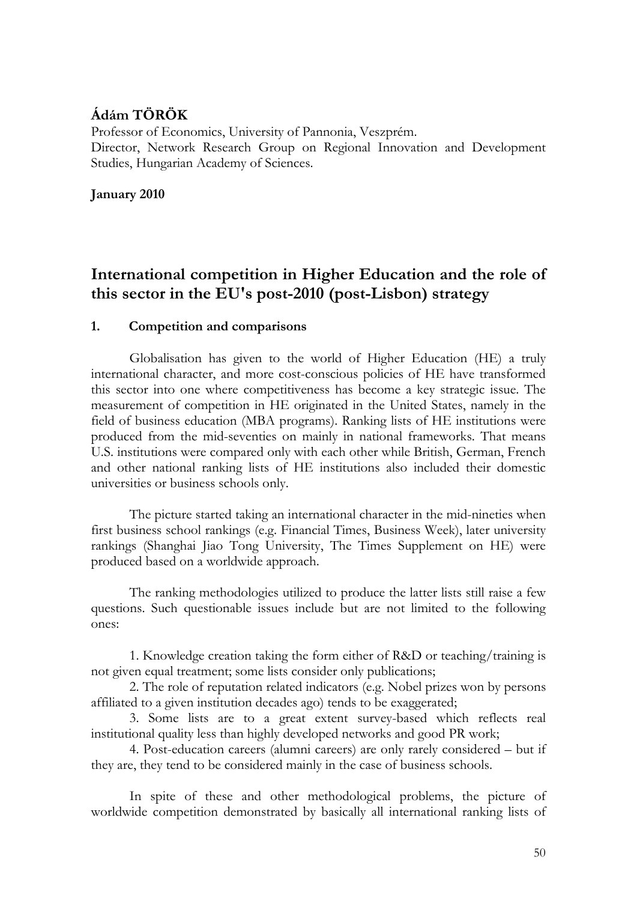**Ádám TÖRÖK**

Professor of Economics, University of Pannonia, Veszprém.
Director, Network Research Group on Regional Innovation and Development Studies, Hungarian Academy of Sciences.

**January 2010**

# International competition in Higher Education and the role of this sector in the EU's post-2010 (post-Lisbon) strategy

## 1. Competition and comparisons

Globalisation has given to the world of Higher Education (HE) a truly international character, and more cost-conscious policies of HE have transformed this sector into one where competitiveness has become a key strategic issue. The measurement of competition in HE originated in the United States, namely in the field of business education (MBA programs). Ranking lists of HE institutions were produced from the mid-seventies on mainly in national frameworks. That means U.S. institutions were compared only with each other while British, German, French and other national ranking lists of HE institutions also included their domestic universities or business schools only.

The picture started taking an international character in the mid-nineties when first business school rankings (e.g. Financial Times, Business Week), later university rankings (Shanghai Jiao Tong University, The Times Supplement on HE) were produced based on a worldwide approach.

The ranking methodologies utilized to produce the latter lists still raise a few questions. Such questionable issues include but are not limited to the following ones:

1. Knowledge creation taking the form either of R&D or teaching/training is not given equal treatment; some lists consider only publications;
2. The role of reputation related indicators (e.g. Nobel prizes won by persons affiliated to a given institution decades ago) tends to be exaggerated;
3. Some lists are to a great extent survey-based which reflects real institutional quality less than highly developed networks and good PR work;
4. Post-education careers (alumni careers) are only rarely considered – but if they are, they tend to be considered mainly in the case of business schools.

In spite of these and other methodological problems, the picture of worldwide competition demonstrated by basically all international ranking lists of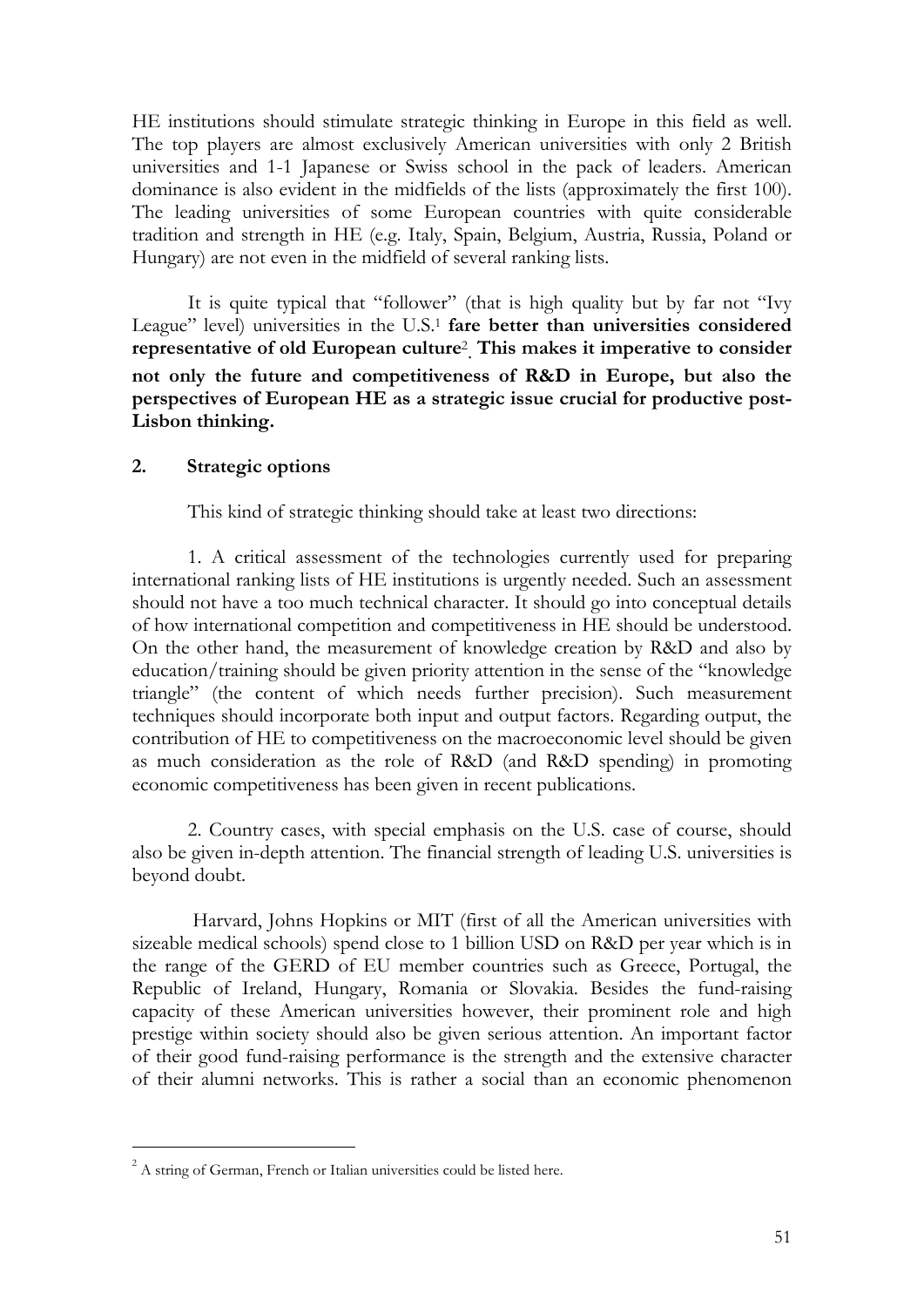HE institutions should stimulate strategic thinking in Europe in this field as well. The top players are almost exclusively American universities with only 2 British universities and 1-1 Japanese or Swiss school in the pack of leaders. American dominance is also evident in the midfields of the lists (approximately the first 100). The leading universities of some European countries with quite considerable tradition and strength in HE (e.g. Italy, Spain, Belgium, Austria, Russia, Poland or Hungary) are not even in the midfield of several ranking lists.

It is quite typical that "follower" (that is high quality but by far not "Ivy League" level) universities in the U.S.[1] **fare better than universities considered representative of old European culture**[2]**. This makes it imperative to consider not only the future and competitiveness of R&D in Europe, but also the perspectives of European HE as a strategic issue crucial for productive post-Lisbon thinking.**

## 2. Strategic options

This kind of strategic thinking should take at least two directions:

1. A critical assessment of the technologies currently used for preparing international ranking lists of HE institutions is urgently needed. Such an assessment should not have a too much technical character. It should go into conceptual details of how international competition and competitiveness in HE should be understood. On the other hand, the measurement of knowledge creation by R&D and also by education/training should be given priority attention in the sense of the "knowledge triangle" (the content of which needs further precision). Such measurement techniques should incorporate both input and output factors. Regarding output, the contribution of HE to competitiveness on the macroeconomic level should be given as much consideration as the role of R&D (and R&D spending) in promoting economic competitiveness has been given in recent publications.

2. Country cases, with special emphasis on the U.S. case of course, should also be given in-depth attention. The financial strength of leading U.S. universities is beyond doubt.

Harvard, Johns Hopkins or MIT (first of all the American universities with sizeable medical schools) spend close to 1 billion USD on R&D per year which is in the range of the GERD of EU member countries such as Greece, Portugal, the Republic of Ireland, Hungary, Romania or Slovakia. Besides the fund-raising capacity of these American universities however, their prominent role and high prestige within society should also be given serious attention. An important factor of their good fund-raising performance is the strength and the extensive character of their alumni networks. This is rather a social than an economic phenomenon

---

[2] A string of German, French or Italian universities could be listed here.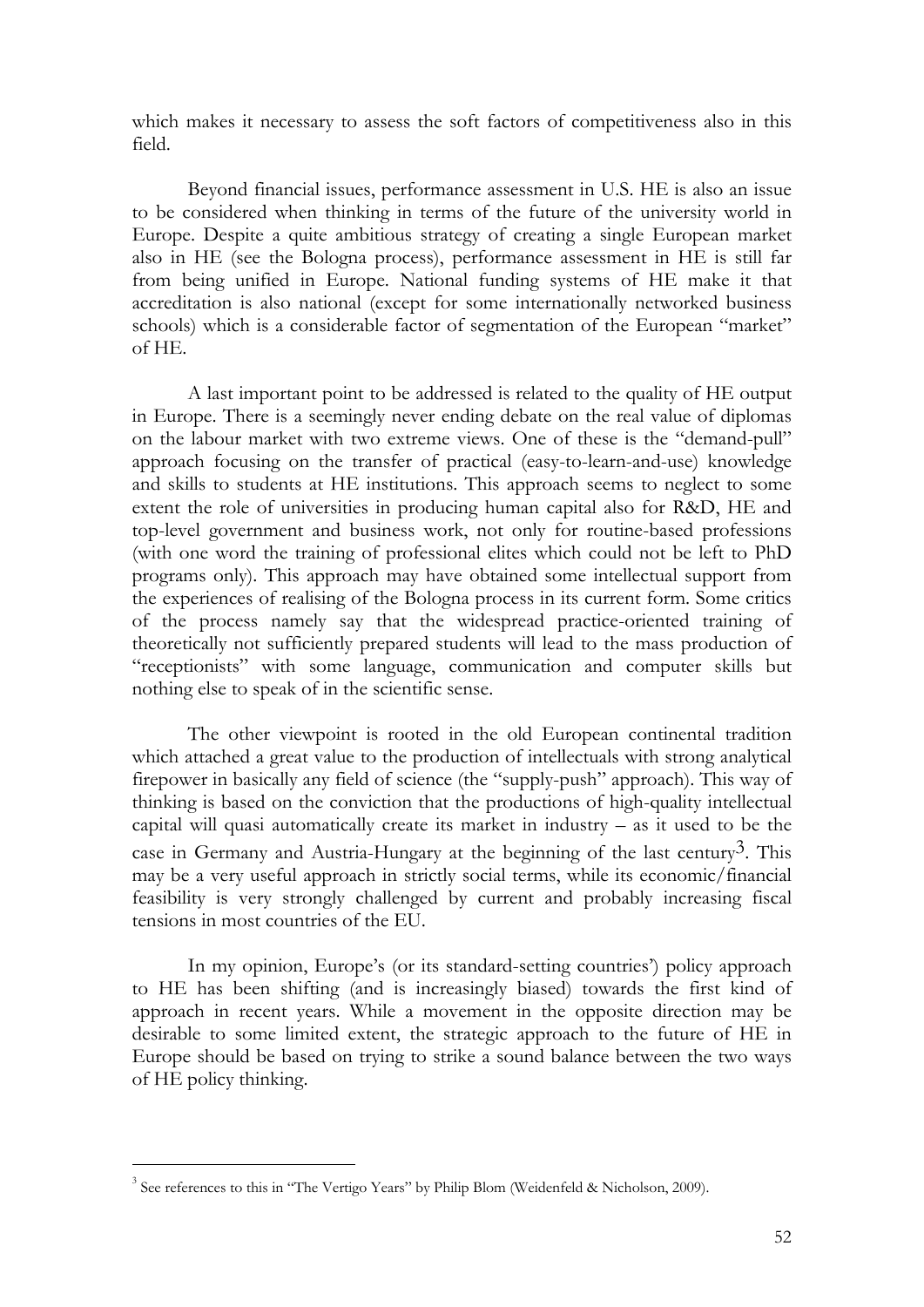which makes it necessary to assess the soft factors of competitiveness also in this field.

Beyond financial issues, performance assessment in U.S. HE is also an issue to be considered when thinking in terms of the future of the university world in Europe. Despite a quite ambitious strategy of creating a single European market also in HE (see the Bologna process), performance assessment in HE is still far from being unified in Europe. National funding systems of HE make it that accreditation is also national (except for some internationally networked business schools) which is a considerable factor of segmentation of the European "market" of HE.

A last important point to be addressed is related to the quality of HE output in Europe. There is a seemingly never ending debate on the real value of diplomas on the labour market with two extreme views. One of these is the "demand-pull" approach focusing on the transfer of practical (easy-to-learn-and-use) knowledge and skills to students at HE institutions. This approach seems to neglect to some extent the role of universities in producing human capital also for R&D, HE and top-level government and business work, not only for routine-based professions (with one word the training of professional elites which could not be left to PhD programs only). This approach may have obtained some intellectual support from the experiences of realising of the Bologna process in its current form. Some critics of the process namely say that the widespread practice-oriented training of theoretically not sufficiently prepared students will lead to the mass production of "receptionists" with some language, communication and computer skills but nothing else to speak of in the scientific sense.

The other viewpoint is rooted in the old European continental tradition which attached a great value to the production of intellectuals with strong analytical firepower in basically any field of science (the "supply-push" approach). This way of thinking is based on the conviction that the productions of high-quality intellectual capital will quasi automatically create its market in industry – as it used to be the case in Germany and Austria-Hungary at the beginning of the last century[3]. This may be a very useful approach in strictly social terms, while its economic/financial feasibility is very strongly challenged by current and probably increasing fiscal tensions in most countries of the EU.

In my opinion, Europe's (or its standard-setting countries') policy approach to HE has been shifting (and is increasingly biased) towards the first kind of approach in recent years. While a movement in the opposite direction may be desirable to some limited extent, the strategic approach to the future of HE in Europe should be based on trying to strike a sound balance between the two ways of HE policy thinking.

---

[3] See references to this in "The Vertigo Years" by Philip Blom (Weidenfeld & Nicholson, 2009).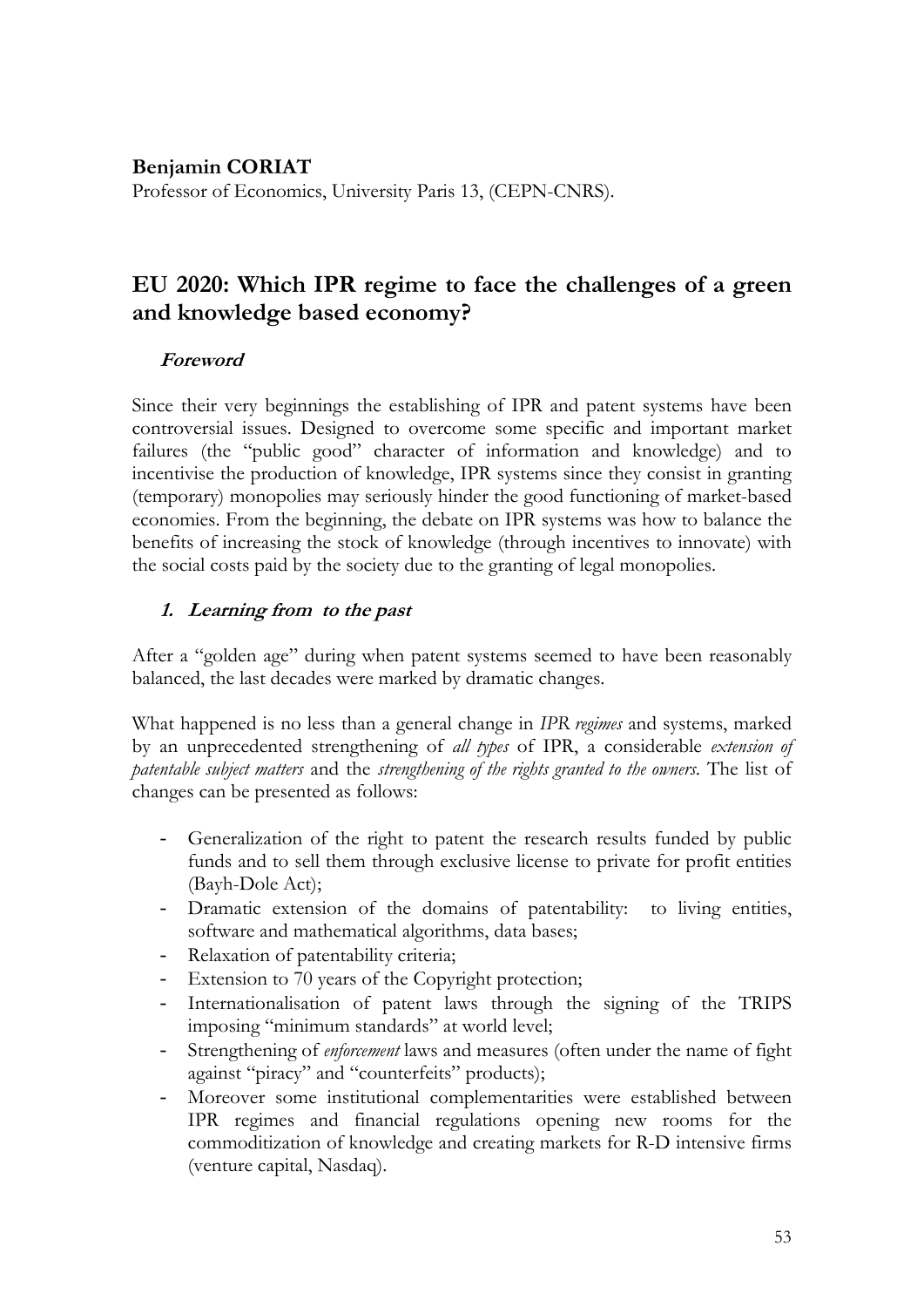**Benjamin CORIAT**

Professor of Economics, University Paris 13, (CEPN-CNRS).

# EU 2020: Which IPR regime to face the challenges of a green and knowledge based economy?

### *Foreword*

Since their very beginnings the establishing of IPR and patent systems have been controversial issues. Designed to overcome some specific and important market failures (the "public good" character of information and knowledge) and to incentivise the production of knowledge, IPR systems since they consist in granting (temporary) monopolies may seriously hinder the good functioning of market-based economies. From the beginning, the debate on IPR systems was how to balance the benefits of increasing the stock of knowledge (through incentives to innovate) with the social costs paid by the society due to the granting of legal monopolies.

## *1. Learning from to the past*

After a "golden age" during when patent systems seemed to have been reasonably balanced, the last decades were marked by dramatic changes.

What happened is no less than a general change in *IPR regimes* and systems, marked by an unprecedented strengthening of *all types* of IPR, a considerable *extension of patentable subject matters* and the *strengthening of the rights granted to the owners*. The list of changes can be presented as follows:

- Generalization of the right to patent the research results funded by public funds and to sell them through exclusive license to private for profit entities (Bayh-Dole Act);
- Dramatic extension of the domains of patentability: to living entities, software and mathematical algorithms, data bases;
- Relaxation of patentability criteria;
- Extension to 70 years of the Copyright protection;
- Internationalisation of patent laws through the signing of the TRIPS imposing "minimum standards" at world level;
- Strengthening of *enforcement* laws and measures (often under the name of fight against "piracy" and "counterfeits" products);
- Moreover some institutional complementarities were established between IPR regimes and financial regulations opening new rooms for the commoditization of knowledge and creating markets for R-D intensive firms (venture capital, Nasdaq).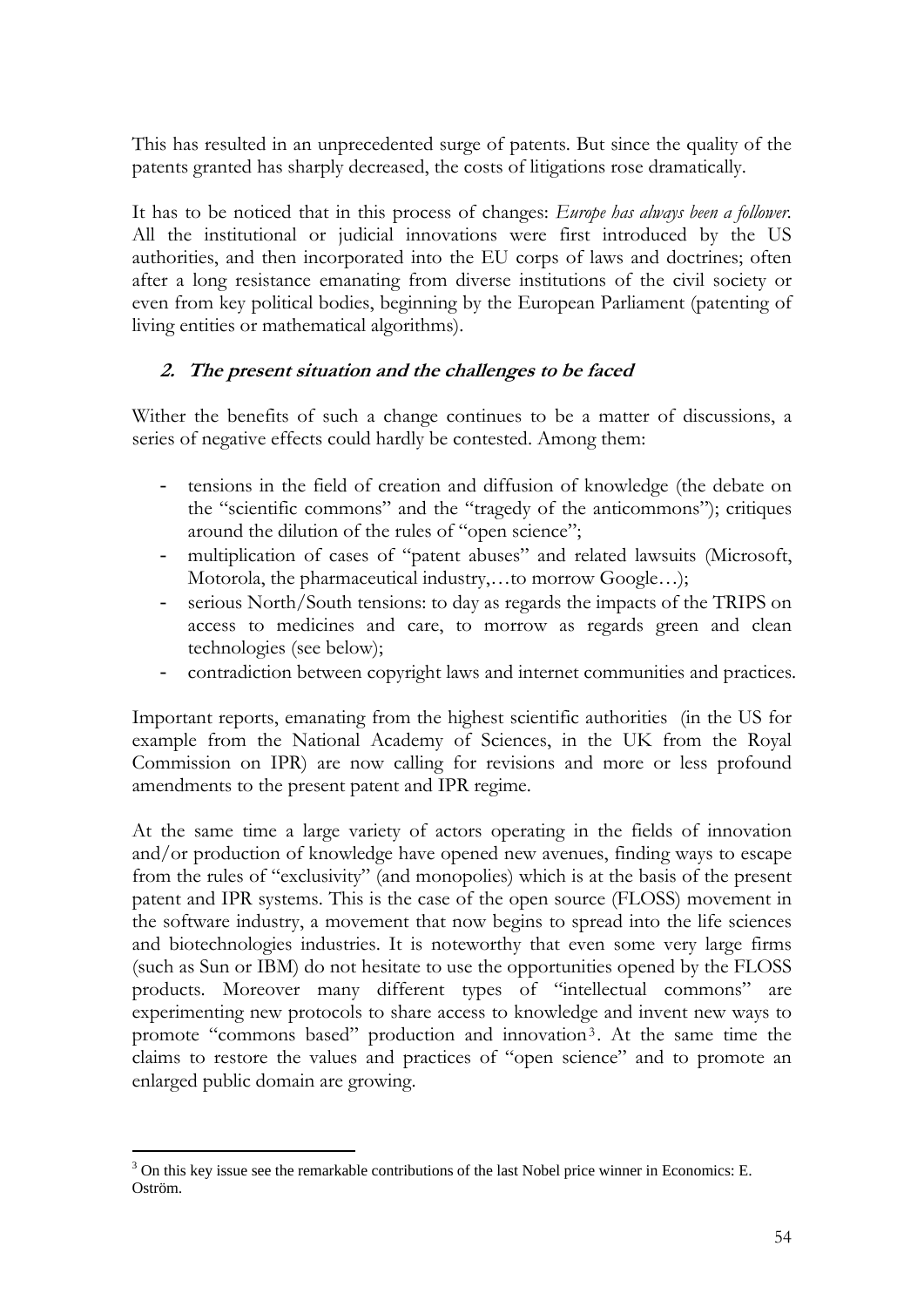This has resulted in an unprecedented surge of patents. But since the quality of the patents granted has sharply decreased, the costs of litigations rose dramatically.

It has to be noticed that in this process of changes: *Europe has always been a follower*. All the institutional or judicial innovations were first introduced by the US authorities, and then incorporated into the EU corps of laws and doctrines; often after a long resistance emanating from diverse institutions of the civil society or even from key political bodies, beginning by the European Parliament (patenting of living entities or mathematical algorithms).

## 2. The present situation and the challenges to be faced

Wither the benefits of such a change continues to be a matter of discussions, a series of negative effects could hardly be contested. Among them:

- tensions in the field of creation and diffusion of knowledge (the debate on the "scientific commons" and the "tragedy of the anticommons"); critiques around the dilution of the rules of "open science";
- multiplication of cases of "patent abuses" and related lawsuits (Microsoft, Motorola, the pharmaceutical industry,…to morrow Google…);
- serious North/South tensions: to day as regards the impacts of the TRIPS on access to medicines and care, to morrow as regards green and clean technologies (see below);
- contradiction between copyright laws and internet communities and practices.

Important reports, emanating from the highest scientific authorities (in the US for example from the National Academy of Sciences, in the UK from the Royal Commission on IPR) are now calling for revisions and more or less profound amendments to the present patent and IPR regime.

At the same time a large variety of actors operating in the fields of innovation and/or production of knowledge have opened new avenues, finding ways to escape from the rules of "exclusivity" (and monopolies) which is at the basis of the present patent and IPR systems. This is the case of the open source (FLOSS) movement in the software industry, a movement that now begins to spread into the life sciences and biotechnologies industries. It is noteworthy that even some very large firms (such as Sun or IBM) do not hesitate to use the opportunities opened by the FLOSS products. Moreover many different types of "intellectual commons" are experimenting new protocols to share access to knowledge and invent new ways to promote "commons based" production and innovation[3]. At the same time the claims to restore the values and practices of "open science" and to promote an enlarged public domain are growing.

[3] On this key issue see the remarkable contributions of the last Nobel price winner in Economics: E. Oström.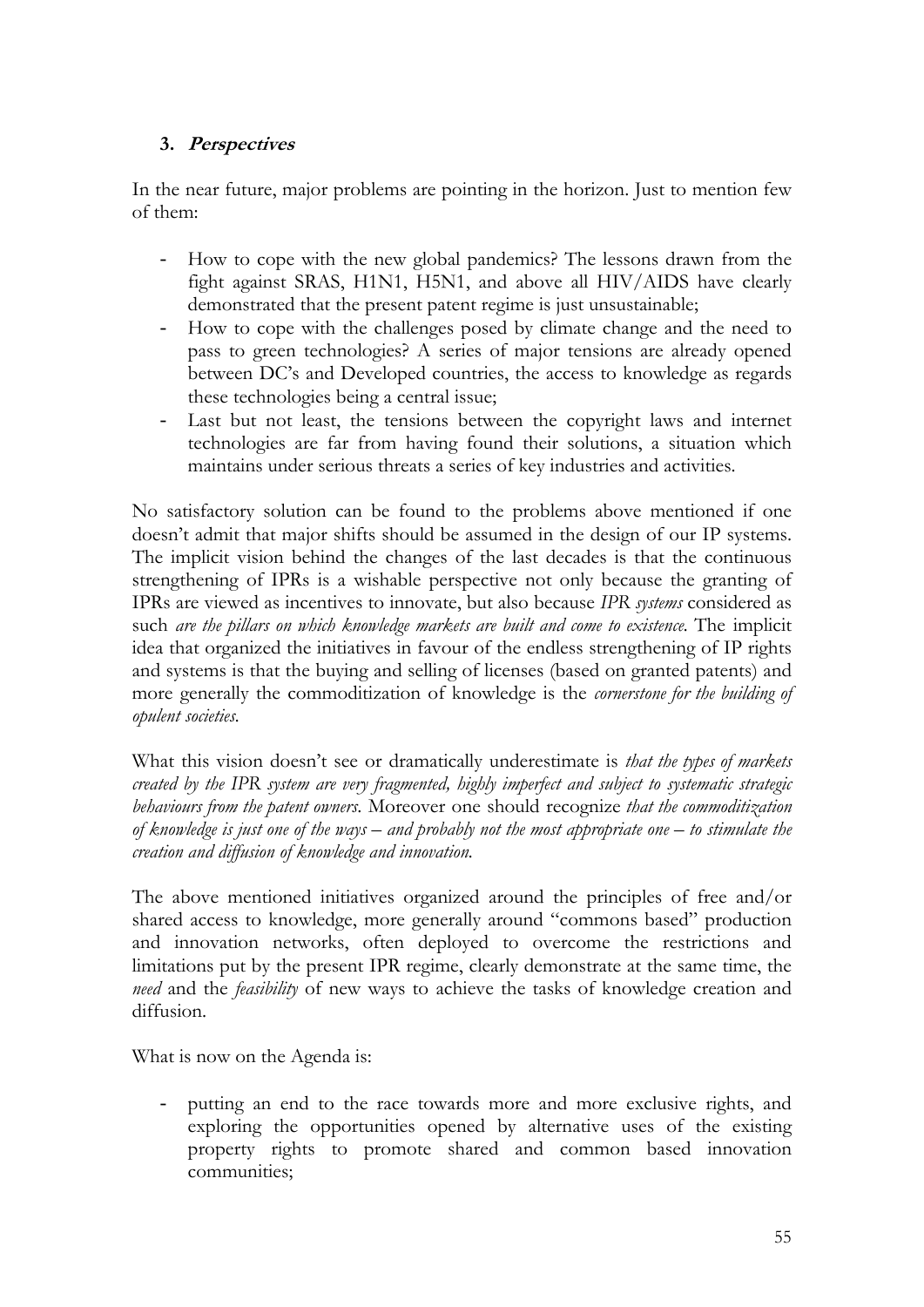### 3. ***Perspectives***

In the near future, major problems are pointing in the horizon. Just to mention few of them:

- How to cope with the new global pandemics? The lessons drawn from the fight against SRAS, H1N1, H5N1, and above all HIV/AIDS have clearly demonstrated that the present patent regime is just unsustainable;
- How to cope with the challenges posed by climate change and the need to pass to green technologies? A series of major tensions are already opened between DC's and Developed countries, the access to knowledge as regards these technologies being a central issue;
- Last but not least, the tensions between the copyright laws and internet technologies are far from having found their solutions, a situation which maintains under serious threats a series of key industries and activities.

No satisfactory solution can be found to the problems above mentioned if one doesn't admit that major shifts should be assumed in the design of our IP systems. The implicit vision behind the changes of the last decades is that the continuous strengthening of IPRs is a wishable perspective not only because the granting of IPRs are viewed as incentives to innovate, but also because *IPR systems* considered as such *are the pillars on which knowledge markets are built and come to existence.* The implicit idea that organized the initiatives in favour of the endless strengthening of IP rights and systems is that the buying and selling of licenses (based on granted patents) and more generally the commoditization of knowledge is the *cornerstone for the building of opulent societies.*

What this vision doesn't see or dramatically underestimate is *that the types of markets created by the IPR system are very fragmented, highly imperfect and subject to systematic strategic behaviours from the patent owners.* Moreover one should recognize *that the commoditization of knowledge is just one of the ways – and probably not the most appropriate one – to stimulate the creation and diffusion of knowledge and innovation.*

The above mentioned initiatives organized around the principles of free and/or shared access to knowledge, more generally around "commons based" production and innovation networks, often deployed to overcome the restrictions and limitations put by the present IPR regime, clearly demonstrate at the same time, the *need* and the *feasibility* of new ways to achieve the tasks of knowledge creation and diffusion.

What is now on the Agenda is:

- putting an end to the race towards more and more exclusive rights, and exploring the opportunities opened by alternative uses of the existing property rights to promote shared and common based innovation communities;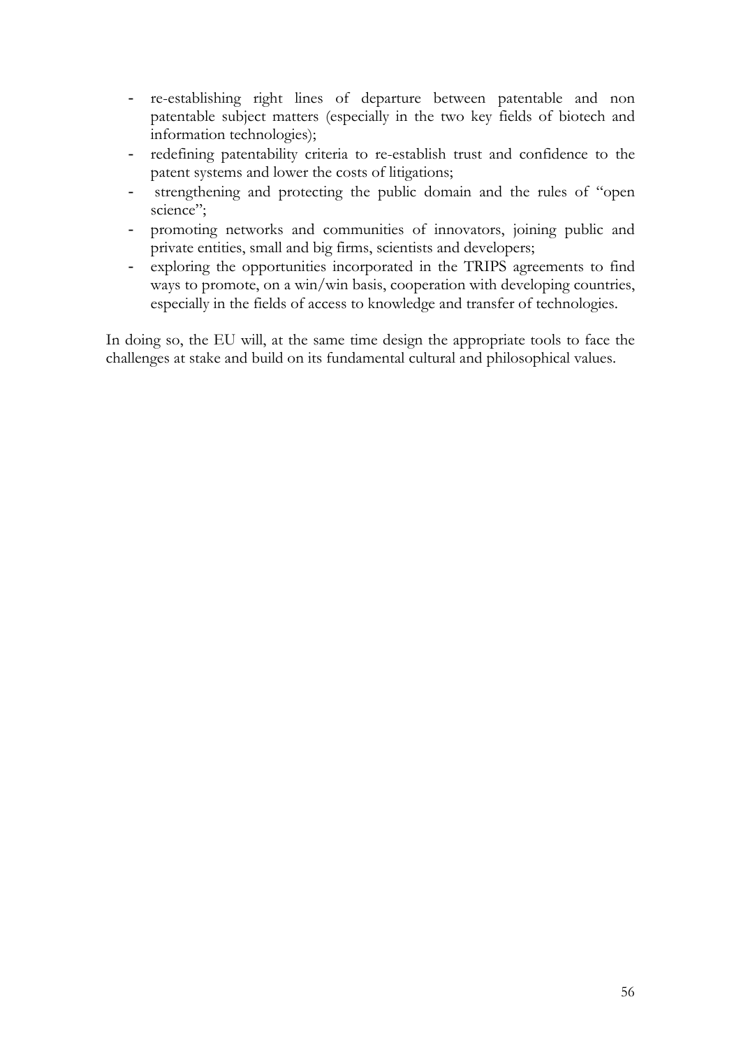- re-establishing right lines of departure between patentable and non patentable subject matters (especially in the two key fields of biotech and information technologies);
- redefining patentability criteria to re-establish trust and confidence to the patent systems and lower the costs of litigations;
- strengthening and protecting the public domain and the rules of "open science";
- promoting networks and communities of innovators, joining public and private entities, small and big firms, scientists and developers;
- exploring the opportunities incorporated in the TRIPS agreements to find ways to promote, on a win/win basis, cooperation with developing countries, especially in the fields of access to knowledge and transfer of technologies.

In doing so, the EU will, at the same time design the appropriate tools to face the challenges at stake and build on its fundamental cultural and philosophical values.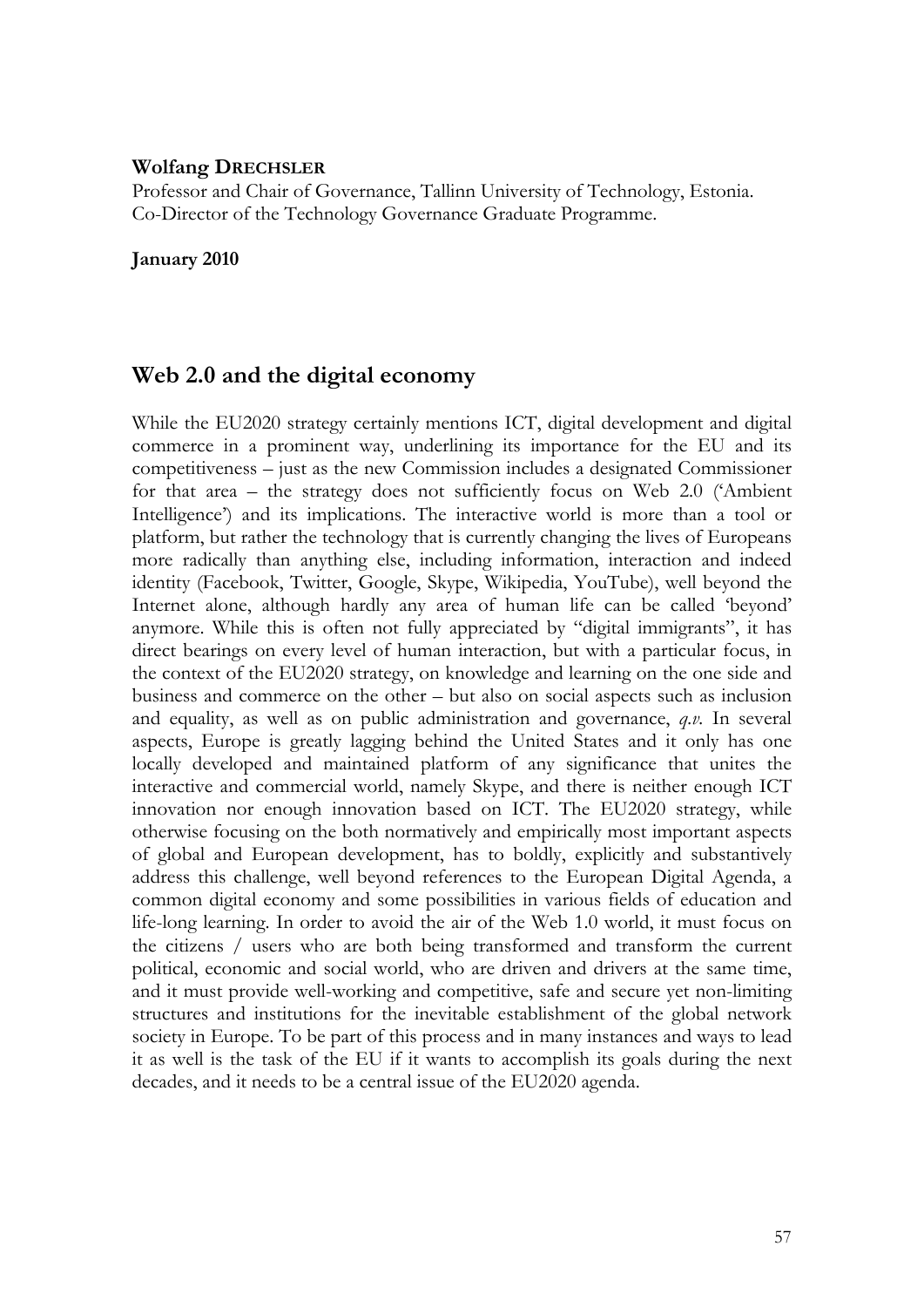**Wolfang DRECHSLER**

Professor and Chair of Governance, Tallinn University of Technology, Estonia.
Co-Director of the Technology Governance Graduate Programme.

**January 2010**

## Web 2.0 and the digital economy

While the EU2020 strategy certainly mentions ICT, digital development and digital commerce in a prominent way, underlining its importance for the EU and its competitiveness – just as the new Commission includes a designated Commissioner for that area – the strategy does not sufficiently focus on Web 2.0 ('Ambient Intelligence') and its implications. The interactive world is more than a tool or platform, but rather the technology that is currently changing the lives of Europeans more radically than anything else, including information, interaction and indeed identity (Facebook, Twitter, Google, Skype, Wikipedia, YouTube), well beyond the Internet alone, although hardly any area of human life can be called 'beyond' anymore. While this is often not fully appreciated by "digital immigrants", it has direct bearings on every level of human interaction, but with a particular focus, in the context of the EU2020 strategy, on knowledge and learning on the one side and business and commerce on the other – but also on social aspects such as inclusion and equality, as well as on public administration and governance, *q.v.* In several aspects, Europe is greatly lagging behind the United States and it only has one locally developed and maintained platform of any significance that unites the interactive and commercial world, namely Skype, and there is neither enough ICT innovation nor enough innovation based on ICT. The EU2020 strategy, while otherwise focusing on the both normatively and empirically most important aspects of global and European development, has to boldly, explicitly and substantively address this challenge, well beyond references to the European Digital Agenda, a common digital economy and some possibilities in various fields of education and life-long learning. In order to avoid the air of the Web 1.0 world, it must focus on the citizens / users who are both being transformed and transform the current political, economic and social world, who are driven and drivers at the same time, and it must provide well-working and competitive, safe and secure yet non-limiting structures and institutions for the inevitable establishment of the global network society in Europe. To be part of this process and in many instances and ways to lead it as well is the task of the EU if it wants to accomplish its goals during the next decades, and it needs to be a central issue of the EU2020 agenda.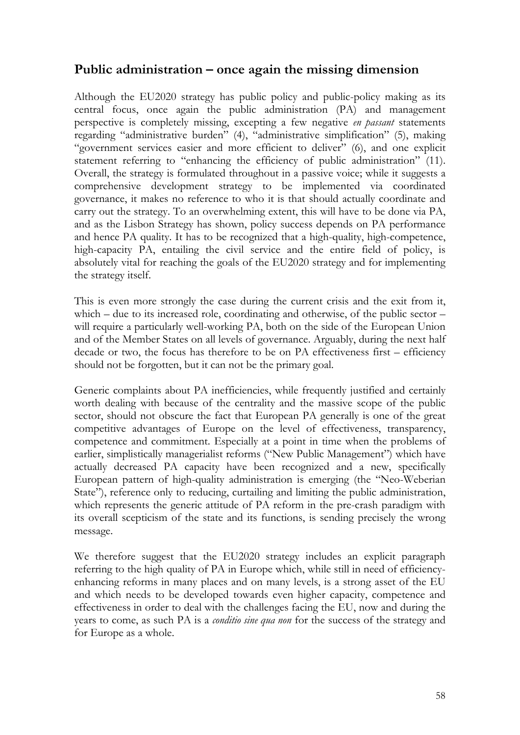## Public administration – once again the missing dimension

Although the EU2020 strategy has public policy and public-policy making as its central focus, once again the public administration (PA) and management perspective is completely missing, excepting a few negative *en passant* statements regarding "administrative burden" (4), "administrative simplification" (5), making "government services easier and more efficient to deliver" (6), and one explicit statement referring to "enhancing the efficiency of public administration" (11). Overall, the strategy is formulated throughout in a passive voice; while it suggests a comprehensive development strategy to be implemented via coordinated governance, it makes no reference to who it is that should actually coordinate and carry out the strategy. To an overwhelming extent, this will have to be done via PA, and as the Lisbon Strategy has shown, policy success depends on PA performance and hence PA quality. It has to be recognized that a high-quality, high-competence, high-capacity PA, entailing the civil service and the entire field of policy, is absolutely vital for reaching the goals of the EU2020 strategy and for implementing the strategy itself.

This is even more strongly the case during the current crisis and the exit from it, which – due to its increased role, coordinating and otherwise, of the public sector – will require a particularly well-working PA, both on the side of the European Union and of the Member States on all levels of governance. Arguably, during the next half decade or two, the focus has therefore to be on PA effectiveness first – efficiency should not be forgotten, but it can not be the primary goal.

Generic complaints about PA inefficiencies, while frequently justified and certainly worth dealing with because of the centrality and the massive scope of the public sector, should not obscure the fact that European PA generally is one of the great competitive advantages of Europe on the level of effectiveness, transparency, competence and commitment. Especially at a point in time when the problems of earlier, simplistically managerialist reforms ("New Public Management") which have actually decreased PA capacity have been recognized and a new, specifically European pattern of high-quality administration is emerging (the "Neo-Weberian State"), reference only to reducing, curtailing and limiting the public administration, which represents the generic attitude of PA reform in the pre-crash paradigm with its overall scepticism of the state and its functions, is sending precisely the wrong message.

We therefore suggest that the EU2020 strategy includes an explicit paragraph referring to the high quality of PA in Europe which, while still in need of efficiency-enhancing reforms in many places and on many levels, is a strong asset of the EU and which needs to be developed towards even higher capacity, competence and effectiveness in order to deal with the challenges facing the EU, now and during the years to come, as such PA is a *conditio sine qua non* for the success of the strategy and for Europe as a whole.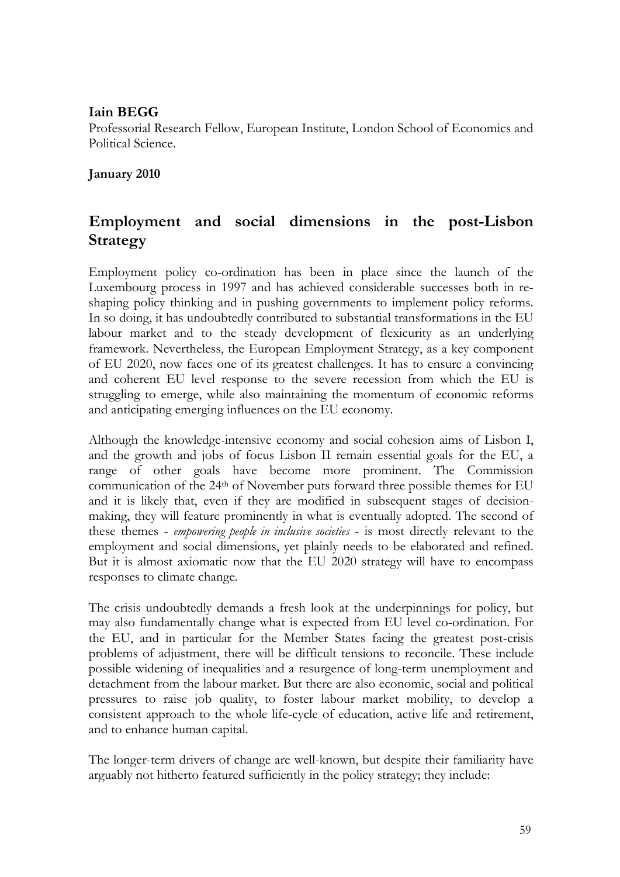**Iain BEGG**

Professorial Research Fellow, European Institute, London School of Economics and Political Science.

**January 2010**

## Employment and social dimensions in the post-Lisbon Strategy

Employment policy co-ordination has been in place since the launch of the Luxembourg process in 1997 and has achieved considerable successes both in re-shaping policy thinking and in pushing governments to implement policy reforms. In so doing, it has undoubtedly contributed to substantial transformations in the EU labour market and to the steady development of flexicurity as an underlying framework. Nevertheless, the European Employment Strategy, as a key component of EU 2020, now faces one of its greatest challenges. It has to ensure a convincing and coherent EU level response to the severe recession from which the EU is struggling to emerge, while also maintaining the momentum of economic reforms and anticipating emerging influences on the EU economy.

Although the knowledge-intensive economy and social cohesion aims of Lisbon I, and the growth and jobs of focus Lisbon II remain essential goals for the EU, a range of other goals have become more prominent. The Commission communication of the 24th of November puts forward three possible themes for EU and it is likely that, even if they are modified in subsequent stages of decision-making, they will feature prominently in what is eventually adopted. The second of these themes - *empowering people in inclusive societies* - is most directly relevant to the employment and social dimensions, yet plainly needs to be elaborated and refined. But it is almost axiomatic now that the EU 2020 strategy will have to encompass responses to climate change.

The crisis undoubtedly demands a fresh look at the underpinnings for policy, but may also fundamentally change what is expected from EU level co-ordination. For the EU, and in particular for the Member States facing the greatest post-crisis problems of adjustment, there will be difficult tensions to reconcile. These include possible widening of inequalities and a resurgence of long-term unemployment and detachment from the labour market. But there are also economic, social and political pressures to raise job quality, to foster labour market mobility, to develop a consistent approach to the whole life-cycle of education, active life and retirement, and to enhance human capital.

The longer-term drivers of change are well-known, but despite their familiarity have arguably not hitherto featured sufficiently in the policy strategy; they include: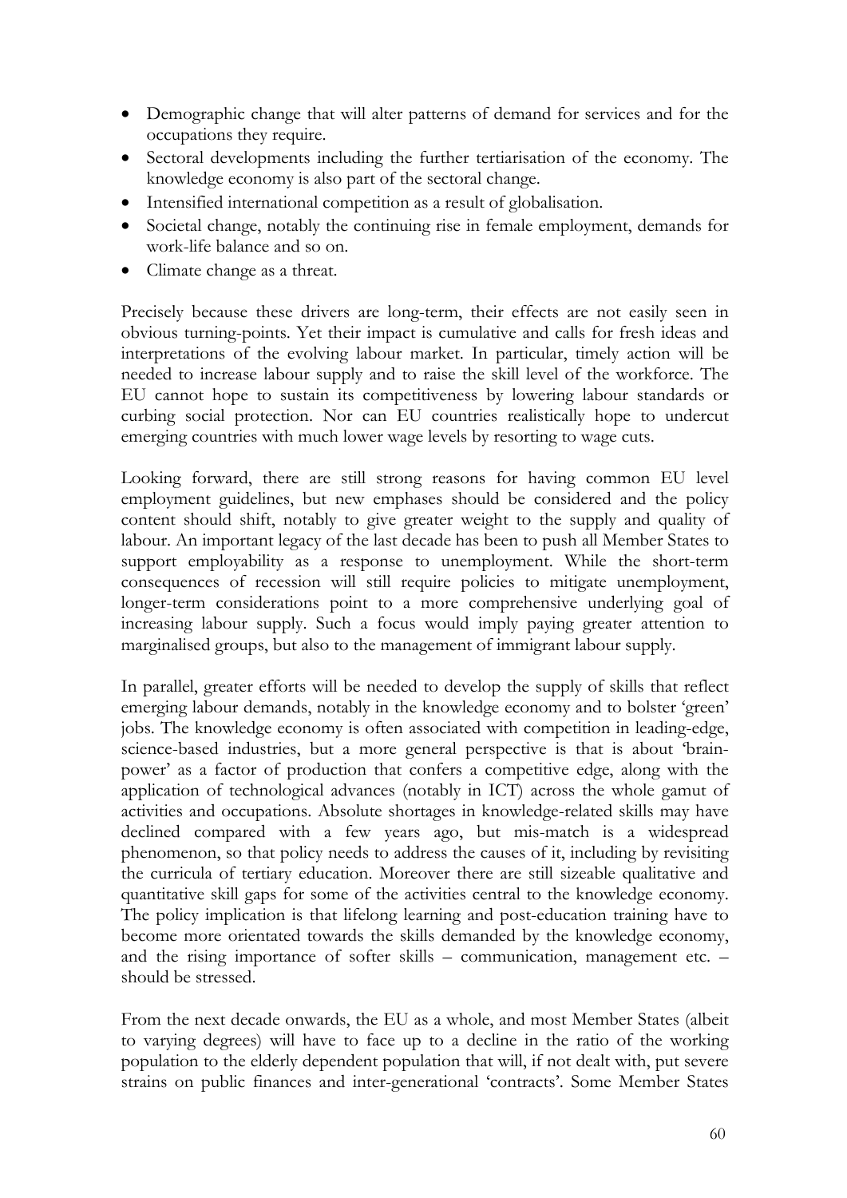- Demographic change that will alter patterns of demand for services and for the occupations they require.
- Sectoral developments including the further tertiarisation of the economy. The knowledge economy is also part of the sectoral change.
- Intensified international competition as a result of globalisation.
- Societal change, notably the continuing rise in female employment, demands for work-life balance and so on.
- Climate change as a threat.

Precisely because these drivers are long-term, their effects are not easily seen in obvious turning-points. Yet their impact is cumulative and calls for fresh ideas and interpretations of the evolving labour market. In particular, timely action will be needed to increase labour supply and to raise the skill level of the workforce. The EU cannot hope to sustain its competitiveness by lowering labour standards or curbing social protection. Nor can EU countries realistically hope to undercut emerging countries with much lower wage levels by resorting to wage cuts.

Looking forward, there are still strong reasons for having common EU level employment guidelines, but new emphases should be considered and the policy content should shift, notably to give greater weight to the supply and quality of labour. An important legacy of the last decade has been to push all Member States to support employability as a response to unemployment. While the short-term consequences of recession will still require policies to mitigate unemployment, longer-term considerations point to a more comprehensive underlying goal of increasing labour supply. Such a focus would imply paying greater attention to marginalised groups, but also to the management of immigrant labour supply.

In parallel, greater efforts will be needed to develop the supply of skills that reflect emerging labour demands, notably in the knowledge economy and to bolster 'green' jobs. The knowledge economy is often associated with competition in leading-edge, science-based industries, but a more general perspective is that is about 'brain-power' as a factor of production that confers a competitive edge, along with the application of technological advances (notably in ICT) across the whole gamut of activities and occupations. Absolute shortages in knowledge-related skills may have declined compared with a few years ago, but mis-match is a widespread phenomenon, so that policy needs to address the causes of it, including by revisiting the curricula of tertiary education. Moreover there are still sizeable qualitative and quantitative skill gaps for some of the activities central to the knowledge economy. The policy implication is that lifelong learning and post-education training have to become more orientated towards the skills demanded by the knowledge economy, and the rising importance of softer skills – communication, management etc. – should be stressed.

From the next decade onwards, the EU as a whole, and most Member States (albeit to varying degrees) will have to face up to a decline in the ratio of the working population to the elderly dependent population that will, if not dealt with, put severe strains on public finances and inter-generational 'contracts'. Some Member States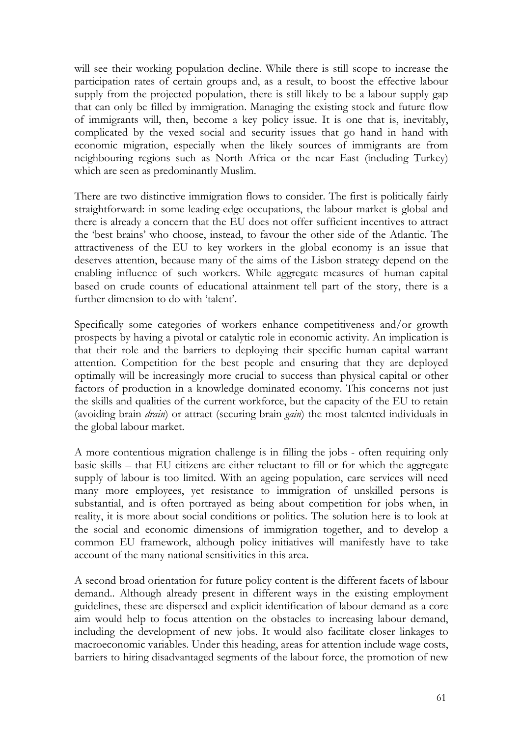will see their working population decline. While there is still scope to increase the participation rates of certain groups and, as a result, to boost the effective labour supply from the projected population, there is still likely to be a labour supply gap that can only be filled by immigration. Managing the existing stock and future flow of immigrants will, then, become a key policy issue. It is one that is, inevitably, complicated by the vexed social and security issues that go hand in hand with economic migration, especially when the likely sources of immigrants are from neighbouring regions such as North Africa or the near East (including Turkey) which are seen as predominantly Muslim.

There are two distinctive immigration flows to consider. The first is politically fairly straightforward: in some leading-edge occupations, the labour market is global and there is already a concern that the EU does not offer sufficient incentives to attract the 'best brains' who choose, instead, to favour the other side of the Atlantic. The attractiveness of the EU to key workers in the global economy is an issue that deserves attention, because many of the aims of the Lisbon strategy depend on the enabling influence of such workers. While aggregate measures of human capital based on crude counts of educational attainment tell part of the story, there is a further dimension to do with 'talent'.

Specifically some categories of workers enhance competitiveness and/or growth prospects by having a pivotal or catalytic role in economic activity. An implication is that their role and the barriers to deploying their specific human capital warrant attention. Competition for the best people and ensuring that they are deployed optimally will be increasingly more crucial to success than physical capital or other factors of production in a knowledge dominated economy. This concerns not just the skills and qualities of the current workforce, but the capacity of the EU to retain (avoiding brain *drain*) or attract (securing brain *gain*) the most talented individuals in the global labour market.

A more contentious migration challenge is in filling the jobs - often requiring only basic skills – that EU citizens are either reluctant to fill or for which the aggregate supply of labour is too limited. With an ageing population, care services will need many more employees, yet resistance to immigration of unskilled persons is substantial, and is often portrayed as being about competition for jobs when, in reality, it is more about social conditions or politics. The solution here is to look at the social and economic dimensions of immigration together, and to develop a common EU framework, although policy initiatives will manifestly have to take account of the many national sensitivities in this area.

A second broad orientation for future policy content is the different facets of labour demand.. Although already present in different ways in the existing employment guidelines, these are dispersed and explicit identification of labour demand as a core aim would help to focus attention on the obstacles to increasing labour demand, including the development of new jobs. It would also facilitate closer linkages to macroeconomic variables. Under this heading, areas for attention include wage costs, barriers to hiring disadvantaged segments of the labour force, the promotion of new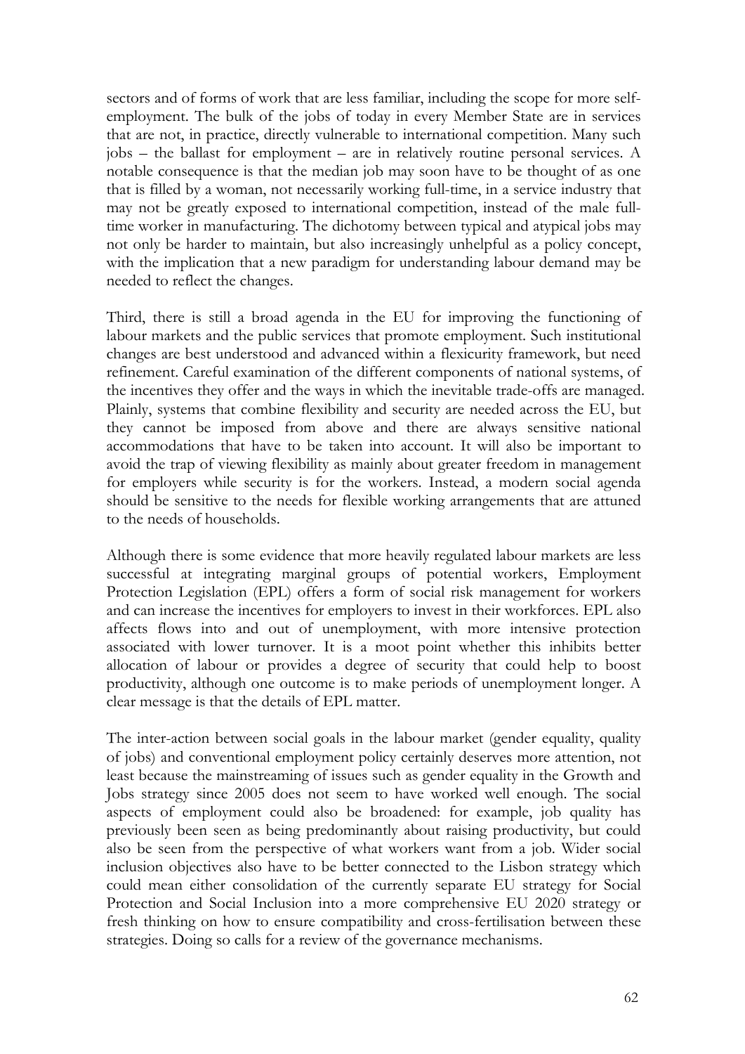sectors and of forms of work that are less familiar, including the scope for more self-employment. The bulk of the jobs of today in every Member State are in services that are not, in practice, directly vulnerable to international competition. Many such jobs – the ballast for employment – are in relatively routine personal services. A notable consequence is that the median job may soon have to be thought of as one that is filled by a woman, not necessarily working full-time, in a service industry that may not be greatly exposed to international competition, instead of the male full-time worker in manufacturing. The dichotomy between typical and atypical jobs may not only be harder to maintain, but also increasingly unhelpful as a policy concept, with the implication that a new paradigm for understanding labour demand may be needed to reflect the changes.

Third, there is still a broad agenda in the EU for improving the functioning of labour markets and the public services that promote employment. Such institutional changes are best understood and advanced within a flexicurity framework, but need refinement. Careful examination of the different components of national systems, of the incentives they offer and the ways in which the inevitable trade-offs are managed. Plainly, systems that combine flexibility and security are needed across the EU, but they cannot be imposed from above and there are always sensitive national accommodations that have to be taken into account. It will also be important to avoid the trap of viewing flexibility as mainly about greater freedom in management for employers while security is for the workers. Instead, a modern social agenda should be sensitive to the needs for flexible working arrangements that are attuned to the needs of households.

Although there is some evidence that more heavily regulated labour markets are less successful at integrating marginal groups of potential workers, Employment Protection Legislation (EPL) offers a form of social risk management for workers and can increase the incentives for employers to invest in their workforces. EPL also affects flows into and out of unemployment, with more intensive protection associated with lower turnover. It is a moot point whether this inhibits better allocation of labour or provides a degree of security that could help to boost productivity, although one outcome is to make periods of unemployment longer. A clear message is that the details of EPL matter.

The inter-action between social goals in the labour market (gender equality, quality of jobs) and conventional employment policy certainly deserves more attention, not least because the mainstreaming of issues such as gender equality in the Growth and Jobs strategy since 2005 does not seem to have worked well enough. The social aspects of employment could also be broadened: for example, job quality has previously been seen as being predominantly about raising productivity, but could also be seen from the perspective of what workers want from a job. Wider social inclusion objectives also have to be better connected to the Lisbon strategy which could mean either consolidation of the currently separate EU strategy for Social Protection and Social Inclusion into a more comprehensive EU 2020 strategy or fresh thinking on how to ensure compatibility and cross-fertilisation between these strategies. Doing so calls for a review of the governance mechanisms.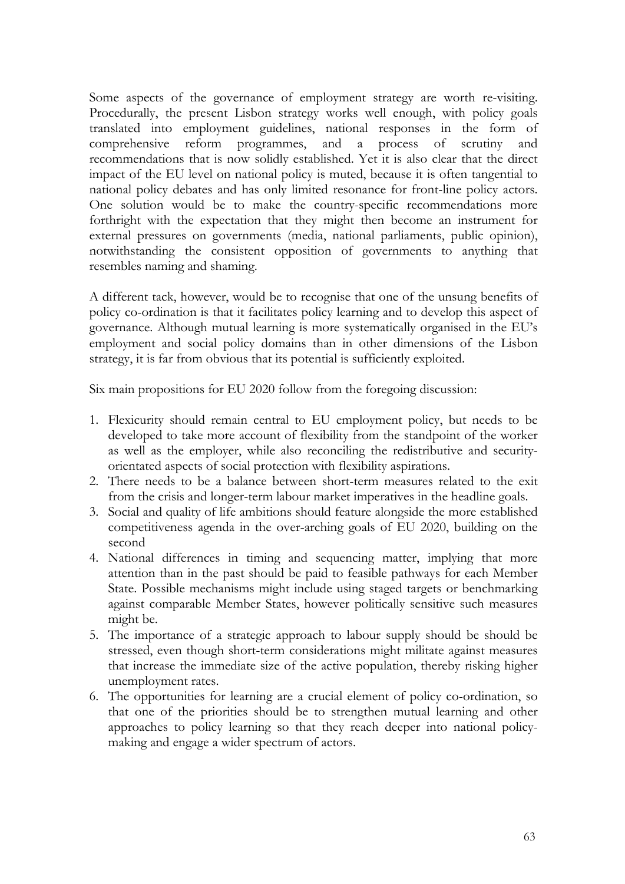Some aspects of the governance of employment strategy are worth re-visiting. Procedurally, the present Lisbon strategy works well enough, with policy goals translated into employment guidelines, national responses in the form of comprehensive reform programmes, and a process of scrutiny and recommendations that is now solidly established. Yet it is also clear that the direct impact of the EU level on national policy is muted, because it is often tangential to national policy debates and has only limited resonance for front-line policy actors. One solution would be to make the country-specific recommendations more forthright with the expectation that they might then become an instrument for external pressures on governments (media, national parliaments, public opinion), notwithstanding the consistent opposition of governments to anything that resembles naming and shaming.

A different tack, however, would be to recognise that one of the unsung benefits of policy co-ordination is that it facilitates policy learning and to develop this aspect of governance. Although mutual learning is more systematically organised in the EU's employment and social policy domains than in other dimensions of the Lisbon strategy, it is far from obvious that its potential is sufficiently exploited.

Six main propositions for EU 2020 follow from the foregoing discussion:

1. Flexicurity should remain central to EU employment policy, but needs to be developed to take more account of flexibility from the standpoint of the worker as well as the employer, while also reconciling the redistributive and security-orientated aspects of social protection with flexibility aspirations.
2. There needs to be a balance between short-term measures related to the exit from the crisis and longer-term labour market imperatives in the headline goals.
3. Social and quality of life ambitions should feature alongside the more established competitiveness agenda in the over-arching goals of EU 2020, building on the second
4. National differences in timing and sequencing matter, implying that more attention than in the past should be paid to feasible pathways for each Member State. Possible mechanisms might include using staged targets or benchmarking against comparable Member States, however politically sensitive such measures might be.
5. The importance of a strategic approach to labour supply should be should be stressed, even though short-term considerations might militate against measures that increase the immediate size of the active population, thereby risking higher unemployment rates.
6. The opportunities for learning are a crucial element of policy co-ordination, so that one of the priorities should be to strengthen mutual learning and other approaches to policy learning so that they reach deeper into national policy-making and engage a wider spectrum of actors.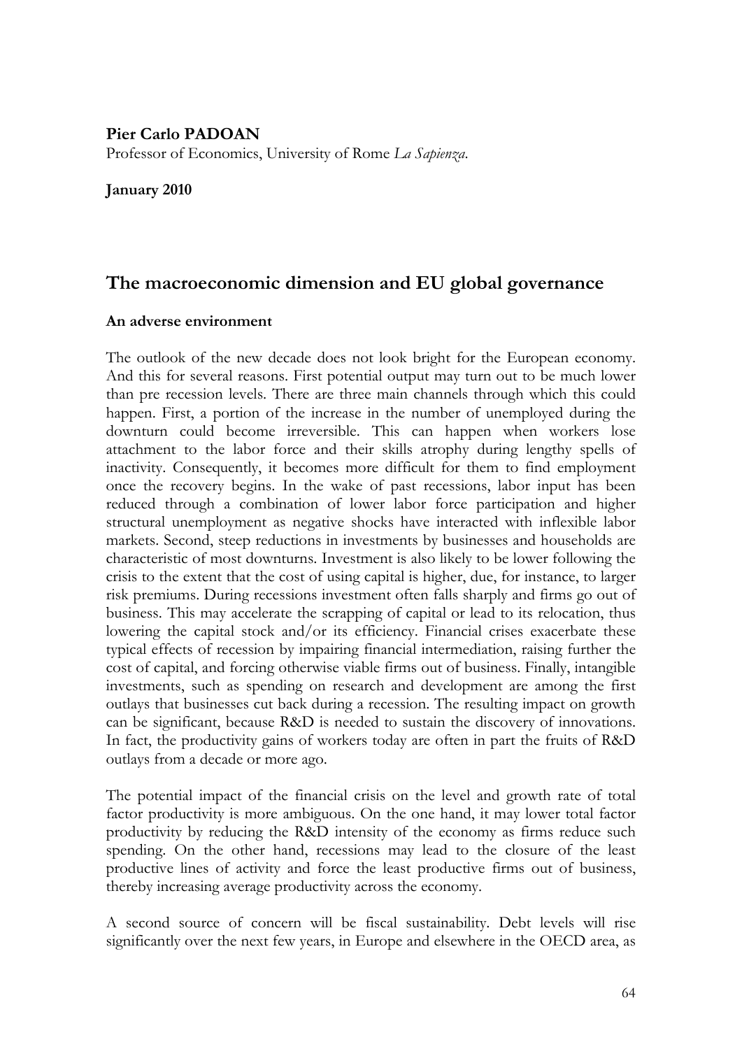**Pier Carlo PADOAN**
Professor of Economics, University of Rome *La Sapienza*.

**January 2010**

## The macroeconomic dimension and EU global governance

### An adverse environment

The outlook of the new decade does not look bright for the European economy. And this for several reasons. First potential output may turn out to be much lower than pre recession levels. There are three main channels through which this could happen. First, a portion of the increase in the number of unemployed during the downturn could become irreversible. This can happen when workers lose attachment to the labor force and their skills atrophy during lengthy spells of inactivity. Consequently, it becomes more difficult for them to find employment once the recovery begins. In the wake of past recessions, labor input has been reduced through a combination of lower labor force participation and higher structural unemployment as negative shocks have interacted with inflexible labor markets. Second, steep reductions in investments by businesses and households are characteristic of most downturns. Investment is also likely to be lower following the crisis to the extent that the cost of using capital is higher, due, for instance, to larger risk premiums. During recessions investment often falls sharply and firms go out of business. This may accelerate the scrapping of capital or lead to its relocation, thus lowering the capital stock and/or its efficiency. Financial crises exacerbate these typical effects of recession by impairing financial intermediation, raising further the cost of capital, and forcing otherwise viable firms out of business. Finally, intangible investments, such as spending on research and development are among the first outlays that businesses cut back during a recession. The resulting impact on growth can be significant, because R&D is needed to sustain the discovery of innovations. In fact, the productivity gains of workers today are often in part the fruits of R&D outlays from a decade or more ago.

The potential impact of the financial crisis on the level and growth rate of total factor productivity is more ambiguous. On the one hand, it may lower total factor productivity by reducing the R&D intensity of the economy as firms reduce such spending. On the other hand, recessions may lead to the closure of the least productive lines of activity and force the least productive firms out of business, thereby increasing average productivity across the economy.

A second source of concern will be fiscal sustainability. Debt levels will rise significantly over the next few years, in Europe and elsewhere in the OECD area, as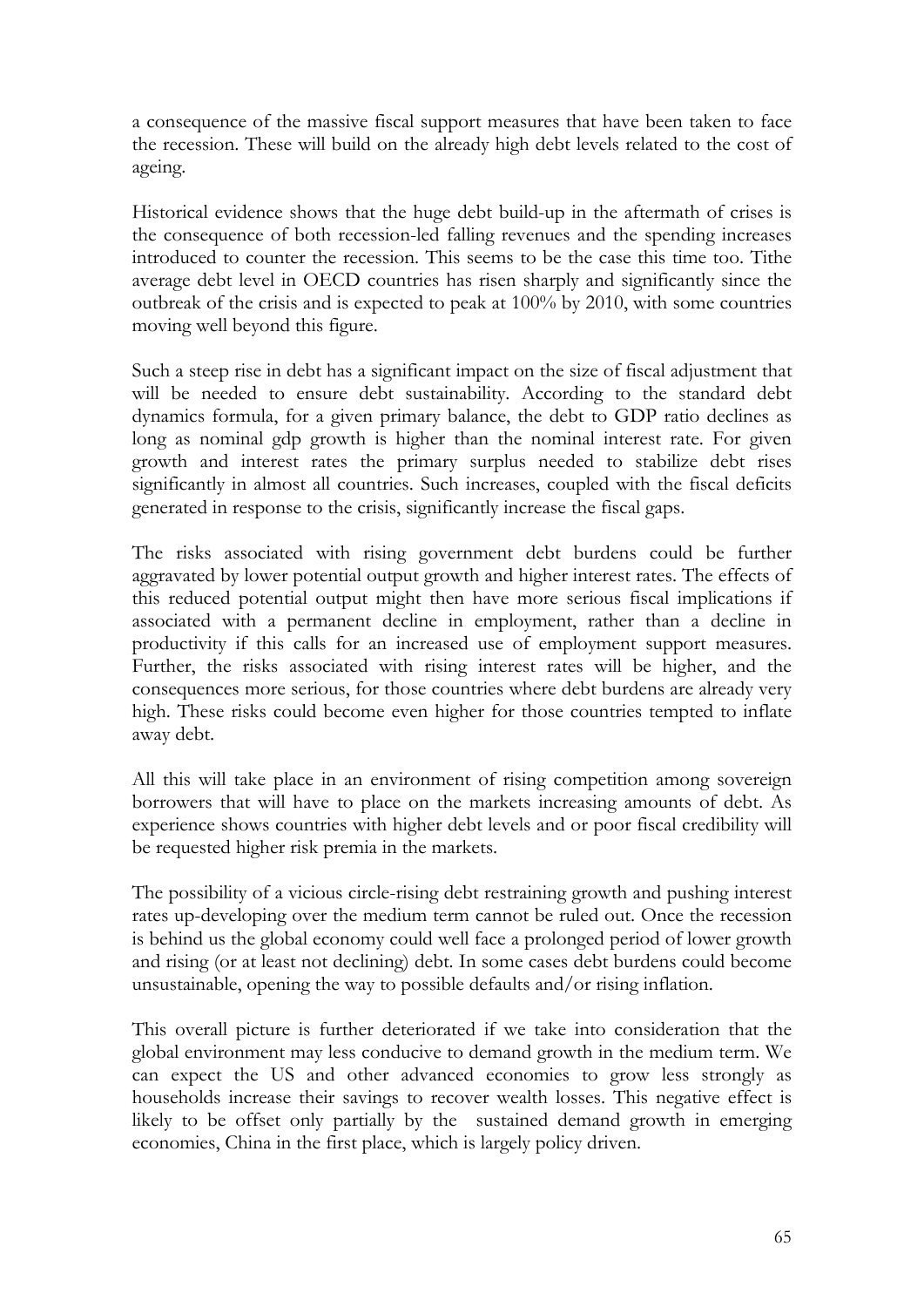a consequence of the massive fiscal support measures that have been taken to face the recession. These will build on the already high debt levels related to the cost of ageing.

Historical evidence shows that the huge debt build-up in the aftermath of crises is the consequence of both recession-led falling revenues and the spending increases introduced to counter the recession. This seems to be the case this time too. Tithe average debt level in OECD countries has risen sharply and significantly since the outbreak of the crisis and is expected to peak at 100% by 2010, with some countries moving well beyond this figure.

Such a steep rise in debt has a significant impact on the size of fiscal adjustment that will be needed to ensure debt sustainability. According to the standard debt dynamics formula, for a given primary balance, the debt to GDP ratio declines as long as nominal gdp growth is higher than the nominal interest rate. For given growth and interest rates the primary surplus needed to stabilize debt rises significantly in almost all countries. Such increases, coupled with the fiscal deficits generated in response to the crisis, significantly increase the fiscal gaps.

The risks associated with rising government debt burdens could be further aggravated by lower potential output growth and higher interest rates. The effects of this reduced potential output might then have more serious fiscal implications if associated with a permanent decline in employment, rather than a decline in productivity if this calls for an increased use of employment support measures. Further, the risks associated with rising interest rates will be higher, and the consequences more serious, for those countries where debt burdens are already very high. These risks could become even higher for those countries tempted to inflate away debt.

All this will take place in an environment of rising competition among sovereign borrowers that will have to place on the markets increasing amounts of debt. As experience shows countries with higher debt levels and or poor fiscal credibility will be requested higher risk premia in the markets.

The possibility of a vicious circle-rising debt restraining growth and pushing interest rates up-developing over the medium term cannot be ruled out. Once the recession is behind us the global economy could well face a prolonged period of lower growth and rising (or at least not declining) debt. In some cases debt burdens could become unsustainable, opening the way to possible defaults and/or rising inflation.

This overall picture is further deteriorated if we take into consideration that the global environment may less conducive to demand growth in the medium term. We can expect the US and other advanced economies to grow less strongly as households increase their savings to recover wealth losses. This negative effect is likely to be offset only partially by the sustained demand growth in emerging economies, China in the first place, which is largely policy driven.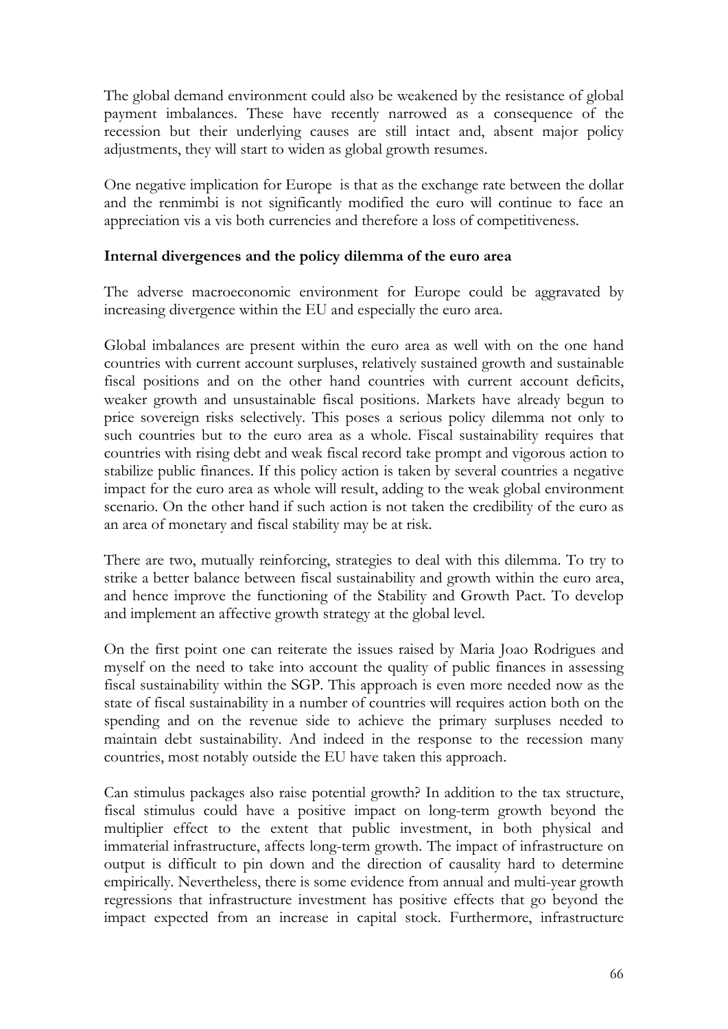The global demand environment could also be weakened by the resistance of global payment imbalances. These have recently narrowed as a consequence of the recession but their underlying causes are still intact and, absent major policy adjustments, they will start to widen as global growth resumes.

One negative implication for Europe is that as the exchange rate between the dollar and the renmimbi is not significantly modified the euro will continue to face an appreciation vis a vis both currencies and therefore a loss of competitiveness.

**Internal divergences and the policy dilemma of the euro area**

The adverse macroeconomic environment for Europe could be aggravated by increasing divergence within the EU and especially the euro area.

Global imbalances are present within the euro area as well with on the one hand countries with current account surpluses, relatively sustained growth and sustainable fiscal positions and on the other hand countries with current account deficits, weaker growth and unsustainable fiscal positions. Markets have already begun to price sovereign risks selectively. This poses a serious policy dilemma not only to such countries but to the euro area as a whole. Fiscal sustainability requires that countries with rising debt and weak fiscal record take prompt and vigorous action to stabilize public finances. If this policy action is taken by several countries a negative impact for the euro area as whole will result, adding to the weak global environment scenario. On the other hand if such action is not taken the credibility of the euro as an area of monetary and fiscal stability may be at risk.

There are two, mutually reinforcing, strategies to deal with this dilemma. To try to strike a better balance between fiscal sustainability and growth within the euro area, and hence improve the functioning of the Stability and Growth Pact. To develop and implement an affective growth strategy at the global level.

On the first point one can reiterate the issues raised by Maria Joao Rodrigues and myself on the need to take into account the quality of public finances in assessing fiscal sustainability within the SGP. This approach is even more needed now as the state of fiscal sustainability in a number of countries will requires action both on the spending and on the revenue side to achieve the primary surpluses needed to maintain debt sustainability. And indeed in the response to the recession many countries, most notably outside the EU have taken this approach.

Can stimulus packages also raise potential growth? In addition to the tax structure, fiscal stimulus could have a positive impact on long-term growth beyond the multiplier effect to the extent that public investment, in both physical and immaterial infrastructure, affects long-term growth. The impact of infrastructure on output is difficult to pin down and the direction of causality hard to determine empirically. Nevertheless, there is some evidence from annual and multi-year growth regressions that infrastructure investment has positive effects that go beyond the impact expected from an increase in capital stock. Furthermore, infrastructure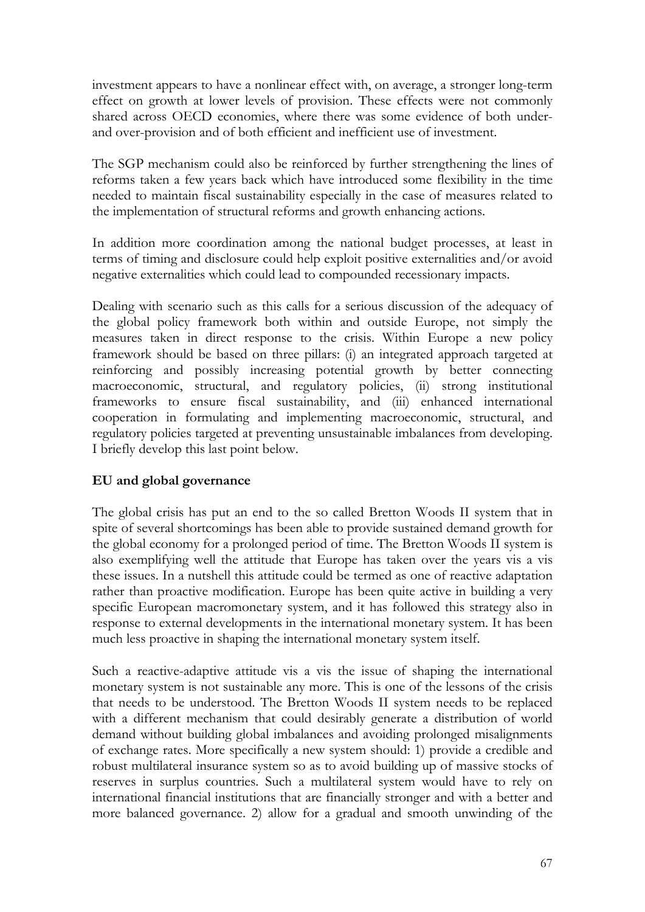investment appears to have a nonlinear effect with, on average, a stronger long-term effect on growth at lower levels of provision. These effects were not commonly shared across OECD economies, where there was some evidence of both under- and over-provision and of both efficient and inefficient use of investment.

The SGP mechanism could also be reinforced by further strengthening the lines of reforms taken a few years back which have introduced some flexibility in the time needed to maintain fiscal sustainability especially in the case of measures related to the implementation of structural reforms and growth enhancing actions.

In addition more coordination among the national budget processes, at least in terms of timing and disclosure could help exploit positive externalities and/or avoid negative externalities which could lead to compounded recessionary impacts.

Dealing with scenario such as this calls for a serious discussion of the adequacy of the global policy framework both within and outside Europe, not simply the measures taken in direct response to the crisis. Within Europe a new policy framework should be based on three pillars: (i) an integrated approach targeted at reinforcing and possibly increasing potential growth by better connecting macroeconomic, structural, and regulatory policies, (ii) strong institutional frameworks to ensure fiscal sustainability, and (iii) enhanced international cooperation in formulating and implementing macroeconomic, structural, and regulatory policies targeted at preventing unsustainable imbalances from developing. I briefly develop this last point below.

## EU and global governance

The global crisis has put an end to the so called Bretton Woods II system that in spite of several shortcomings has been able to provide sustained demand growth for the global economy for a prolonged period of time. The Bretton Woods II system is also exemplifying well the attitude that Europe has taken over the years vis a vis these issues. In a nutshell this attitude could be termed as one of reactive adaptation rather than proactive modification. Europe has been quite active in building a very specific European macromonetary system, and it has followed this strategy also in response to external developments in the international monetary system. It has been much less proactive in shaping the international monetary system itself.

Such a reactive-adaptive attitude vis a vis the issue of shaping the international monetary system is not sustainable any more. This is one of the lessons of the crisis that needs to be understood. The Bretton Woods II system needs to be replaced with a different mechanism that could desirably generate a distribution of world demand without building global imbalances and avoiding prolonged misalignments of exchange rates. More specifically a new system should: 1) provide a credible and robust multilateral insurance system so as to avoid building up of massive stocks of reserves in surplus countries. Such a multilateral system would have to rely on international financial institutions that are financially stronger and with a better and more balanced governance. 2) allow for a gradual and smooth unwinding of the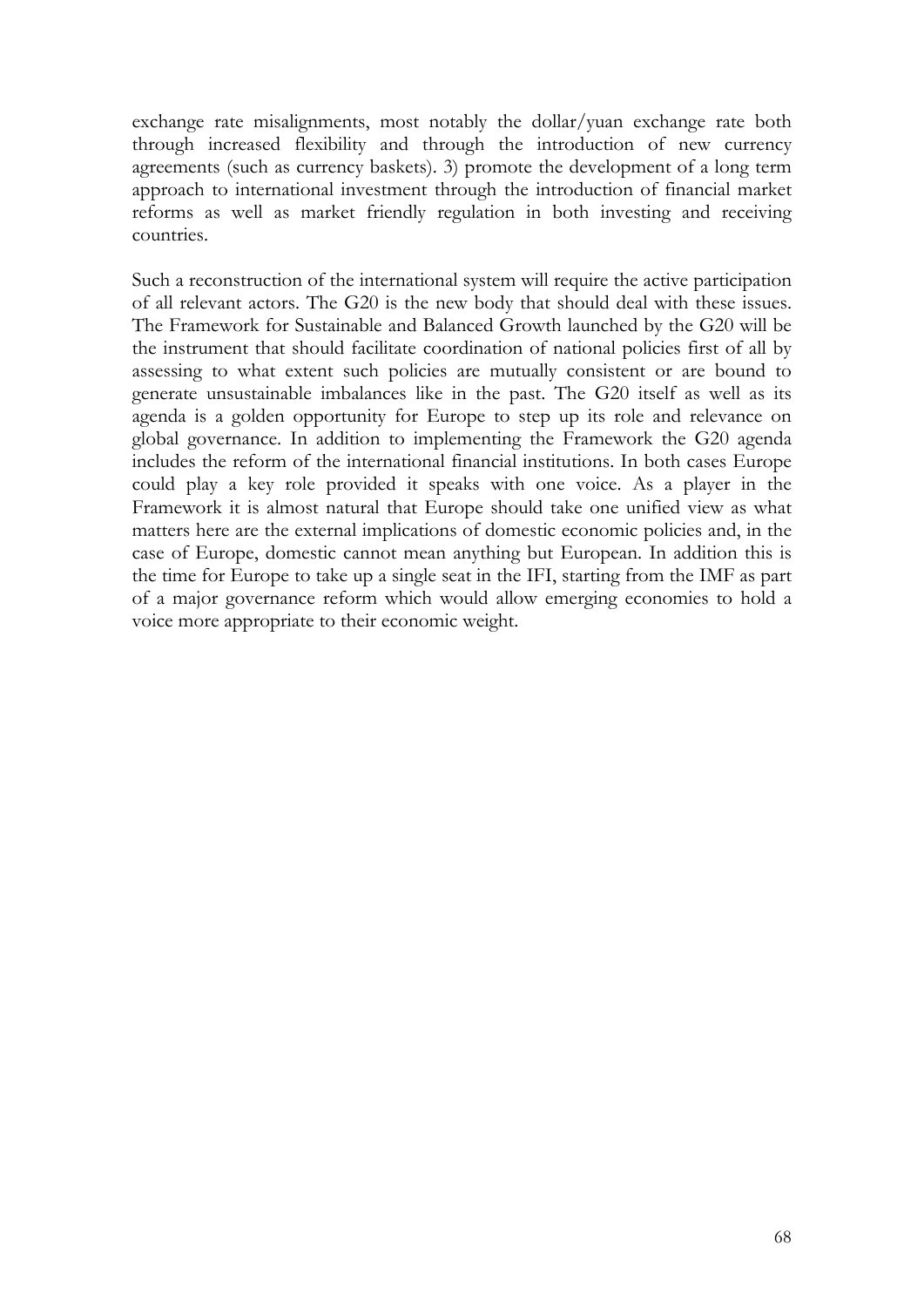exchange rate misalignments, most notably the dollar/yuan exchange rate both through increased flexibility and through the introduction of new currency agreements (such as currency baskets). 3) promote the development of a long term approach to international investment through the introduction of financial market reforms as well as market friendly regulation in both investing and receiving countries.

Such a reconstruction of the international system will require the active participation of all relevant actors. The G20 is the new body that should deal with these issues. The Framework for Sustainable and Balanced Growth launched by the G20 will be the instrument that should facilitate coordination of national policies first of all by assessing to what extent such policies are mutually consistent or are bound to generate unsustainable imbalances like in the past. The G20 itself as well as its agenda is a golden opportunity for Europe to step up its role and relevance on global governance. In addition to implementing the Framework the G20 agenda includes the reform of the international financial institutions. In both cases Europe could play a key role provided it speaks with one voice. As a player in the Framework it is almost natural that Europe should take one unified view as what matters here are the external implications of domestic economic policies and, in the case of Europe, domestic cannot mean anything but European. In addition this is the time for Europe to take up a single seat in the IFI, starting from the IMF as part of a major governance reform which would allow emerging economies to hold a voice more appropriate to their economic weight.